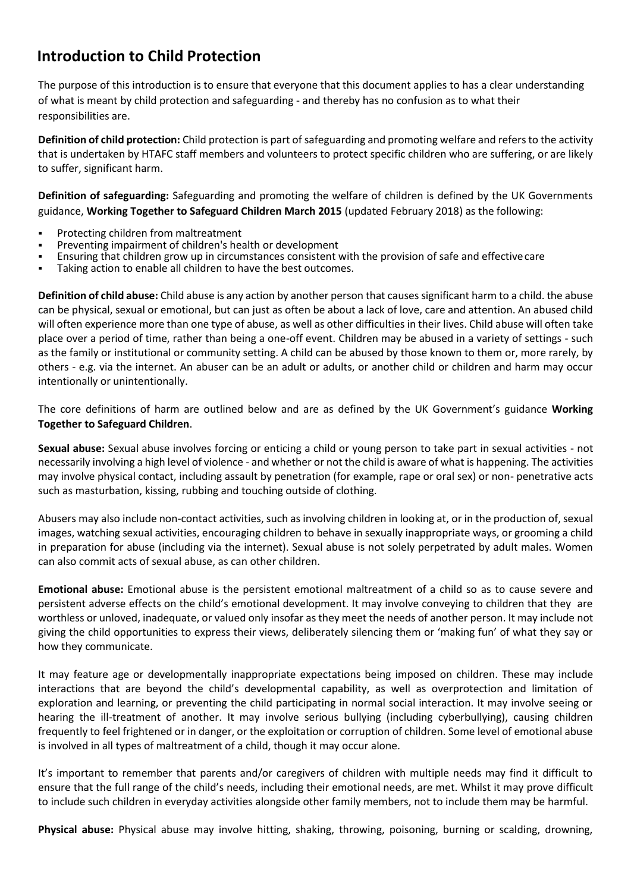# Introduction to Child Protection

The purpose of this introduction is to ensure that everyone that this document applies to has a clear understanding of what is meant by child protection and safeguarding - and thereby has no confusion as to what their responsibilities are.

**Definition of child protection:** Child protection is part of safeguarding and promoting welfare and refers to the activity that is undertaken by HTAFC staff members and volunteers to protect specific children who are suffering, or are likely to suffer, significant harm.

**Definition of safeguarding:** Safeguarding and promoting the welfare of children is defined by the UK Governments guidance, **Working Together to Safeguard Children March 2015** (updated February 2018) as the following:

- Protecting children from maltreatment
- Preventing impairment of children's health or development
- Ensuring that children grow up in circumstances consistent with the provision of safe and effective care
- Taking action to enable all children to have the best outcomes.

**Definition of child abuse:** Child abuse is any action by another person that causes significant harm to a child. the abuse can be physical, sexual or emotional, but can just as often be about a lack of love, care and attention. An abused child will often experience more than one type of abuse, as well as other difficulties in their lives. Child abuse will often take place over a period of time, rather than being a one-off event. Children may be abused in a variety of settings - such as the family or institutional or community setting. A child can be abused by those known to them or, more rarely, by others - e.g. via the internet. An abuser can be an adult or adults, or another child or children and harm may occur intentionally or unintentionally.

The core definitions of harm are outlined below and are as defined by the UK Government's guidance **Working Together to Safeguard Children**.

**Sexual abuse:** Sexual abuse involves forcing or enticing a child or young person to take part in sexual activities - not necessarily involving a high level of violence - and whether or not the child is aware of what is happening. The activities may involve physical contact, including assault by penetration (for example, rape or oral sex) or non- penetrative acts such as masturbation, kissing, rubbing and touching outside of clothing.

Abusers may also include non-contact activities, such as involving children in looking at, or in the production of, sexual images, watching sexual activities, encouraging children to behave in sexually inappropriate ways, or grooming a child in preparation for abuse (including via the internet). Sexual abuse is not solely perpetrated by adult males. Women can also commit acts of sexual abuse, as can other children.

**Emotional abuse:** Emotional abuse is the persistent emotional maltreatment of a child so as to cause severe and persistent adverse effects on the child's emotional development. It may involve conveying to children that they are worthless or unloved, inadequate, or valued only insofar as they meet the needs of another person. It may include not giving the child opportunities to express their views, deliberately silencing them or 'making fun' of what they say or how they communicate.

It may feature age or developmentally inappropriate expectations being imposed on children. These may include interactions that are beyond the child's developmental capability, as well as overprotection and limitation of exploration and learning, or preventing the child participating in normal social interaction. It may involve seeing or hearing the ill-treatment of another. It may involve serious bullying (including cyberbullying), causing children frequently to feel frightened or in danger, or the exploitation or corruption of children. Some level of emotional abuse is involved in all types of maltreatment of a child, though it may occur alone.

It's important to remember that parents and/or caregivers of children with multiple needs may find it difficult to ensure that the full range of the child's needs, including their emotional needs, are met. Whilst it may prove difficult to include such children in everyday activities alongside other family members, not to include them may be harmful.

**Physical abuse:** Physical abuse may involve hitting, shaking, throwing, poisoning, burning or scalding, drowning,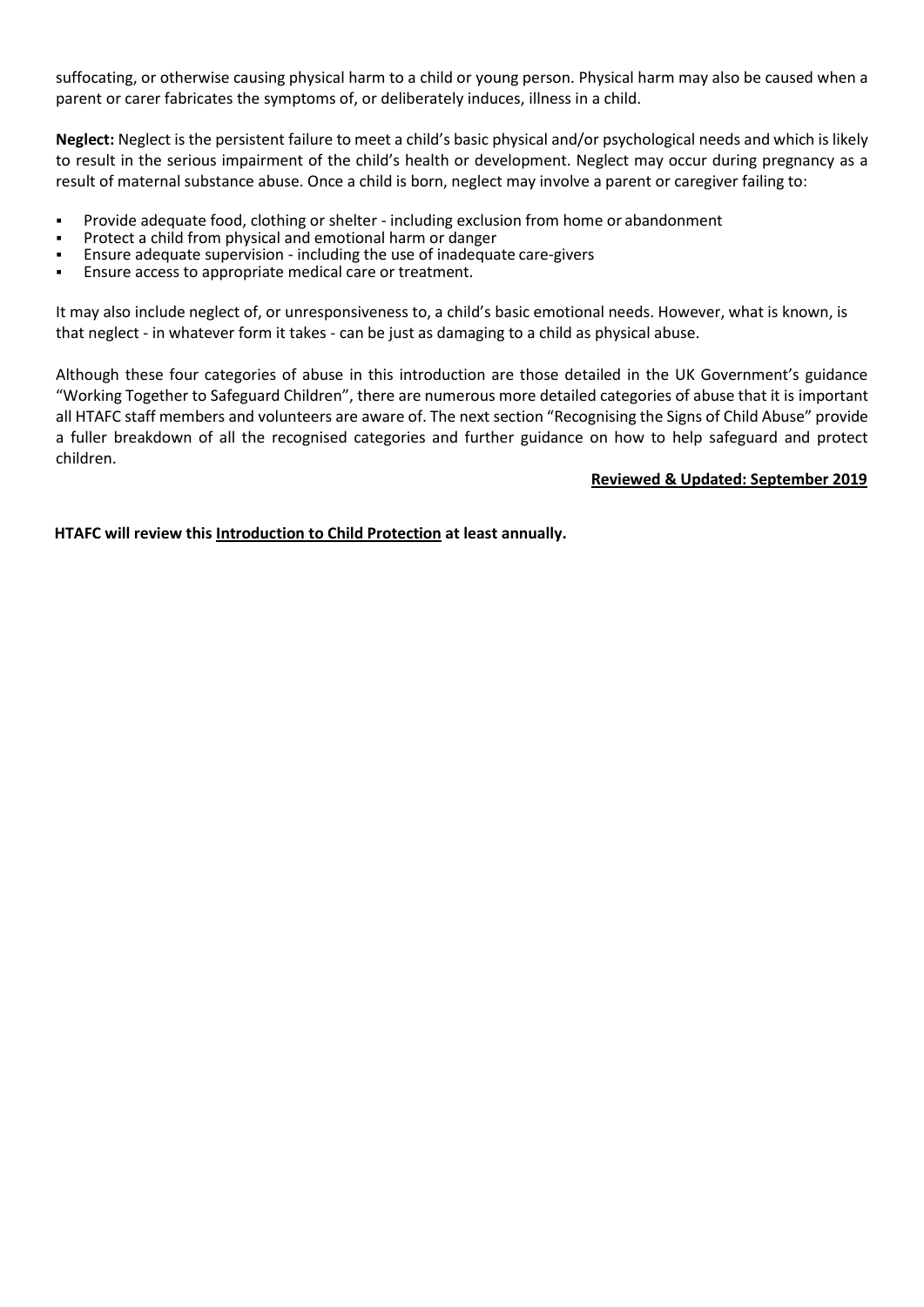suffocating, or otherwise causing physical harm to a child or young person. Physical harm may also be caused when a parent or carer fabricates the symptoms of, or deliberately induces, illness in a child.

**Neglect:** Neglect is the persistent failure to meet a child's basic physical and/or psychological needs and which is likely to result in the serious impairment of the child's health or development. Neglect may occur during pregnancy as a result of maternal substance abuse. Once a child is born, neglect may involve a parent or caregiver failing to:

- Provide adequate food, clothing or shelter - including exclusion from home or abandonment
- Protect a child from physical and emotional harm or danger
- Ensure adequate supervision - including the use of inadequate care-givers
- Ensure access to appropriate medical care or treatment.

It may also include neglect of, or unresponsiveness to, a child's basic emotional needs. However, what is known, is that neglect - in whatever form it takes - can be just as damaging to a child as physical abuse.

Although these four categories of abuse in this introduction are those detailed in the UK Government's guidance "Working Together to Safeguard Children", there are numerous more detailed categories of abuse that it is important all HTAFC staff members and volunteers are aware of. The next section "Recognising the Signs of Child Abuse" provide a fuller breakdown of all the recognised categories and further guidance on how to help safeguard and protect children.

**Reviewed & Updated: September 2019**

**HTAFC will review this Introduction to Child Protection at least annually.**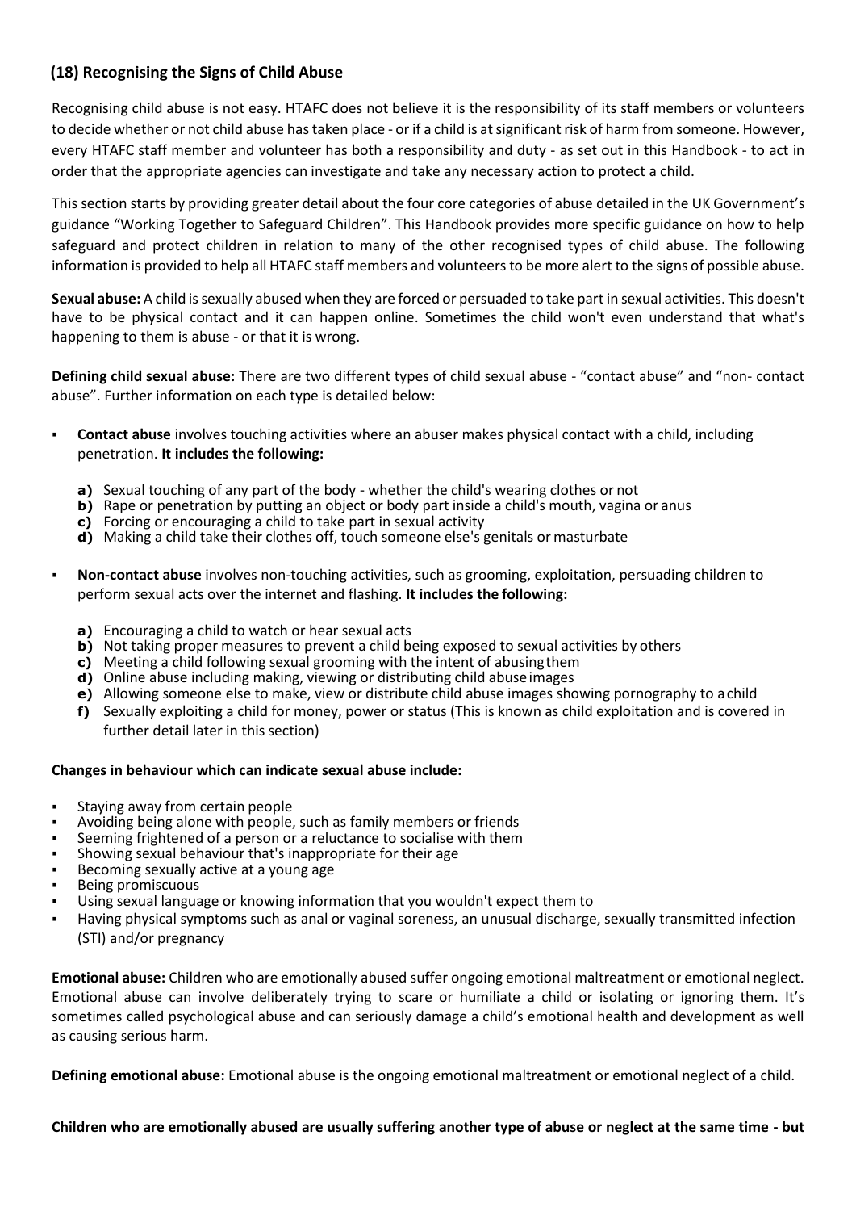## (18) Recognising the Signs of Child Abuse

Recognising child abuse is not easy. HTAFC does not believe it is the responsibility of its staff members or volunteers to decide whether or not child abuse has taken place - or if a child is at significant risk of harm from someone. However, every HTAFC staff member and volunteer has both a responsibility and duty - as set out in this Handbook - to act in order that the appropriate agencies can investigate and take any necessary action to protect a child.

This section starts by providing greater detail about the four core categories of abuse detailed in the UK Government's guidance "Working Together to Safeguard Children". This Handbook provides more specific guidance on how to help safeguard and protect children in relation to many of the other recognised types of child abuse. The following information is provided to help all HTAFC staff members and volunteers to be more alert to the signs of possible abuse.

**Sexual abuse:** A child is sexually abused when they are forced or persuaded to take part in sexual activities. This doesn't have to be physical contact and it can happen online. Sometimes the child won't even understand that what's happening to them is abuse - or that it is wrong.

**Defining child sexual abuse:** There are two different types of child sexual abuse - "contact abuse" and "non- contact abuse". Further information on each type is detailed below:

- **Contact abuse** involves touching activities where an abuser makes physical contact with a child, including penetration. **It includes the following:**
    - **a)** Sexual touching of any part of the body - whether the child's wearing clothes or not
    - **b)** Rape or penetration by putting an object or body part inside a child's mouth, vagina or anus
    - **c)** Forcing or encouraging a child to take part in sexual activity
    - **d)** Making a child take their clothes off, touch someone else's genitals or masturbate
- **Non-contact abuse** involves non-touching activities, such as grooming, exploitation, persuading children to perform sexual acts over the internet and flashing. **It includes the following:**
    - **a)** Encouraging a child to watch or hear sexual acts
    - **b)** Not taking proper measures to prevent a child being exposed to sexual activities by others
    - **c)** Meeting a child following sexual grooming with the intent of abusing them
    - **d)** Online abuse including making, viewing or distributing child abuse images
    - **e)** Allowing someone else to make, view or distribute child abuse images showing pornography to a child
    - **f)** Sexually exploiting a child for money, power or status (This is known as child exploitation and is covered in further detail later in this section)

**Changes in behaviour which can indicate sexual abuse include:**

- Staying away from certain people
- Avoiding being alone with people, such as family members or friends
- Seeming frightened of a person or a reluctance to socialise with them
- Showing sexual behaviour that's inappropriate for their age
- Becoming sexually active at a young age
- Being promiscuous
- Using sexual language or knowing information that you wouldn't expect them to
- Having physical symptoms such as anal or vaginal soreness, an unusual discharge, sexually transmitted infection (STI) and/or pregnancy

**Emotional abuse:** Children who are emotionally abused suffer ongoing emotional maltreatment or emotional neglect. Emotional abuse can involve deliberately trying to scare or humiliate a child or isolating or ignoring them. It's sometimes called psychological abuse and can seriously damage a child's emotional health and development as well as causing serious harm.

**Defining emotional abuse:** Emotional abuse is the ongoing emotional maltreatment or emotional neglect of a child.

**Children who are emotionally abused are usually suffering another type of abuse or neglect at the same time - but**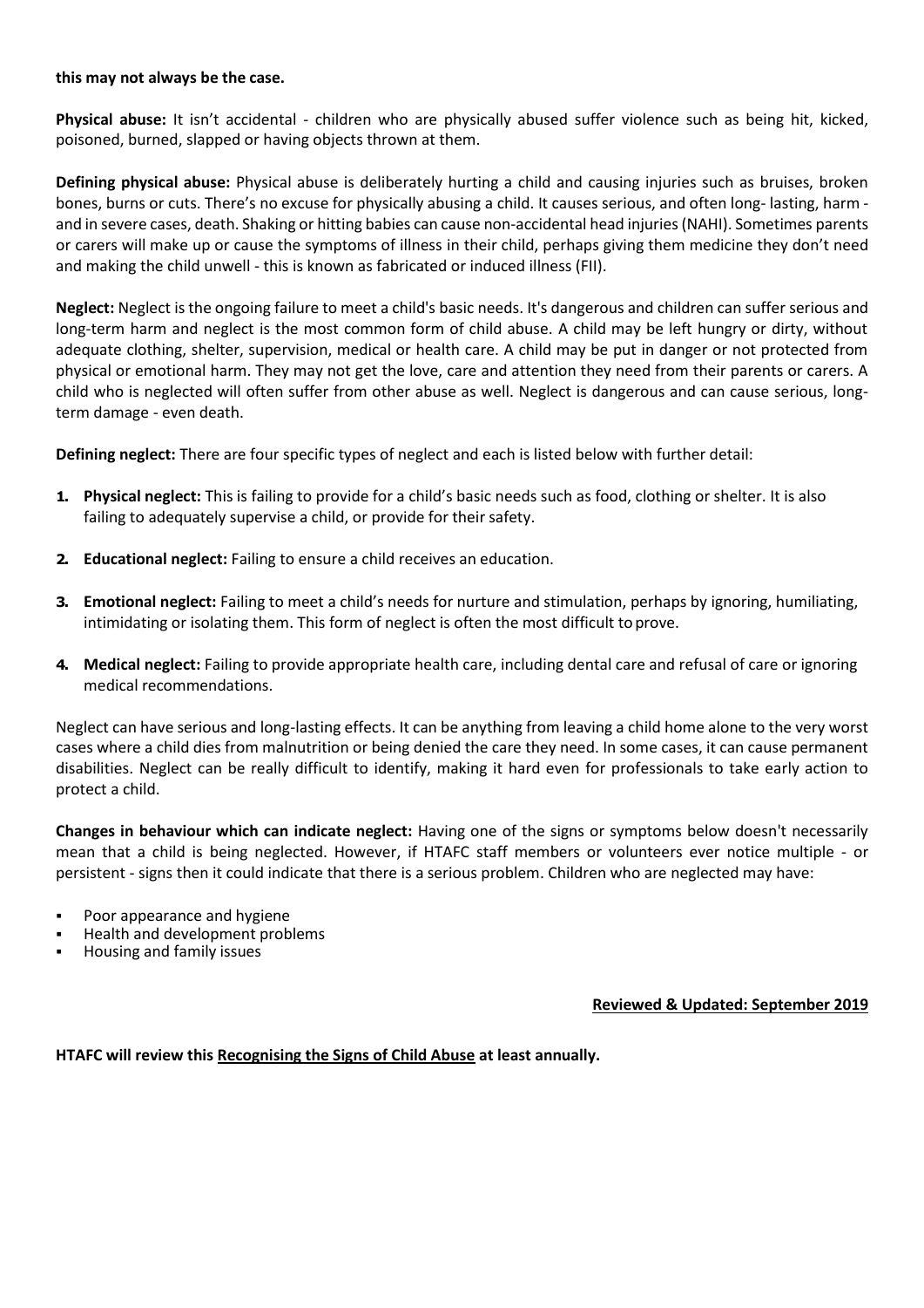**this may not always be the case.**

**Physical abuse:** It isn't accidental - children who are physically abused suffer violence such as being hit, kicked, poisoned, burned, slapped or having objects thrown at them.

**Defining physical abuse:** Physical abuse is deliberately hurting a child and causing injuries such as bruises, broken bones, burns or cuts. There's no excuse for physically abusing a child. It causes serious, and often long- lasting, harm - and in severe cases, death. Shaking or hitting babies can cause non-accidental head injuries (NAHI). Sometimes parents or carers will make up or cause the symptoms of illness in their child, perhaps giving them medicine they don't need and making the child unwell - this is known as fabricated or induced illness (FII).

**Neglect:** Neglect is the ongoing failure to meet a child's basic needs. It's dangerous and children can suffer serious and long-term harm and neglect is the most common form of child abuse. A child may be left hungry or dirty, without adequate clothing, shelter, supervision, medical or health care. A child may be put in danger or not protected from physical or emotional harm. They may not get the love, care and attention they need from their parents or carers. A child who is neglected will often suffer from other abuse as well. Neglect is dangerous and can cause serious, long-term damage - even death.

**Defining neglect:** There are four specific types of neglect and each is listed below with further detail:

1. **Physical neglect:** This is failing to provide for a child's basic needs such as food, clothing or shelter. It is also failing to adequately supervise a child, or provide for their safety.
2. **Educational neglect:** Failing to ensure a child receives an education.
3. **Emotional neglect:** Failing to meet a child's needs for nurture and stimulation, perhaps by ignoring, humiliating, intimidating or isolating them. This form of neglect is often the most difficult to prove.
4. **Medical neglect:** Failing to provide appropriate health care, including dental care and refusal of care or ignoring medical recommendations.

Neglect can have serious and long-lasting effects. It can be anything from leaving a child home alone to the very worst cases where a child dies from malnutrition or being denied the care they need. In some cases, it can cause permanent disabilities. Neglect can be really difficult to identify, making it hard even for professionals to take early action to protect a child.

**Changes in behaviour which can indicate neglect:** Having one of the signs or symptoms below doesn't necessarily mean that a child is being neglected. However, if HTAFC staff members or volunteers ever notice multiple - or persistent - signs then it could indicate that there is a serious problem. Children who are neglected may have:

- Poor appearance and hygiene
- Health and development problems
- Housing and family issues

**Reviewed & Updated: September 2019**

**HTAFC will review this Recognising the Signs of Child Abuse at least annually.**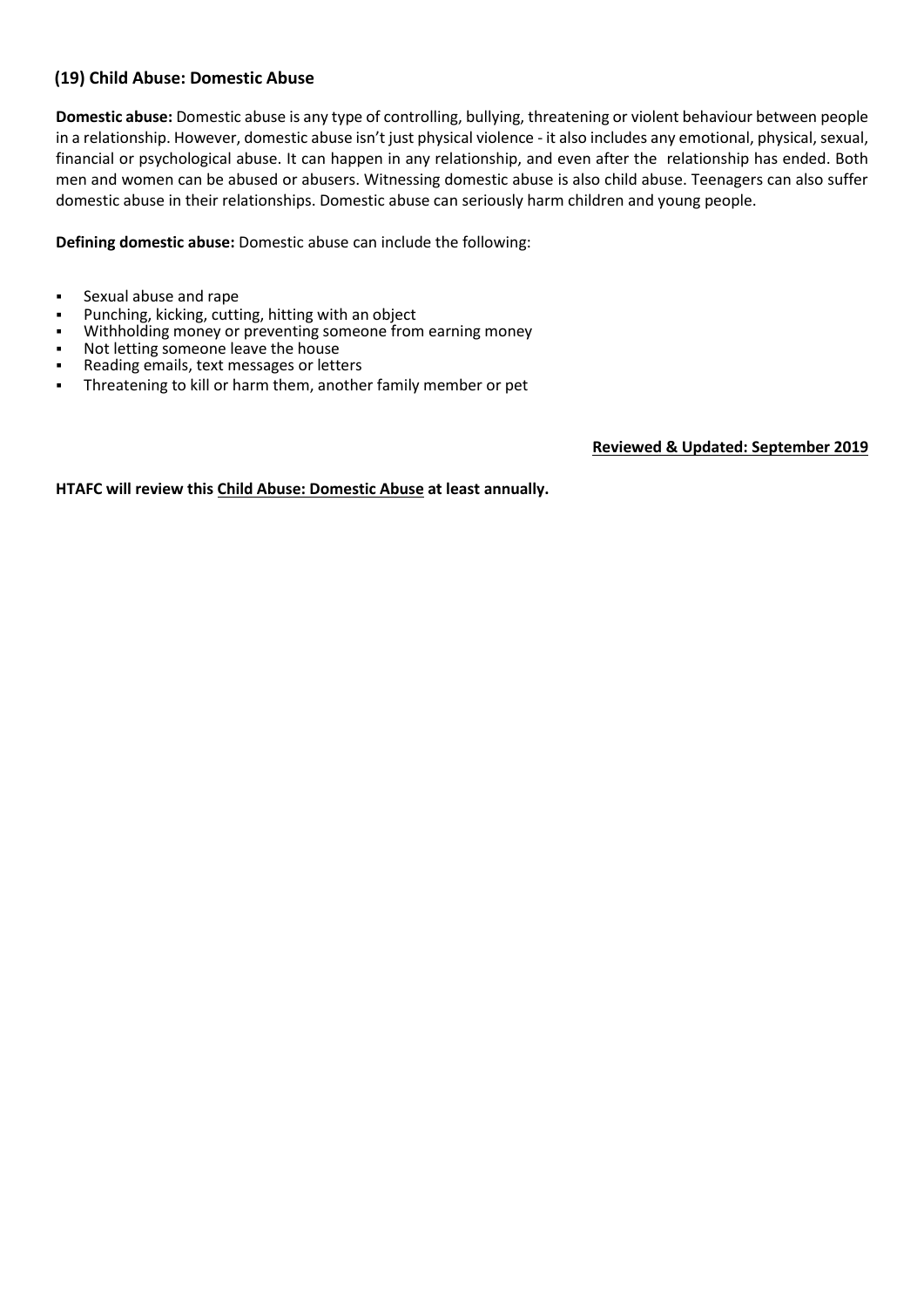## (19) Child Abuse: Domestic Abuse

**Domestic abuse:** Domestic abuse is any type of controlling, bullying, threatening or violent behaviour between people in a relationship. However, domestic abuse isn't just physical violence - it also includes any emotional, physical, sexual, financial or psychological abuse. It can happen in any relationship, and even after the relationship has ended. Both men and women can be abused or abusers. Witnessing domestic abuse is also child abuse. Teenagers can also suffer domestic abuse in their relationships. Domestic abuse can seriously harm children and young people.

**Defining domestic abuse:** Domestic abuse can include the following:

- Sexual abuse and rape
- Punching, kicking, cutting, hitting with an object
- Withholding money or preventing someone from earning money
- Not letting someone leave the house
- Reading emails, text messages or letters
- Threatening to kill or harm them, another family member or pet

**Reviewed & Updated: September 2019**

**HTAFC will review this Child Abuse: Domestic Abuse at least annually.**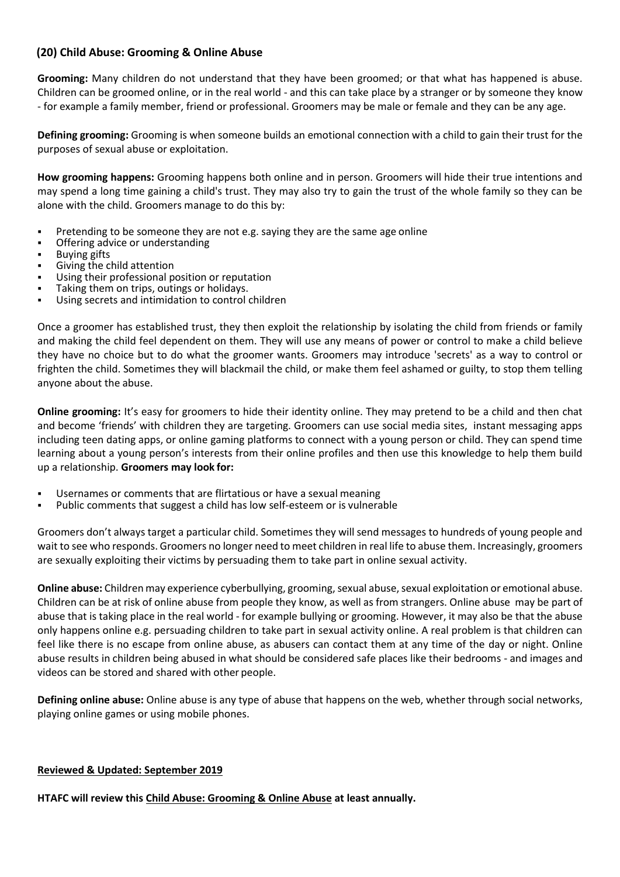## (20) Child Abuse: Grooming & Online Abuse

**Grooming:** Many children do not understand that they have been groomed; or that what has happened is abuse. Children can be groomed online, or in the real world - and this can take place by a stranger or by someone they know - for example a family member, friend or professional. Groomers may be male or female and they can be any age.

**Defining grooming:** Grooming is when someone builds an emotional connection with a child to gain their trust for the purposes of sexual abuse or exploitation.

**How grooming happens:** Grooming happens both online and in person. Groomers will hide their true intentions and may spend a long time gaining a child's trust. They may also try to gain the trust of the whole family so they can be alone with the child. Groomers manage to do this by:

- Pretending to be someone they are not e.g. saying they are the same age online
- Offering advice or understanding
- Buying gifts
- Giving the child attention
- Using their professional position or reputation
- Taking them on trips, outings or holidays.
- Using secrets and intimidation to control children

Once a groomer has established trust, they then exploit the relationship by isolating the child from friends or family and making the child feel dependent on them. They will use any means of power or control to make a child believe they have no choice but to do what the groomer wants. Groomers may introduce 'secrets' as a way to control or frighten the child. Sometimes they will blackmail the child, or make them feel ashamed or guilty, to stop them telling anyone about the abuse.

**Online grooming:** It's easy for groomers to hide their identity online. They may pretend to be a child and then chat and become 'friends' with children they are targeting. Groomers can use social media sites, instant messaging apps including teen dating apps, or online gaming platforms to connect with a young person or child. They can spend time learning about a young person's interests from their online profiles and then use this knowledge to help them build up a relationship. **Groomers may look for:**

- Usernames or comments that are flirtatious or have a sexual meaning
- Public comments that suggest a child has low self-esteem or is vulnerable

Groomers don't always target a particular child. Sometimes they will send messages to hundreds of young people and wait to see who responds. Groomers no longer need to meet children in real life to abuse them. Increasingly, groomers are sexually exploiting their victims by persuading them to take part in online sexual activity.

**Online abuse:** Children may experience cyberbullying, grooming, sexual abuse, sexual exploitation or emotional abuse. Children can be at risk of online abuse from people they know, as well as from strangers. Online abuse may be part of abuse that is taking place in the real world - for example bullying or grooming. However, it may also be that the abuse only happens online e.g. persuading children to take part in sexual activity online. A real problem is that children can feel like there is no escape from online abuse, as abusers can contact them at any time of the day or night. Online abuse results in children being abused in what should be considered safe places like their bedrooms - and images and videos can be stored and shared with other people.

**Defining online abuse:** Online abuse is any type of abuse that happens on the web, whether through social networks, playing online games or using mobile phones.

**Reviewed & Updated: September 2019**

**HTAFC will review this Child Abuse: Grooming & Online Abuse at least annually.**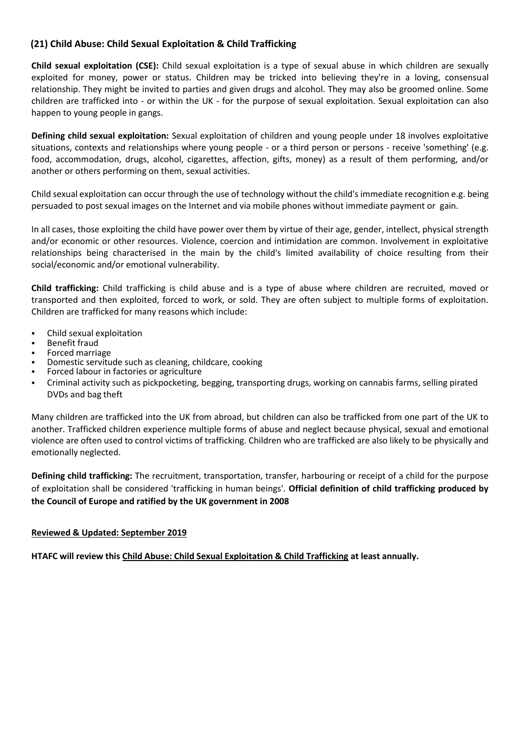## (21) Child Abuse: Child Sexual Exploitation & Child Trafficking

**Child sexual exploitation (CSE):** Child sexual exploitation is a type of sexual abuse in which children are sexually exploited for money, power or status. Children may be tricked into believing they're in a loving, consensual relationship. They might be invited to parties and given drugs and alcohol. They may also be groomed online. Some children are trafficked into - or within the UK - for the purpose of sexual exploitation. Sexual exploitation can also happen to young people in gangs.

**Defining child sexual exploitation:** Sexual exploitation of children and young people under 18 involves exploitative situations, contexts and relationships where young people - or a third person or persons - receive 'something' (e.g. food, accommodation, drugs, alcohol, cigarettes, affection, gifts, money) as a result of them performing, and/or another or others performing on them, sexual activities.

Child sexual exploitation can occur through the use of technology without the child's immediate recognition e.g. being persuaded to post sexual images on the Internet and via mobile phones without immediate payment or gain.

In all cases, those exploiting the child have power over them by virtue of their age, gender, intellect, physical strength and/or economic or other resources. Violence, coercion and intimidation are common. Involvement in exploitative relationships being characterised in the main by the child's limited availability of choice resulting from their social/economic and/or emotional vulnerability.

**Child trafficking:** Child trafficking is child abuse and is a type of abuse where children are recruited, moved or transported and then exploited, forced to work, or sold. They are often subject to multiple forms of exploitation. Children are trafficked for many reasons which include:

- Child sexual exploitation
- Benefit fraud
- Forced marriage
- Domestic servitude such as cleaning, childcare, cooking
- Forced labour in factories or agriculture
- Criminal activity such as pickpocketing, begging, transporting drugs, working on cannabis farms, selling pirated DVDs and bag theft

Many children are trafficked into the UK from abroad, but children can also be trafficked from one part of the UK to another. Trafficked children experience multiple forms of abuse and neglect because physical, sexual and emotional violence are often used to control victims of trafficking. Children who are trafficked are also likely to be physically and emotionally neglected.

**Defining child trafficking:** The recruitment, transportation, transfer, harbouring or receipt of a child for the purpose of exploitation shall be considered 'trafficking in human beings'. **Official definition of child trafficking produced by the Council of Europe and ratified by the UK government in 2008**

**Reviewed & Updated: September 2019**

**HTAFC will review this Child Abuse: Child Sexual Exploitation & Child Trafficking at least annually.**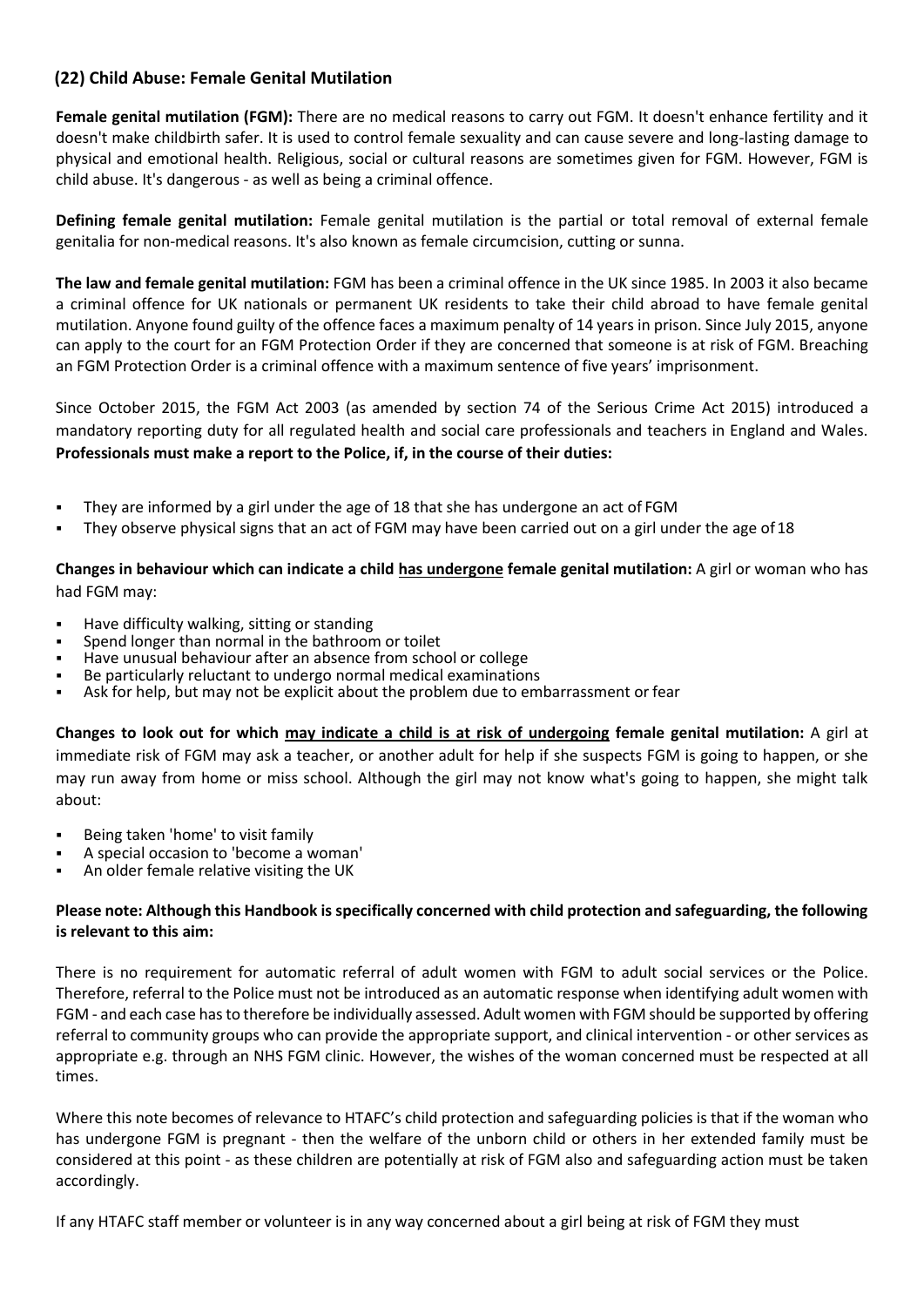## (22) Child Abuse: Female Genital Mutilation

**Female genital mutilation (FGM):** There are no medical reasons to carry out FGM. It doesn't enhance fertility and it doesn't make childbirth safer. It is used to control female sexuality and can cause severe and long-lasting damage to physical and emotional health. Religious, social or cultural reasons are sometimes given for FGM. However, FGM is child abuse. It's dangerous - as well as being a criminal offence.

**Defining female genital mutilation:** Female genital mutilation is the partial or total removal of external female genitalia for non-medical reasons. It's also known as female circumcision, cutting or sunna.

**The law and female genital mutilation:** FGM has been a criminal offence in the UK since 1985. In 2003 it also became a criminal offence for UK nationals or permanent UK residents to take their child abroad to have female genital mutilation. Anyone found guilty of the offence faces a maximum penalty of 14 years in prison. Since July 2015, anyone can apply to the court for an FGM Protection Order if they are concerned that someone is at risk of FGM. Breaching an FGM Protection Order is a criminal offence with a maximum sentence of five years' imprisonment.

Since October 2015, the FGM Act 2003 (as amended by section 74 of the Serious Crime Act 2015) introduced a mandatory reporting duty for all regulated health and social care professionals and teachers in England and Wales. **Professionals must make a report to the Police, if, in the course of their duties:**

- They are informed by a girl under the age of 18 that she has undergone an act of FGM
- They observe physical signs that an act of FGM may have been carried out on a girl under the age of 18

**Changes in behaviour which can indicate a child has undergone female genital mutilation:** A girl or woman who has had FGM may:

- Have difficulty walking, sitting or standing
- Spend longer than normal in the bathroom or toilet
- Have unusual behaviour after an absence from school or college
- Be particularly reluctant to undergo normal medical examinations
- Ask for help, but may not be explicit about the problem due to embarrassment or fear

**Changes to look out for which may indicate a child is at risk of undergoing female genital mutilation:** A girl at immediate risk of FGM may ask a teacher, or another adult for help if she suspects FGM is going to happen, or she may run away from home or miss school. Although the girl may not know what's going to happen, she might talk about:

- Being taken 'home' to visit family
- A special occasion to 'become a woman'
- An older female relative visiting the UK

**Please note: Although this Handbook is specifically concerned with child protection and safeguarding, the following is relevant to this aim:**

There is no requirement for automatic referral of adult women with FGM to adult social services or the Police. Therefore, referral to the Police must not be introduced as an automatic response when identifying adult women with FGM - and each case has to therefore be individually assessed. Adult women with FGM should be supported by offering referral to community groups who can provide the appropriate support, and clinical intervention - or other services as appropriate e.g. through an NHS FGM clinic. However, the wishes of the woman concerned must be respected at all times.

Where this note becomes of relevance to HTAFC's child protection and safeguarding policies is that if the woman who has undergone FGM is pregnant - then the welfare of the unborn child or others in her extended family must be considered at this point - as these children are potentially at risk of FGM also and safeguarding action must be taken accordingly.

If any HTAFC staff member or volunteer is in any way concerned about a girl being at risk of FGM they must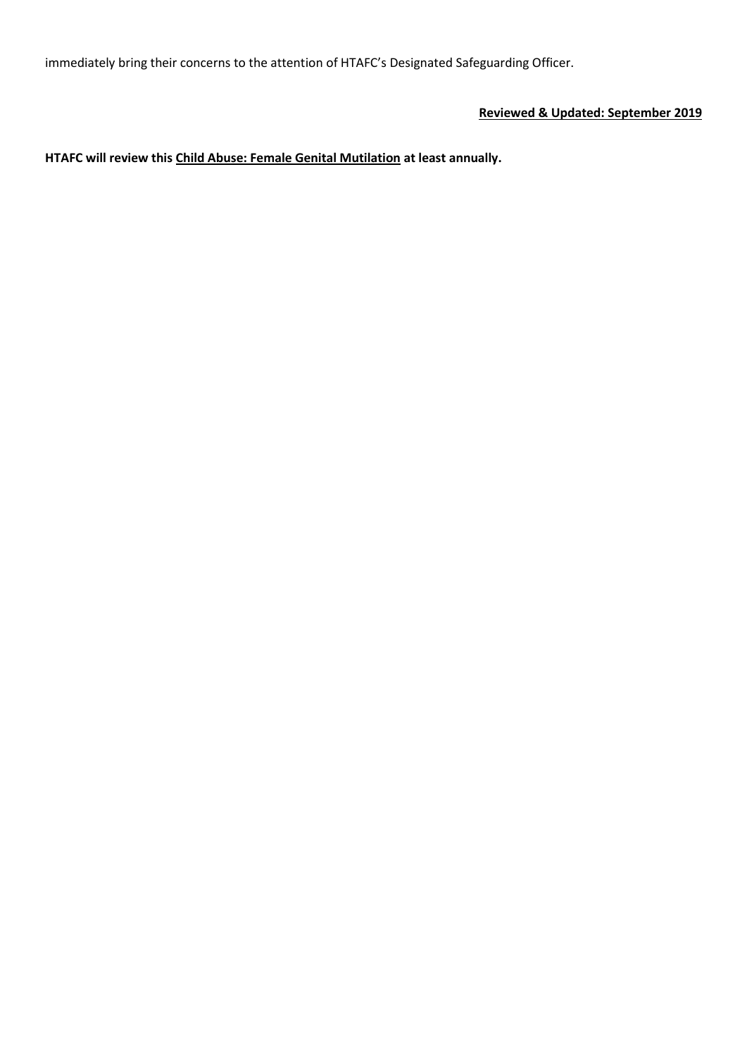immediately bring their concerns to the attention of HTAFC's Designated Safeguarding Officer.

**Reviewed & Updated: September 2019**

**HTAFC will review this Child Abuse: Female Genital Mutilation at least annually.**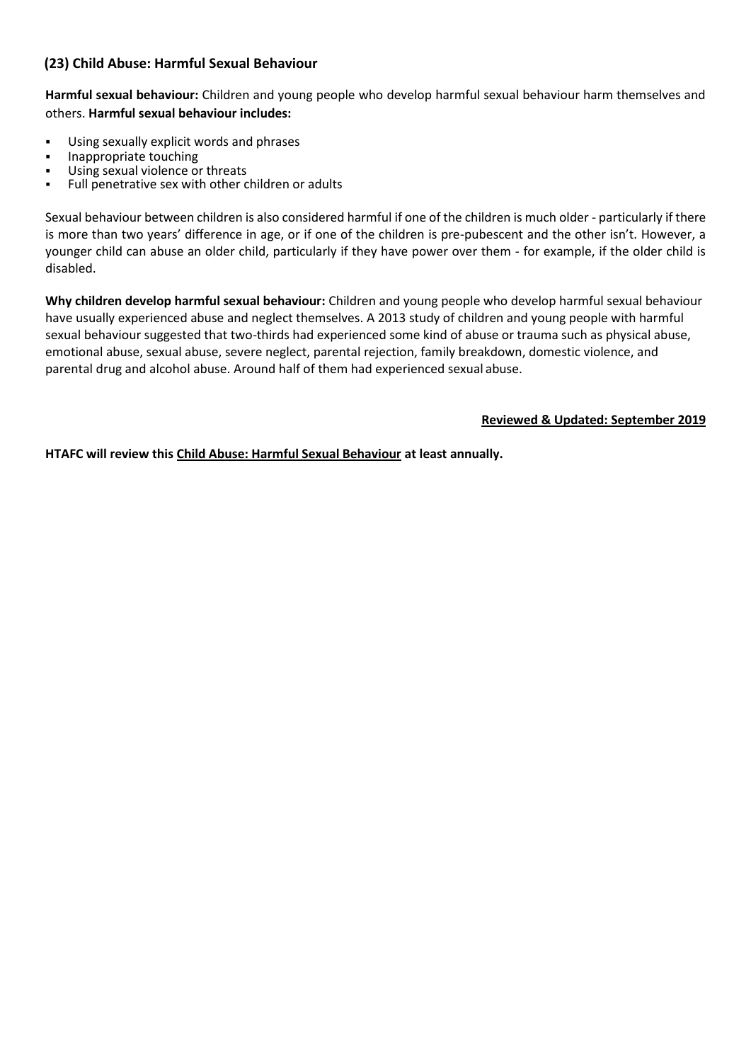## (23) Child Abuse: Harmful Sexual Behaviour

**Harmful sexual behaviour:** Children and young people who develop harmful sexual behaviour harm themselves and others. **Harmful sexual behaviour includes:**

- Using sexually explicit words and phrases
- Inappropriate touching
- Using sexual violence or threats
- Full penetrative sex with other children or adults

Sexual behaviour between children is also considered harmful if one of the children is much older - particularly if there is more than two years' difference in age, or if one of the children is pre-pubescent and the other isn't. However, a younger child can abuse an older child, particularly if they have power over them - for example, if the older child is disabled.

**Why children develop harmful sexual behaviour:** Children and young people who develop harmful sexual behaviour have usually experienced abuse and neglect themselves. A 2013 study of children and young people with harmful sexual behaviour suggested that two-thirds had experienced some kind of abuse or trauma such as physical abuse, emotional abuse, sexual abuse, severe neglect, parental rejection, family breakdown, domestic violence, and parental drug and alcohol abuse. Around half of them had experienced sexual abuse.

**Reviewed & Updated: September 2019**

**HTAFC will review this Child Abuse: Harmful Sexual Behaviour at least annually.**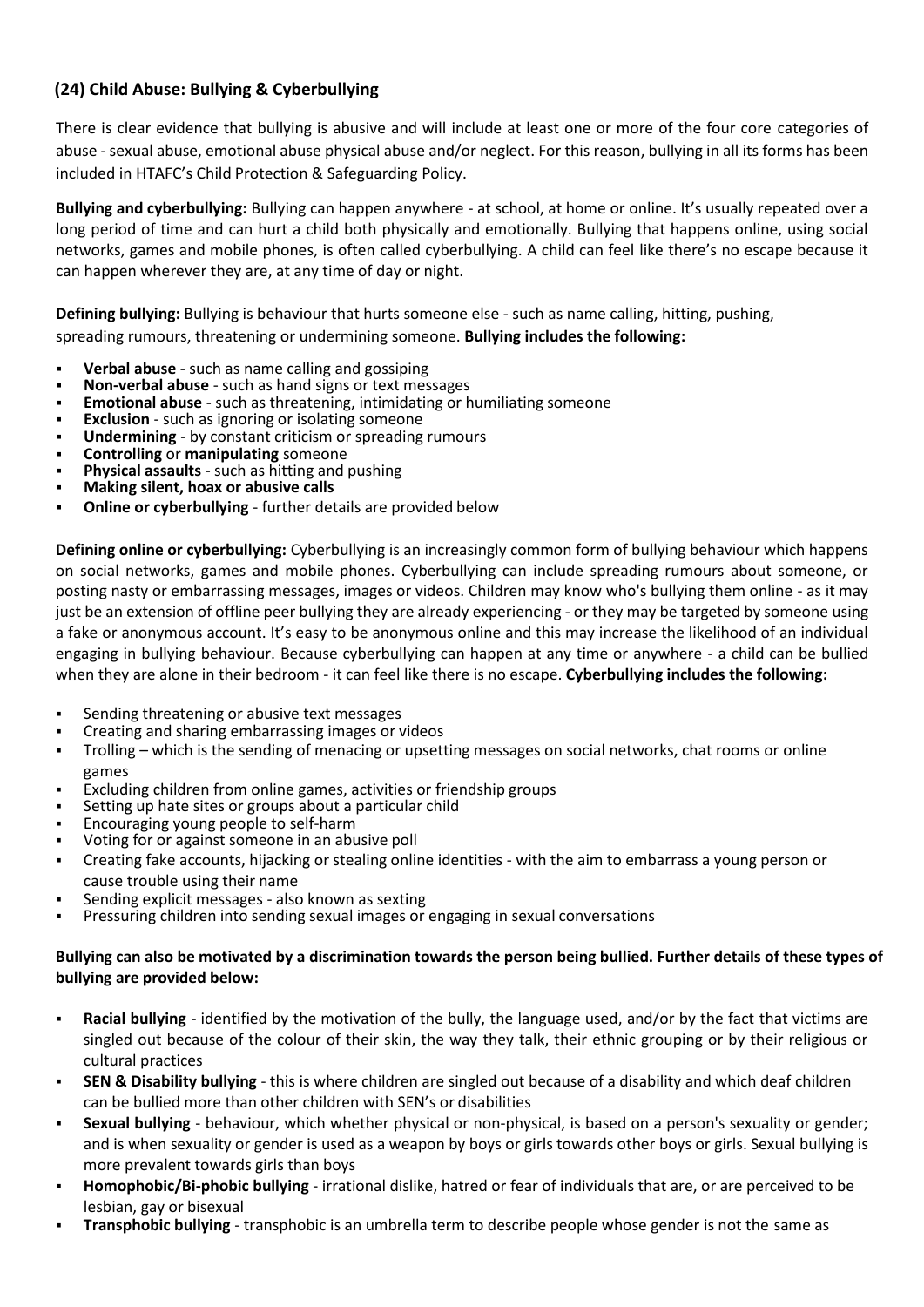## (24) Child Abuse: Bullying & Cyberbullying

There is clear evidence that bullying is abusive and will include at least one or more of the four core categories of abuse - sexual abuse, emotional abuse physical abuse and/or neglect. For this reason, bullying in all its forms has been included in HTAFC's Child Protection & Safeguarding Policy.

**Bullying and cyberbullying:** Bullying can happen anywhere - at school, at home or online. It's usually repeated over a long period of time and can hurt a child both physically and emotionally. Bullying that happens online, using social networks, games and mobile phones, is often called cyberbullying. A child can feel like there's no escape because it can happen wherever they are, at any time of day or night.

**Defining bullying:** Bullying is behaviour that hurts someone else - such as name calling, hitting, pushing, spreading rumours, threatening or undermining someone. **Bullying includes the following:**

- **Verbal abuse** - such as name calling and gossiping
- **Non-verbal abuse** - such as hand signs or text messages
- **Emotional abuse** - such as threatening, intimidating or humiliating someone
- **Exclusion** - such as ignoring or isolating someone
- **Undermining** - by constant criticism or spreading rumours
- **Controlling** or **manipulating** someone
- **Physical assaults** - such as hitting and pushing
- **Making silent, hoax or abusive calls**
- **Online or cyberbullying** - further details are provided below

**Defining online or cyberbullying:** Cyberbullying is an increasingly common form of bullying behaviour which happens on social networks, games and mobile phones. Cyberbullying can include spreading rumours about someone, or posting nasty or embarrassing messages, images or videos. Children may know who's bullying them online - as it may just be an extension of offline peer bullying they are already experiencing - or they may be targeted by someone using a fake or anonymous account. It's easy to be anonymous online and this may increase the likelihood of an individual engaging in bullying behaviour. Because cyberbullying can happen at any time or anywhere - a child can be bullied when they are alone in their bedroom - it can feel like there is no escape. **Cyberbullying includes the following:**

- Sending threatening or abusive text messages
- Creating and sharing embarrassing images or videos
- Trolling – which is the sending of menacing or upsetting messages on social networks, chat rooms or online games
- Excluding children from online games, activities or friendship groups
- Setting up hate sites or groups about a particular child
- Encouraging young people to self-harm
- Voting for or against someone in an abusive poll
- Creating fake accounts, hijacking or stealing online identities - with the aim to embarrass a young person or cause trouble using their name
- Sending explicit messages - also known as sexting
- Pressuring children into sending sexual images or engaging in sexual conversations

**Bullying can also be motivated by a discrimination towards the person being bullied. Further details of these types of bullying are provided below:**

- **Racial bullying** - identified by the motivation of the bully, the language used, and/or by the fact that victims are singled out because of the colour of their skin, the way they talk, their ethnic grouping or by their religious or cultural practices
- **SEN & Disability bullying** - this is where children are singled out because of a disability and which deaf children can be bullied more than other children with SEN's or disabilities
- **Sexual bullying** - behaviour, which whether physical or non-physical, is based on a person's sexuality or gender; and is when sexuality or gender is used as a weapon by boys or girls towards other boys or girls. Sexual bullying is more prevalent towards girls than boys
- **Homophobic/Bi-phobic bullying** - irrational dislike, hatred or fear of individuals that are, or are perceived to be lesbian, gay or bisexual
- **Transphobic bullying** - transphobic is an umbrella term to describe people whose gender is not the same as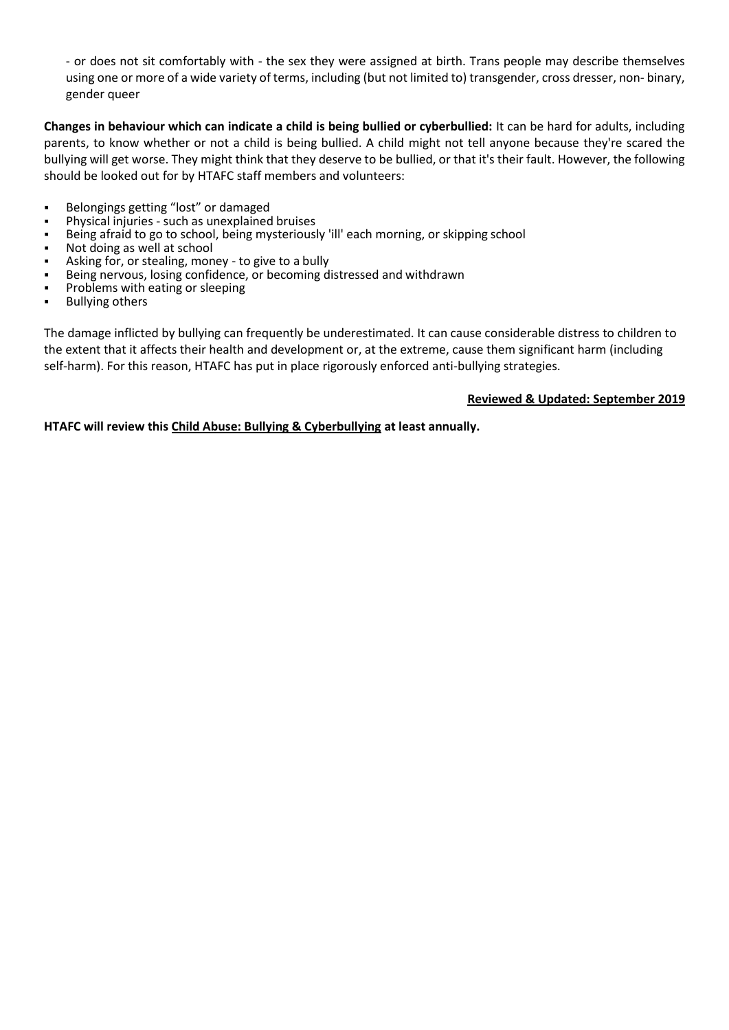- or does not sit comfortably with - the sex they were assigned at birth. Trans people may describe themselves using one or more of a wide variety of terms, including (but not limited to) transgender, cross dresser, non- binary, gender queer

**Changes in behaviour which can indicate a child is being bullied or cyberbullied:** It can be hard for adults, including parents, to know whether or not a child is being bullied. A child might not tell anyone because they're scared the bullying will get worse. They might think that they deserve to be bullied, or that it's their fault. However, the following should be looked out for by HTAFC staff members and volunteers:

- Belongings getting "lost" or damaged
- Physical injuries - such as unexplained bruises
- Being afraid to go to school, being mysteriously 'ill' each morning, or skipping school
- Not doing as well at school
- Asking for, or stealing, money - to give to a bully
- Being nervous, losing confidence, or becoming distressed and withdrawn
- Problems with eating or sleeping
- Bullying others

The damage inflicted by bullying can frequently be underestimated. It can cause considerable distress to children to the extent that it affects their health and development or, at the extreme, cause them significant harm (including self-harm). For this reason, HTAFC has put in place rigorously enforced anti-bullying strategies.

**Reviewed & Updated: September 2019**

**HTAFC will review this Child Abuse: Bullying & Cyberbullying at least annually.**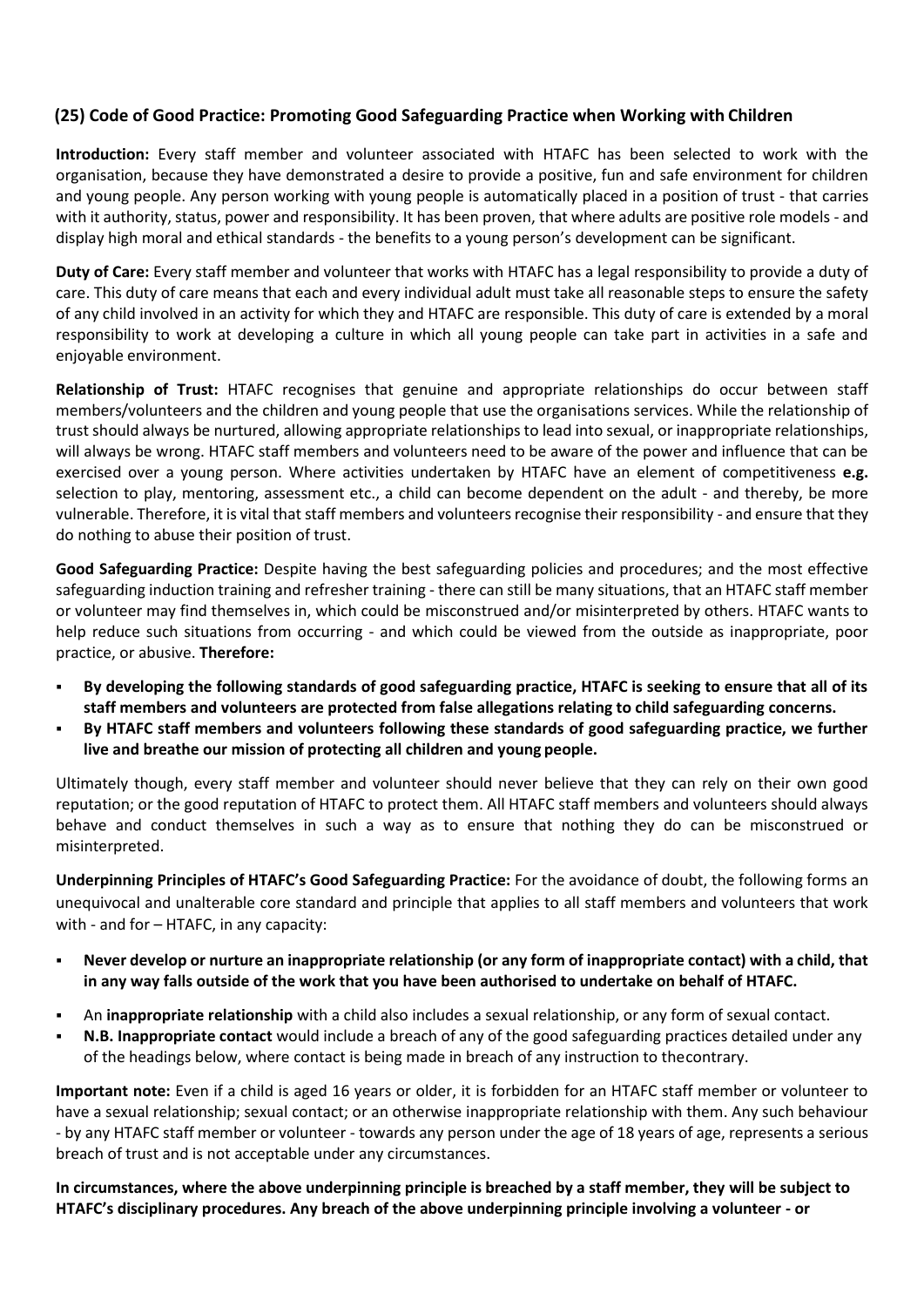### (25) Code of Good Practice: Promoting Good Safeguarding Practice when Working with Children

**Introduction:** Every staff member and volunteer associated with HTAFC has been selected to work with the organisation, because they have demonstrated a desire to provide a positive, fun and safe environment for children and young people. Any person working with young people is automatically placed in a position of trust - that carries with it authority, status, power and responsibility. It has been proven, that where adults are positive role models - and display high moral and ethical standards - the benefits to a young person's development can be significant.

**Duty of Care:** Every staff member and volunteer that works with HTAFC has a legal responsibility to provide a duty of care. This duty of care means that each and every individual adult must take all reasonable steps to ensure the safety of any child involved in an activity for which they and HTAFC are responsible. This duty of care is extended by a moral responsibility to work at developing a culture in which all young people can take part in activities in a safe and enjoyable environment.

**Relationship of Trust:** HTAFC recognises that genuine and appropriate relationships do occur between staff members/volunteers and the children and young people that use the organisations services. While the relationship of trust should always be nurtured, allowing appropriate relationships to lead into sexual, or inappropriate relationships, will always be wrong. HTAFC staff members and volunteers need to be aware of the power and influence that can be exercised over a young person. Where activities undertaken by HTAFC have an element of competitiveness **e.g.** selection to play, mentoring, assessment etc., a child can become dependent on the adult - and thereby, be more vulnerable. Therefore, it is vital that staff members and volunteers recognise their responsibility - and ensure that they do nothing to abuse their position of trust.

**Good Safeguarding Practice:** Despite having the best safeguarding policies and procedures; and the most effective safeguarding induction training and refresher training - there can still be many situations, that an HTAFC staff member or volunteer may find themselves in, which could be misconstrued and/or misinterpreted by others. HTAFC wants to help reduce such situations from occurring - and which could be viewed from the outside as inappropriate, poor practice, or abusive. **Therefore:**

- **By developing the following standards of good safeguarding practice, HTAFC is seeking to ensure that all of its staff members and volunteers are protected from false allegations relating to child safeguarding concerns.**
- **By HTAFC staff members and volunteers following these standards of good safeguarding practice, we further live and breathe our mission of protecting all children and young people.**

Ultimately though, every staff member and volunteer should never believe that they can rely on their own good reputation; or the good reputation of HTAFC to protect them. All HTAFC staff members and volunteers should always behave and conduct themselves in such a way as to ensure that nothing they do can be misconstrued or misinterpreted.

**Underpinning Principles of HTAFC's Good Safeguarding Practice:** For the avoidance of doubt, the following forms an unequivocal and unalterable core standard and principle that applies to all staff members and volunteers that work with - and for – HTAFC, in any capacity:

- **Never develop or nurture an inappropriate relationship (or any form of inappropriate contact) with a child, that in any way falls outside of the work that you have been authorised to undertake on behalf of HTAFC.**
- An **inappropriate relationship** with a child also includes a sexual relationship, or any form of sexual contact.
- **N.B. Inappropriate contact** would include a breach of any of the good safeguarding practices detailed under any of the headings below, where contact is being made in breach of any instruction to thecontrary.

**Important note:** Even if a child is aged 16 years or older, it is forbidden for an HTAFC staff member or volunteer to have a sexual relationship; sexual contact; or an otherwise inappropriate relationship with them. Any such behaviour - by any HTAFC staff member or volunteer - towards any person under the age of 18 years of age, represents a serious breach of trust and is not acceptable under any circumstances.

**In circumstances, where the above underpinning principle is breached by a staff member, they will be subject to HTAFC's disciplinary procedures. Any breach of the above underpinning principle involving a volunteer - or**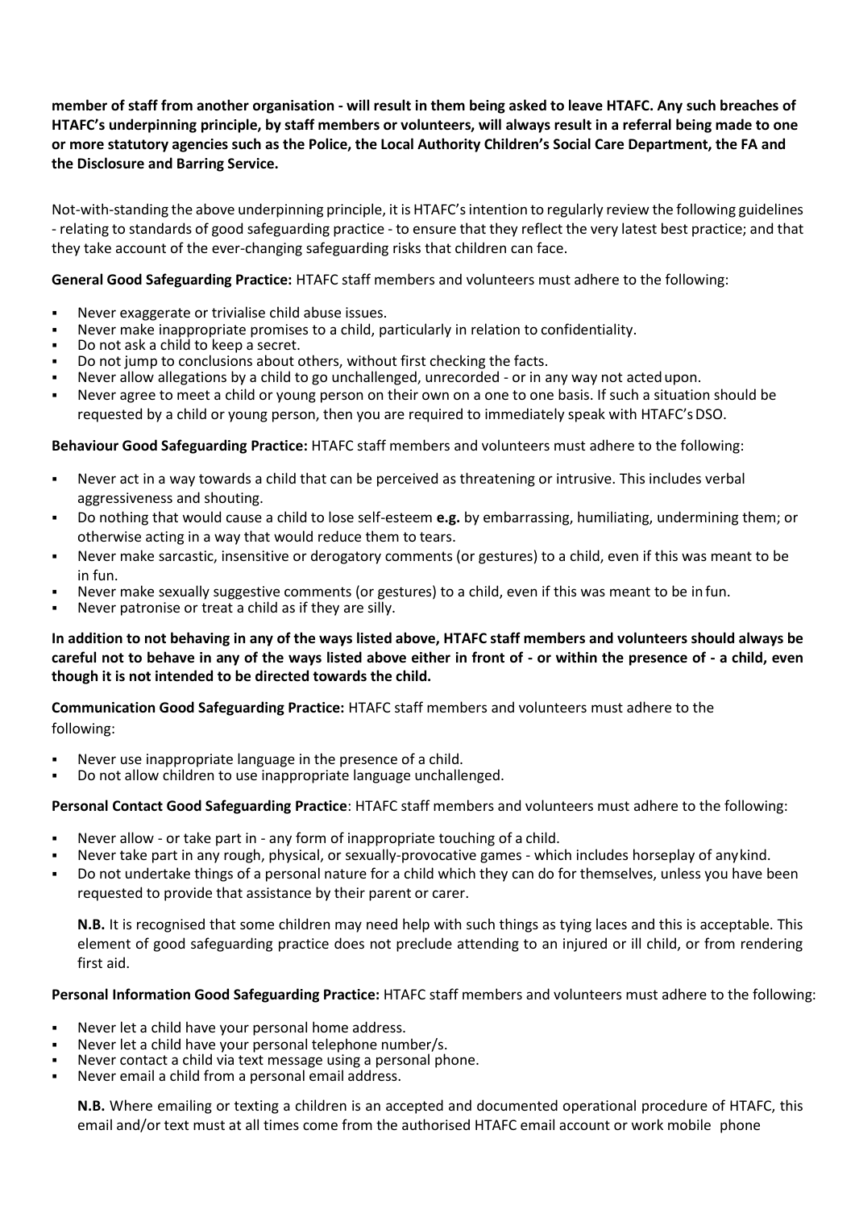**member of staff from another organisation - will result in them being asked to leave HTAFC. Any such breaches of HTAFC's underpinning principle, by staff members or volunteers, will always result in a referral being made to one or more statutory agencies such as the Police, the Local Authority Children's Social Care Department, the FA and the Disclosure and Barring Service.**

Not-with-standing the above underpinning principle, it is HTAFC's intention to regularly review the following guidelines - relating to standards of good safeguarding practice - to ensure that they reflect the very latest best practice; and that they take account of the ever-changing safeguarding risks that children can face.

**General Good Safeguarding Practice:** HTAFC staff members and volunteers must adhere to the following:

- Never exaggerate or trivialise child abuse issues.
- Never make inappropriate promises to a child, particularly in relation to confidentiality.
- Do not ask a child to keep a secret.
- Do not jump to conclusions about others, without first checking the facts.
- Never allow allegations by a child to go unchallenged, unrecorded - or in any way not acted upon.
- Never agree to meet a child or young person on their own on a one to one basis. If such a situation should be requested by a child or young person, then you are required to immediately speak with HTAFC's DSO.

**Behaviour Good Safeguarding Practice:** HTAFC staff members and volunteers must adhere to the following:

- Never act in a way towards a child that can be perceived as threatening or intrusive. This includes verbal aggressiveness and shouting.
- Do nothing that would cause a child to lose self-esteem **e.g.** by embarrassing, humiliating, undermining them; or otherwise acting in a way that would reduce them to tears.
- Never make sarcastic, insensitive or derogatory comments (or gestures) to a child, even if this was meant to be in fun.
- Never make sexually suggestive comments (or gestures) to a child, even if this was meant to be in fun.
- Never patronise or treat a child as if they are silly.

**In addition to not behaving in any of the ways listed above, HTAFC staff members and volunteers should always be careful not to behave in any of the ways listed above either in front of - or within the presence of - a child, even though it is not intended to be directed towards the child.**

**Communication Good Safeguarding Practice:** HTAFC staff members and volunteers must adhere to the following:

- Never use inappropriate language in the presence of a child.
- Do not allow children to use inappropriate language unchallenged.

**Personal Contact Good Safeguarding Practice**: HTAFC staff members and volunteers must adhere to the following:

- Never allow - or take part in - any form of inappropriate touching of a child.
- Never take part in any rough, physical, or sexually-provocative games - which includes horseplay of any kind.
- Do not undertake things of a personal nature for a child which they can do for themselves, unless you have been requested to provide that assistance by their parent or carer.

  **N.B.** It is recognised that some children may need help with such things as tying laces and this is acceptable. This element of good safeguarding practice does not preclude attending to an injured or ill child, or from rendering first aid.

**Personal Information Good Safeguarding Practice:** HTAFC staff members and volunteers must adhere to the following:

- Never let a child have your personal home address.
- Never let a child have your personal telephone number/s.
- Never contact a child via text message using a personal phone.
- Never email a child from a personal email address.

  **N.B.** Where emailing or texting a children is an accepted and documented operational procedure of HTAFC, this email and/or text must at all times come from the authorised HTAFC email account or work mobile phone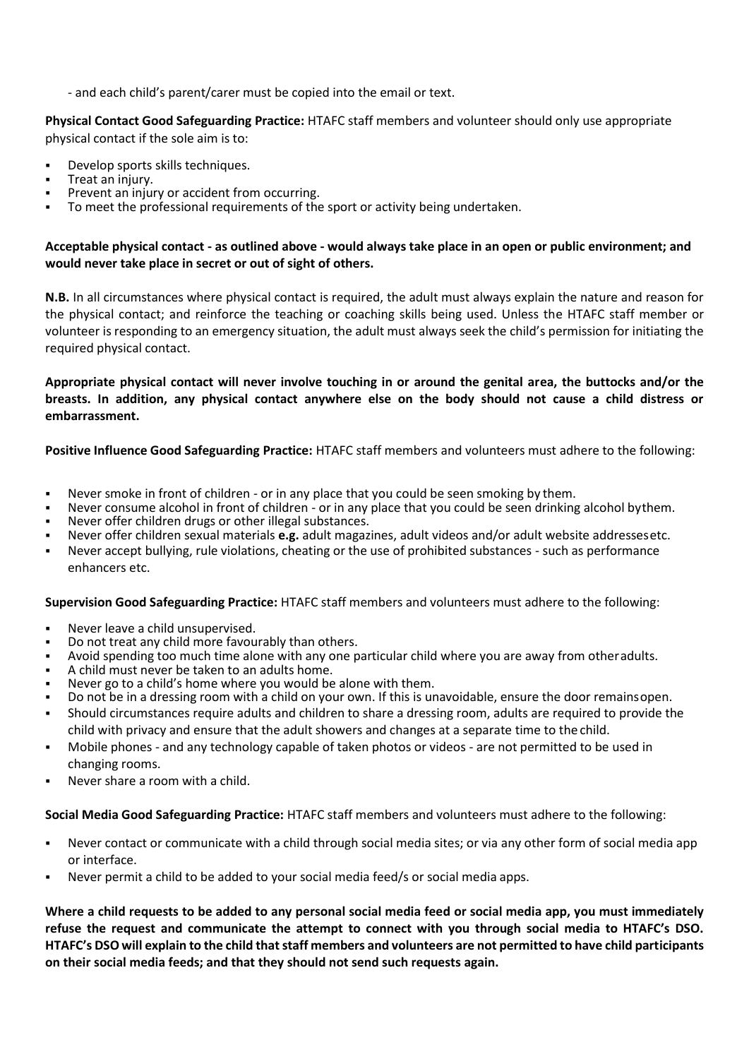- and each child's parent/carer must be copied into the email or text.

**Physical Contact Good Safeguarding Practice:** HTAFC staff members and volunteer should only use appropriate physical contact if the sole aim is to:

- Develop sports skills techniques.
- Treat an injury.
- Prevent an injury or accident from occurring.
- To meet the professional requirements of the sport or activity being undertaken.

**Acceptable physical contact - as outlined above - would always take place in an open or public environment; and would never take place in secret or out of sight of others.**

**N.B.** In all circumstances where physical contact is required, the adult must always explain the nature and reason for the physical contact; and reinforce the teaching or coaching skills being used. Unless the HTAFC staff member or volunteer is responding to an emergency situation, the adult must always seek the child's permission for initiating the required physical contact.

**Appropriate physical contact will never involve touching in or around the genital area, the buttocks and/or the breasts. In addition, any physical contact anywhere else on the body should not cause a child distress or embarrassment.**

**Positive Influence Good Safeguarding Practice:** HTAFC staff members and volunteers must adhere to the following:

- Never smoke in front of children - or in any place that you could be seen smoking by them.
- Never consume alcohol in front of children - or in any place that you could be seen drinking alcohol by them.
- Never offer children drugs or other illegal substances.
- Never offer children sexual materials **e.g.** adult magazines, adult videos and/or adult website addresses etc.
- Never accept bullying, rule violations, cheating or the use of prohibited substances - such as performance enhancers etc.

**Supervision Good Safeguarding Practice:** HTAFC staff members and volunteers must adhere to the following:

- Never leave a child unsupervised.
- Do not treat any child more favourably than others.
- Avoid spending too much time alone with any one particular child where you are away from other adults.
- A child must never be taken to an adults home.
- Never go to a child's home where you would be alone with them.
- Do not be in a dressing room with a child on your own. If this is unavoidable, ensure the door remains open.
- Should circumstances require adults and children to share a dressing room, adults are required to provide the child with privacy and ensure that the adult showers and changes at a separate time to the child.
- Mobile phones - and any technology capable of taken photos or videos - are not permitted to be used in changing rooms.
- Never share a room with a child.

**Social Media Good Safeguarding Practice:** HTAFC staff members and volunteers must adhere to the following:

- Never contact or communicate with a child through social media sites; or via any other form of social media app or interface.
- Never permit a child to be added to your social media feed/s or social media apps.

**Where a child requests to be added to any personal social media feed or social media app, you must immediately refuse the request and communicate the attempt to connect with you through social media to HTAFC's DSO. HTAFC's DSO will explain to the child that staff members and volunteers are not permitted to have child participants on their social media feeds; and that they should not send such requests again.**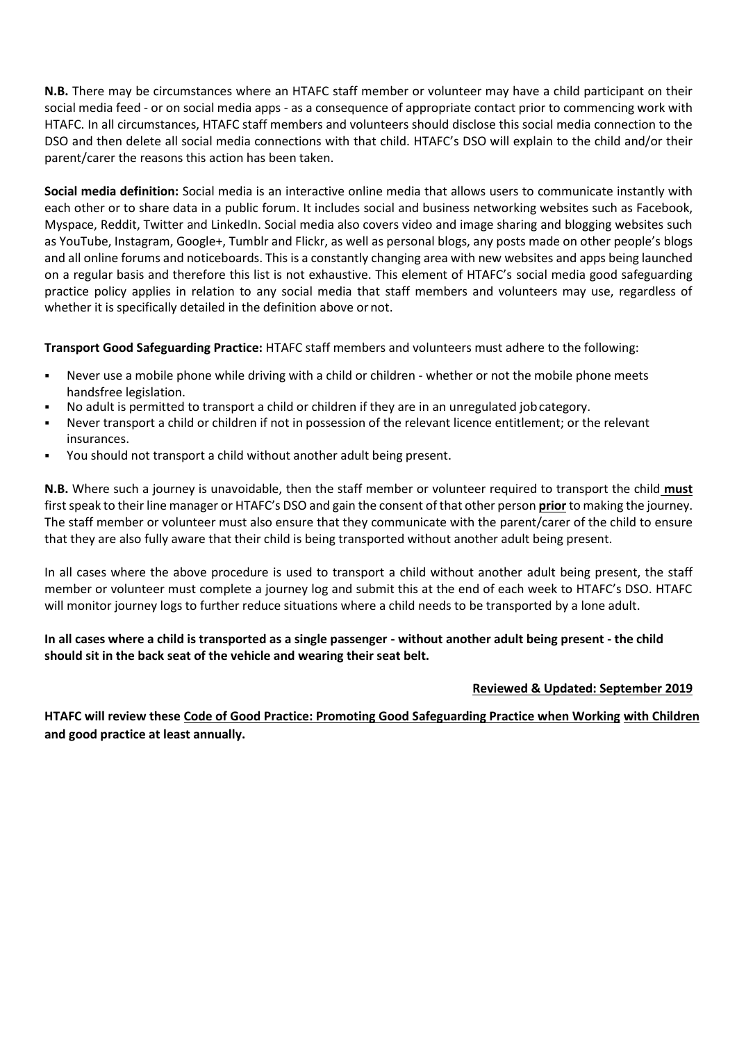**N.B.** There may be circumstances where an HTAFC staff member or volunteer may have a child participant on their social media feed - or on social media apps - as a consequence of appropriate contact prior to commencing work with HTAFC. In all circumstances, HTAFC staff members and volunteers should disclose this social media connection to the DSO and then delete all social media connections with that child. HTAFC's DSO will explain to the child and/or their parent/carer the reasons this action has been taken.

**Social media definition:** Social media is an interactive online media that allows users to communicate instantly with each other or to share data in a public forum. It includes social and business networking websites such as Facebook, Myspace, Reddit, Twitter and LinkedIn. Social media also covers video and image sharing and blogging websites such as YouTube, Instagram, Google+, Tumblr and Flickr, as well as personal blogs, any posts made on other people's blogs and all online forums and noticeboards. This is a constantly changing area with new websites and apps being launched on a regular basis and therefore this list is not exhaustive. This element of HTAFC's social media good safeguarding practice policy applies in relation to any social media that staff members and volunteers may use, regardless of whether it is specifically detailed in the definition above or not.

**Transport Good Safeguarding Practice:** HTAFC staff members and volunteers must adhere to the following:

- Never use a mobile phone while driving with a child or children - whether or not the mobile phone meets handsfree legislation.
- No adult is permitted to transport a child or children if they are in an unregulated job category.
- Never transport a child or children if not in possession of the relevant licence entitlement; or the relevant insurances.
- You should not transport a child without another adult being present.

**N.B.** Where such a journey is unavoidable, then the staff member or volunteer required to transport the child **must** first speak to their line manager or HTAFC's DSO and gain the consent of that other person **prior** to making the journey. The staff member or volunteer must also ensure that they communicate with the parent/carer of the child to ensure that they are also fully aware that their child is being transported without another adult being present.

In all cases where the above procedure is used to transport a child without another adult being present, the staff member or volunteer must complete a journey log and submit this at the end of each week to HTAFC's DSO. HTAFC will monitor journey logs to further reduce situations where a child needs to be transported by a lone adult.

**In all cases where a child is transported as a single passenger - without another adult being present - the child should sit in the back seat of the vehicle and wearing their seat belt.**

**Reviewed & Updated: September 2019**

**HTAFC will review these Code of Good Practice: Promoting Good Safeguarding Practice when Working with Children and good practice at least annually.**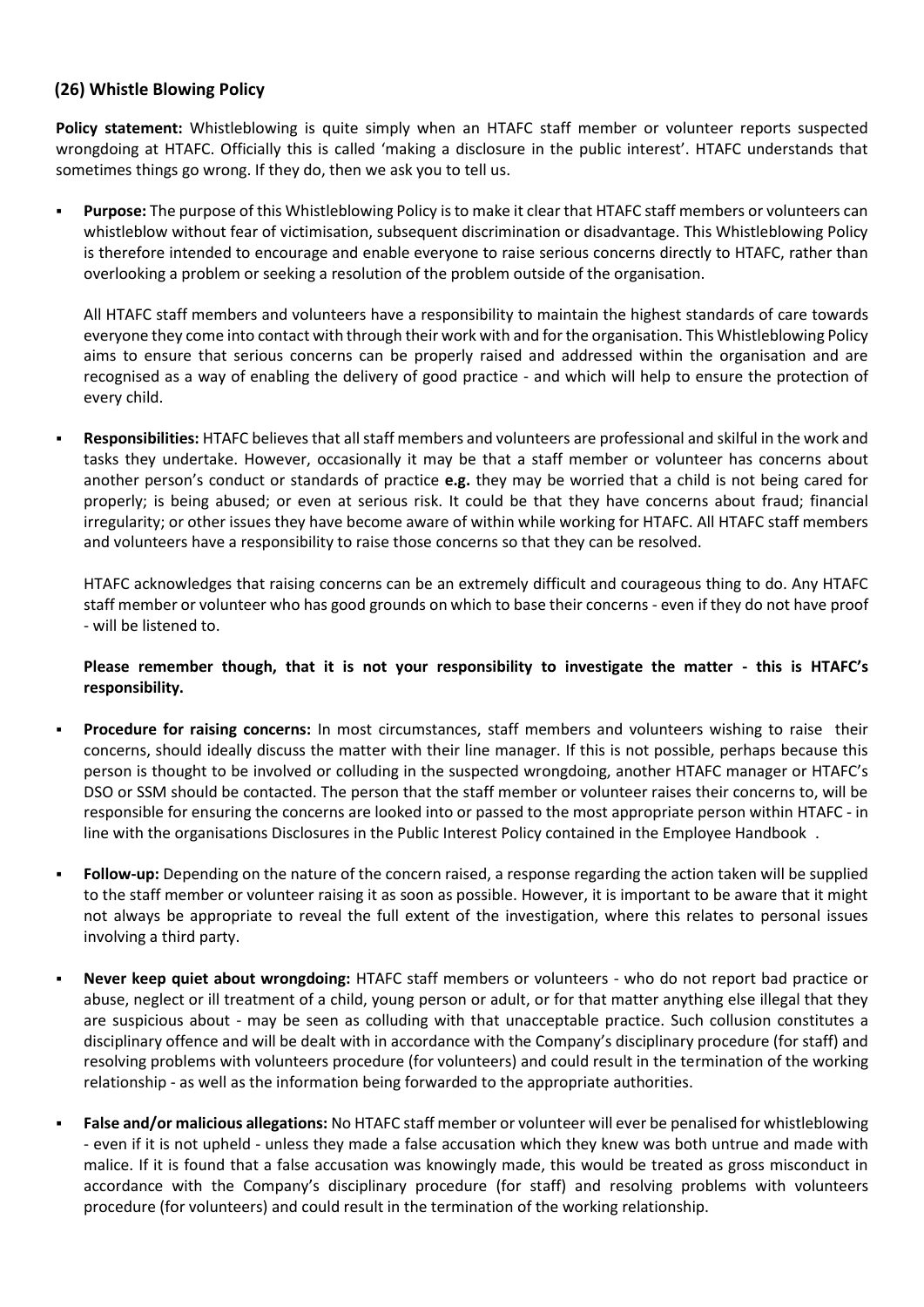### (26) Whistle Blowing Policy

**Policy statement:** Whistleblowing is quite simply when an HTAFC staff member or volunteer reports suspected wrongdoing at HTAFC. Officially this is called 'making a disclosure in the public interest'. HTAFC understands that sometimes things go wrong. If they do, then we ask you to tell us.

- **Purpose:** The purpose of this Whistleblowing Policy is to make it clear that HTAFC staff members or volunteers can whistleblow without fear of victimisation, subsequent discrimination or disadvantage. This Whistleblowing Policy is therefore intended to encourage and enable everyone to raise serious concerns directly to HTAFC, rather than overlooking a problem or seeking a resolution of the problem outside of the organisation.

  All HTAFC staff members and volunteers have a responsibility to maintain the highest standards of care towards everyone they come into contact with through their work with and for the organisation. This Whistleblowing Policy aims to ensure that serious concerns can be properly raised and addressed within the organisation and are recognised as a way of enabling the delivery of good practice - and which will help to ensure the protection of every child.

- **Responsibilities:** HTAFC believes that all staff members and volunteers are professional and skilful in the work and tasks they undertake. However, occasionally it may be that a staff member or volunteer has concerns about another person's conduct or standards of practice **e.g.** they may be worried that a child is not being cared for properly; is being abused; or even at serious risk. It could be that they have concerns about fraud; financial irregularity; or other issues they have become aware of within while working for HTAFC. All HTAFC staff members and volunteers have a responsibility to raise those concerns so that they can be resolved.

  HTAFC acknowledges that raising concerns can be an extremely difficult and courageous thing to do. Any HTAFC staff member or volunteer who has good grounds on which to base their concerns - even if they do not have proof - will be listened to.

  **Please remember though, that it is not your responsibility to investigate the matter - this is HTAFC's responsibility.**

- **Procedure for raising concerns:** In most circumstances, staff members and volunteers wishing to raise their concerns, should ideally discuss the matter with their line manager. If this is not possible, perhaps because this person is thought to be involved or colluding in the suspected wrongdoing, another HTAFC manager or HTAFC's DSO or SSM should be contacted. The person that the staff member or volunteer raises their concerns to, will be responsible for ensuring the concerns are looked into or passed to the most appropriate person within HTAFC - in line with the organisations Disclosures in the Public Interest Policy contained in the Employee Handbook .

- **Follow-up:** Depending on the nature of the concern raised, a response regarding the action taken will be supplied to the staff member or volunteer raising it as soon as possible. However, it is important to be aware that it might not always be appropriate to reveal the full extent of the investigation, where this relates to personal issues involving a third party.

- **Never keep quiet about wrongdoing:** HTAFC staff members or volunteers - who do not report bad practice or abuse, neglect or ill treatment of a child, young person or adult, or for that matter anything else illegal that they are suspicious about - may be seen as colluding with that unacceptable practice. Such collusion constitutes a disciplinary offence and will be dealt with in accordance with the Company's disciplinary procedure (for staff) and resolving problems with volunteers procedure (for volunteers) and could result in the termination of the working relationship - as well as the information being forwarded to the appropriate authorities.

- **False and/or malicious allegations:** No HTAFC staff member or volunteer will ever be penalised for whistleblowing - even if it is not upheld - unless they made a false accusation which they knew was both untrue and made with malice. If it is found that a false accusation was knowingly made, this would be treated as gross misconduct in accordance with the Company's disciplinary procedure (for staff) and resolving problems with volunteers procedure (for volunteers) and could result in the termination of the working relationship.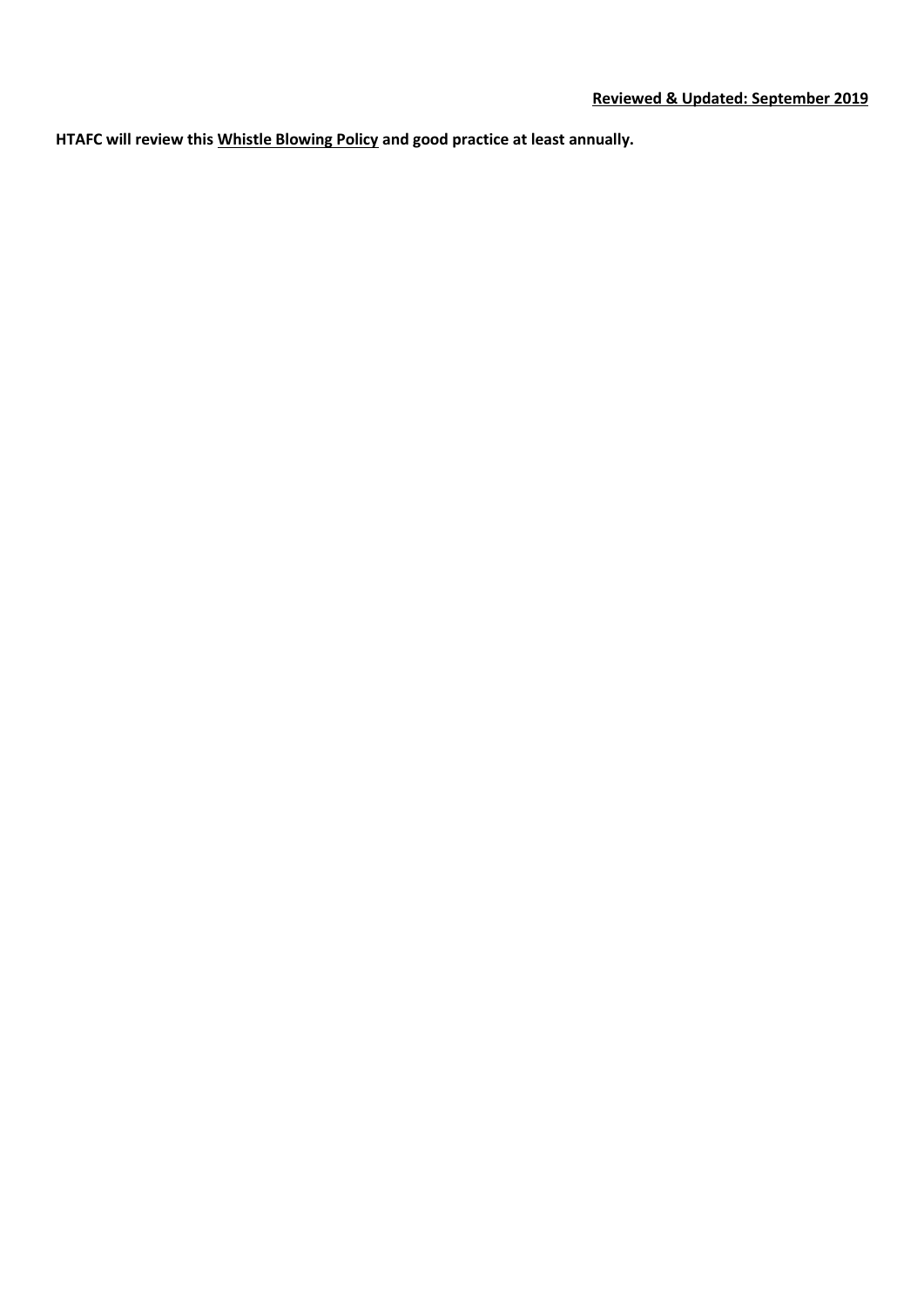**<u>Reviewed & Updated: September 2019</u>**

**HTAFC will review this <u>Whistle Blowing Policy</u> and good practice at least annually.**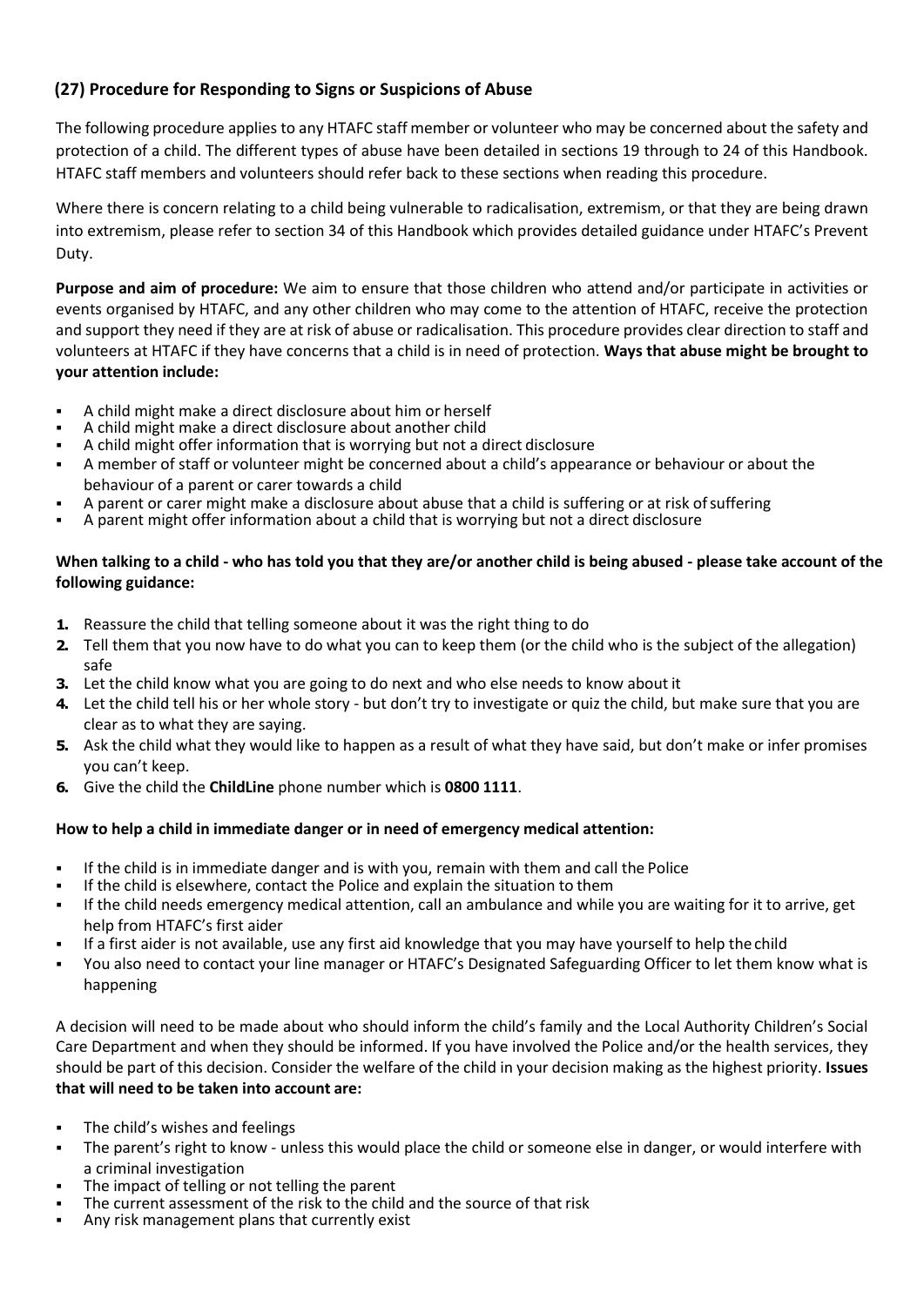### (27) Procedure for Responding to Signs or Suspicions of Abuse

The following procedure applies to any HTAFC staff member or volunteer who may be concerned about the safety and protection of a child. The different types of abuse have been detailed in sections 19 through to 24 of this Handbook. HTAFC staff members and volunteers should refer back to these sections when reading this procedure.

Where there is concern relating to a child being vulnerable to radicalisation, extremism, or that they are being drawn into extremism, please refer to section 34 of this Handbook which provides detailed guidance under HTAFC's Prevent Duty.

**Purpose and aim of procedure:** We aim to ensure that those children who attend and/or participate in activities or events organised by HTAFC, and any other children who may come to the attention of HTAFC, receive the protection and support they need if they are at risk of abuse or radicalisation. This procedure provides clear direction to staff and volunteers at HTAFC if they have concerns that a child is in need of protection. **Ways that abuse might be brought to your attention include:**

- A child might make a direct disclosure about him or herself
- A child might make a direct disclosure about another child
- A child might offer information that is worrying but not a direct disclosure
- A member of staff or volunteer might be concerned about a child's appearance or behaviour or about the behaviour of a parent or carer towards a child
- A parent or carer might make a disclosure about abuse that a child is suffering or at risk of suffering
- A parent might offer information about a child that is worrying but not a direct disclosure

**When talking to a child - who has told you that they are/or another child is being abused - please take account of the following guidance:**

1. Reassure the child that telling someone about it was the right thing to do
2. Tell them that you now have to do what you can to keep them (or the child who is the subject of the allegation) safe
3. Let the child know what you are going to do next and who else needs to know about it
4. Let the child tell his or her whole story - but don't try to investigate or quiz the child, but make sure that you are clear as to what they are saying.
5. Ask the child what they would like to happen as a result of what they have said, but don't make or infer promises you can't keep.
6. Give the child the **ChildLine** phone number which is **0800 1111**.

**How to help a child in immediate danger or in need of emergency medical attention:**

- If the child is in immediate danger and is with you, remain with them and call the Police
- If the child is elsewhere, contact the Police and explain the situation to them
- If the child needs emergency medical attention, call an ambulance and while you are waiting for it to arrive, get help from HTAFC's first aider
- If a first aider is not available, use any first aid knowledge that you may have yourself to help the child
- You also need to contact your line manager or HTAFC's Designated Safeguarding Officer to let them know what is happening

A decision will need to be made about who should inform the child's family and the Local Authority Children's Social Care Department and when they should be informed. If you have involved the Police and/or the health services, they should be part of this decision. Consider the welfare of the child in your decision making as the highest priority. **Issues that will need to be taken into account are:**

- The child's wishes and feelings
- The parent's right to know - unless this would place the child or someone else in danger, or would interfere with a criminal investigation
- The impact of telling or not telling the parent
- The current assessment of the risk to the child and the source of that risk
- Any risk management plans that currently exist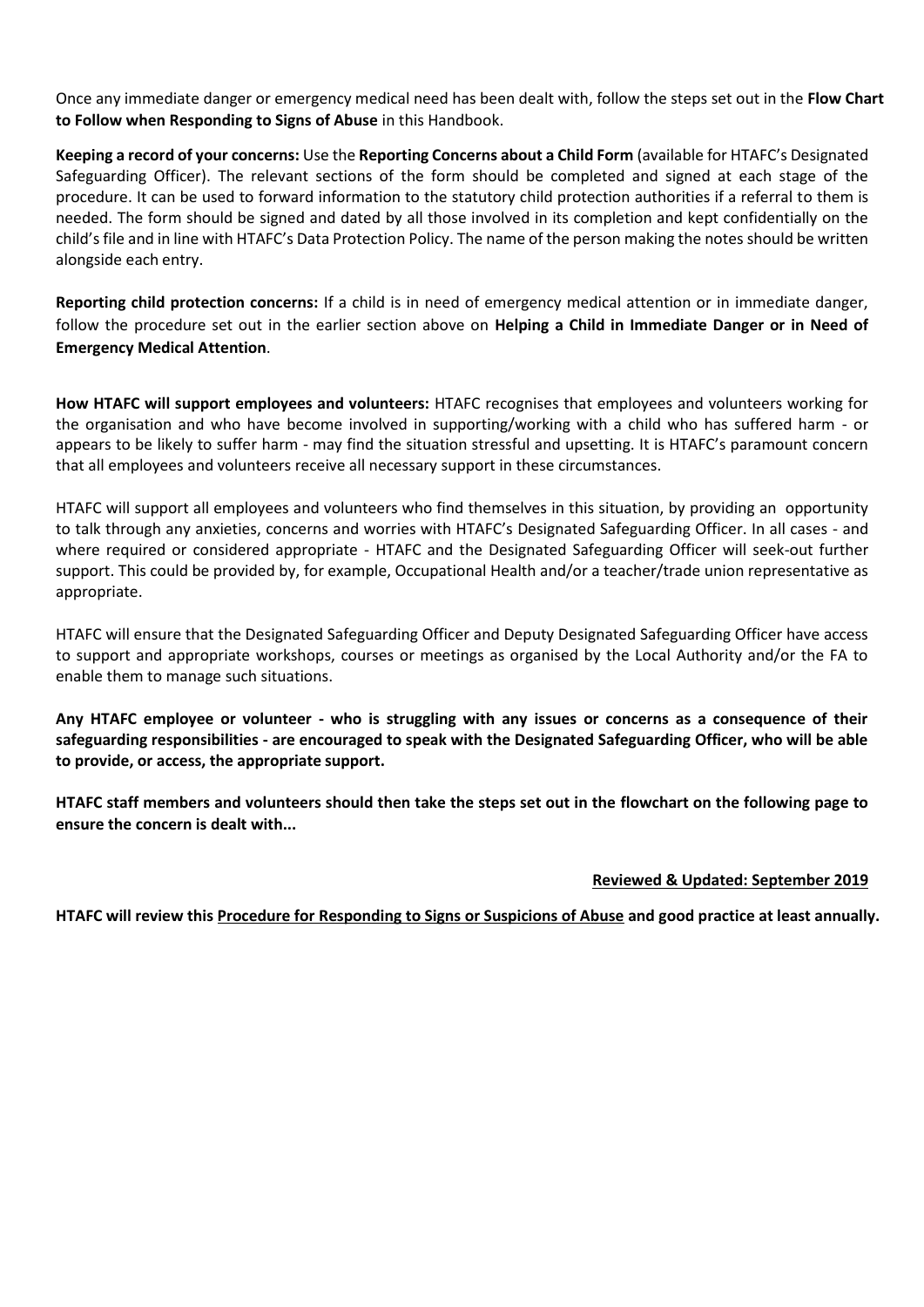Once any immediate danger or emergency medical need has been dealt with, follow the steps set out in the **Flow Chart to Follow when Responding to Signs of Abuse** in this Handbook.

**Keeping a record of your concerns:** Use the **Reporting Concerns about a Child Form** (available for HTAFC's Designated Safeguarding Officer). The relevant sections of the form should be completed and signed at each stage of the procedure. It can be used to forward information to the statutory child protection authorities if a referral to them is needed. The form should be signed and dated by all those involved in its completion and kept confidentially on the child's file and in line with HTAFC's Data Protection Policy. The name of the person making the notes should be written alongside each entry.

**Reporting child protection concerns:** If a child is in need of emergency medical attention or in immediate danger, follow the procedure set out in the earlier section above on **Helping a Child in Immediate Danger or in Need of Emergency Medical Attention**.

**How HTAFC will support employees and volunteers:** HTAFC recognises that employees and volunteers working for the organisation and who have become involved in supporting/working with a child who has suffered harm - or appears to be likely to suffer harm - may find the situation stressful and upsetting. It is HTAFC's paramount concern that all employees and volunteers receive all necessary support in these circumstances.

HTAFC will support all employees and volunteers who find themselves in this situation, by providing an opportunity to talk through any anxieties, concerns and worries with HTAFC's Designated Safeguarding Officer. In all cases - and where required or considered appropriate - HTAFC and the Designated Safeguarding Officer will seek-out further support. This could be provided by, for example, Occupational Health and/or a teacher/trade union representative as appropriate.

HTAFC will ensure that the Designated Safeguarding Officer and Deputy Designated Safeguarding Officer have access to support and appropriate workshops, courses or meetings as organised by the Local Authority and/or the FA to enable them to manage such situations.

**Any HTAFC employee or volunteer - who is struggling with any issues or concerns as a consequence of their safeguarding responsibilities - are encouraged to speak with the Designated Safeguarding Officer, who will be able to provide, or access, the appropriate support.**

**HTAFC staff members and volunteers should then take the steps set out in the flowchart on the following page to ensure the concern is dealt with...**

**Reviewed & Updated: September 2019**

**HTAFC will review this Procedure for Responding to Signs or Suspicions of Abuse and good practice at least annually.**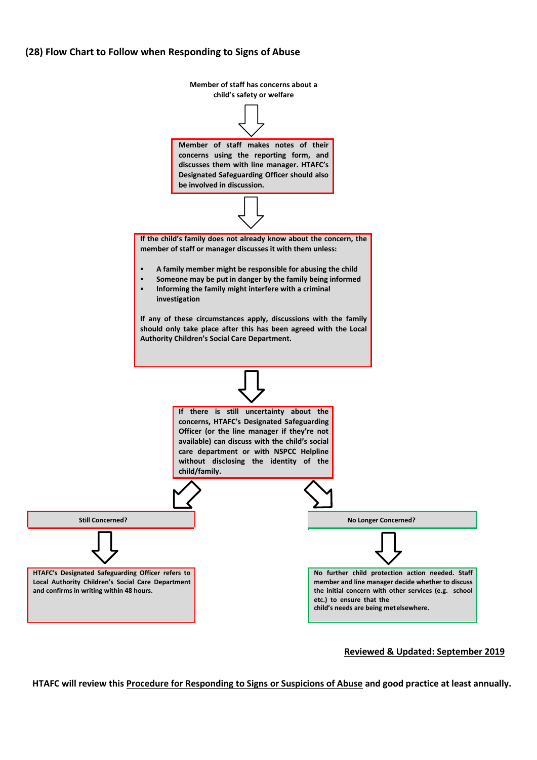## (28) Flow Chart to Follow when Responding to Signs of Abuse

**Member of staff has concerns about a child's safety or welfare**

↓

**Member of staff makes notes of their concerns using the reporting form, and discusses them with line manager. HTAFC's Designated Safeguarding Officer should also be involved in discussion.**

↓

**If the child's family does not already know about the concern, the member of staff or manager discusses it with them unless:**

- **A family member might be responsible for abusing the child**
- **Someone may be put in danger by the family being informed**
- **Informing the family might interfere with a criminal investigation**

**If any of these circumstances apply, discussions with the family should only take place after this has been agreed with the Local Authority Children's Social Care Department.**

↓

**If there is still uncertainty about the concerns, HTAFC's Designated Safeguarding Officer (or the line manager if they're not available) can discuss with the child's social care department or with NSPCC Helpline without disclosing the identity of the child/family.**

↙ ↘

**Still Concerned?**

↓

**HTAFC's Designated Safeguarding Officer refers to Local Authority Children's Social Care Department and confirms in writing within 48 hours.**

**No Longer Concerned?**

↓

**No further child protection action needed. Staff member and line manager decide whether to discuss the initial concern with other services (e.g. school etc.) to ensure that the child's needs are being met elsewhere.**

**Reviewed & Updated: September 2019**

**HTAFC will review this Procedure for Responding to Signs or Suspicions of Abuse and good practice at least annually.**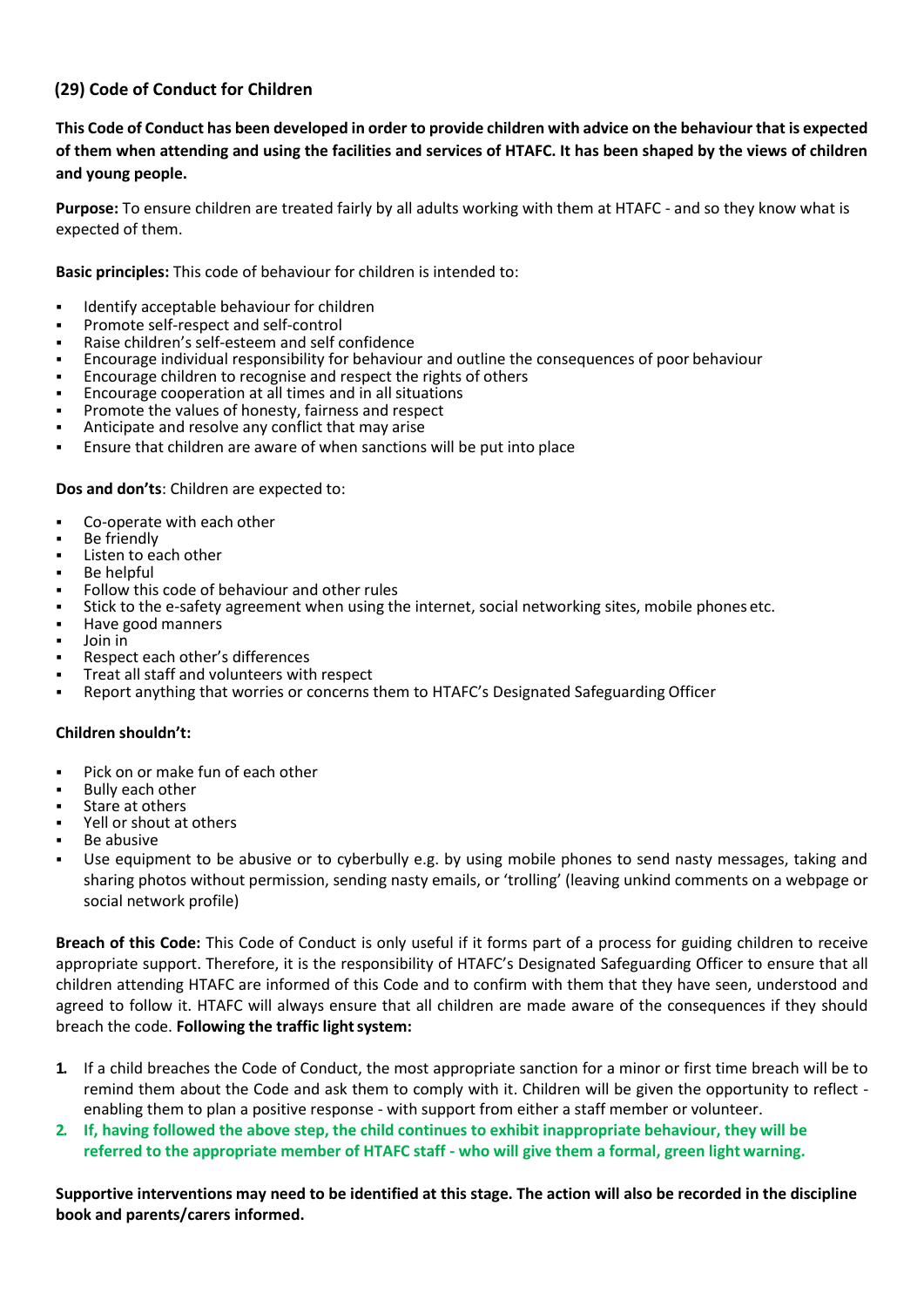### (29) Code of Conduct for Children

**This Code of Conduct has been developed in order to provide children with advice on the behaviour that is expected of them when attending and using the facilities and services of HTAFC. It has been shaped by the views of children and young people.**

**Purpose:** To ensure children are treated fairly by all adults working with them at HTAFC - and so they know what is expected of them.

**Basic principles:** This code of behaviour for children is intended to:

- Identify acceptable behaviour for children
- Promote self-respect and self-control
- Raise children's self-esteem and self confidence
- Encourage individual responsibility for behaviour and outline the consequences of poor behaviour
- Encourage children to recognise and respect the rights of others
- Encourage cooperation at all times and in all situations
- Promote the values of honesty, fairness and respect
- Anticipate and resolve any conflict that may arise
- Ensure that children are aware of when sanctions will be put into place

**Dos and don'ts**: Children are expected to:

- Co-operate with each other
- Be friendly
- Listen to each other
- Be helpful
- Follow this code of behaviour and other rules
- Stick to the e-safety agreement when using the internet, social networking sites, mobile phones etc.
- Have good manners
- Join in
- Respect each other's differences
- Treat all staff and volunteers with respect
- Report anything that worries or concerns them to HTAFC's Designated Safeguarding Officer

**Children shouldn't:**

- Pick on or make fun of each other
- Bully each other
- Stare at others
- Yell or shout at others
- Be abusive
- Use equipment to be abusive or to cyberbully e.g. by using mobile phones to send nasty messages, taking and sharing photos without permission, sending nasty emails, or 'trolling' (leaving unkind comments on a webpage or social network profile)

**Breach of this Code:** This Code of Conduct is only useful if it forms part of a process for guiding children to receive appropriate support. Therefore, it is the responsibility of HTAFC's Designated Safeguarding Officer to ensure that all children attending HTAFC are informed of this Code and to confirm with them that they have seen, understood and agreed to follow it. HTAFC will always ensure that all children are made aware of the consequences if they should breach the code. **Following the traffic light system:**

1. If a child breaches the Code of Conduct, the most appropriate sanction for a minor or first time breach will be to remind them about the Code and ask them to comply with it. Children will be given the opportunity to reflect - enabling them to plan a positive response - with support from either a staff member or volunteer.
2. **If, having followed the above step, the child continues to exhibit inappropriate behaviour, they will be referred to the appropriate member of HTAFC staff - who will give them a formal, green light warning.**

**Supportive interventions may need to be identified at this stage. The action will also be recorded in the discipline book and parents/carers informed.**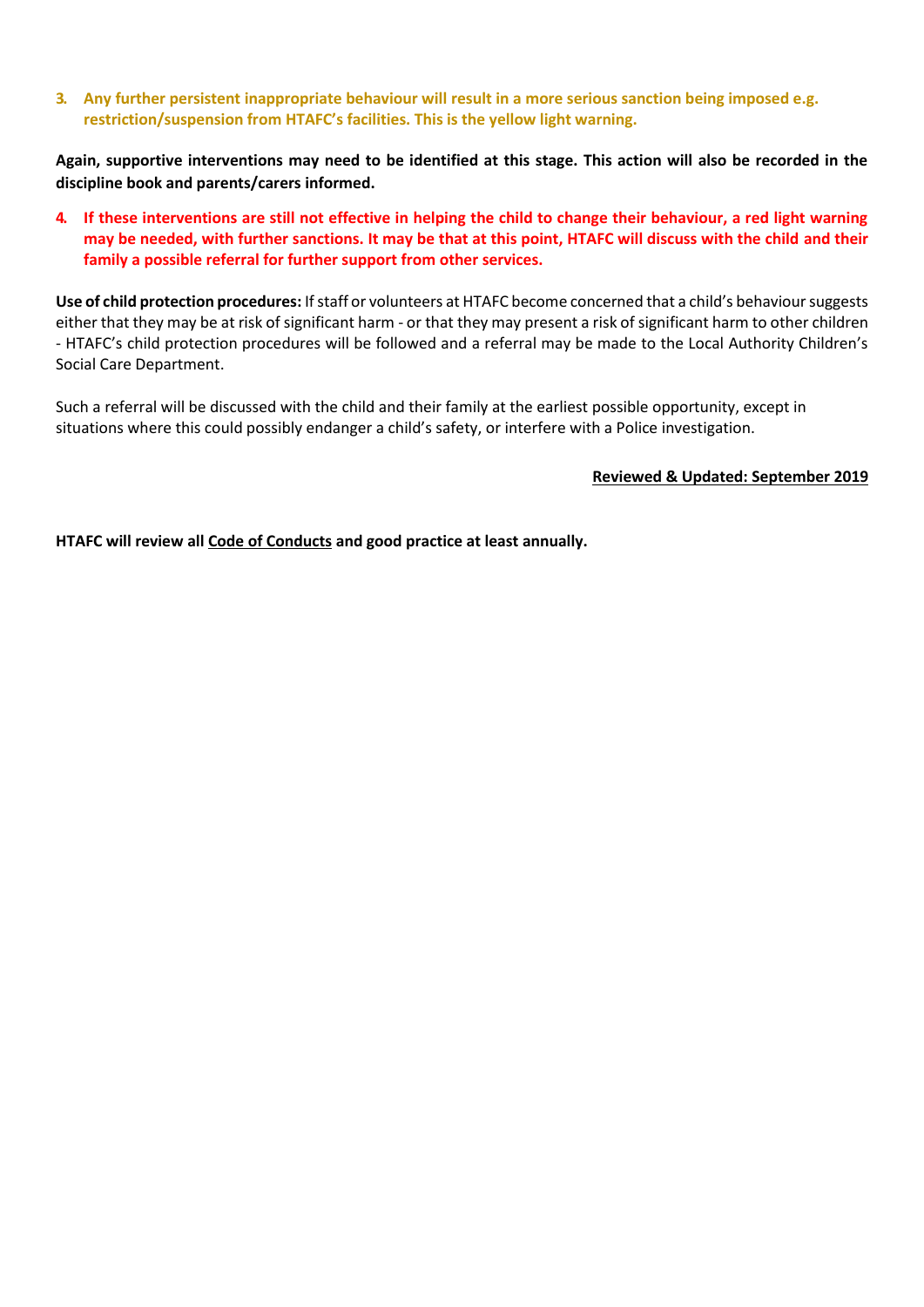3. **Any further persistent inappropriate behaviour will result in a more serious sanction being imposed e.g. restriction/suspension from HTAFC's facilities. This is the yellow light warning.**

**Again, supportive interventions may need to be identified at this stage. This action will also be recorded in the discipline book and parents/carers informed.**

4. **If these interventions are still not effective in helping the child to change their behaviour, a red light warning may be needed, with further sanctions. It may be that at this point, HTAFC will discuss with the child and their family a possible referral for further support from other services.**

**Use of child protection procedures:** If staff or volunteers at HTAFC become concerned that a child's behaviour suggests either that they may be at risk of significant harm - or that they may present a risk of significant harm to other children - HTAFC's child protection procedures will be followed and a referral may be made to the Local Authority Children's Social Care Department.

Such a referral will be discussed with the child and their family at the earliest possible opportunity, except in situations where this could possibly endanger a child's safety, or interfere with a Police investigation.

**Reviewed & Updated: September 2019**

**HTAFC will review all Code of Conducts and good practice at least annually.**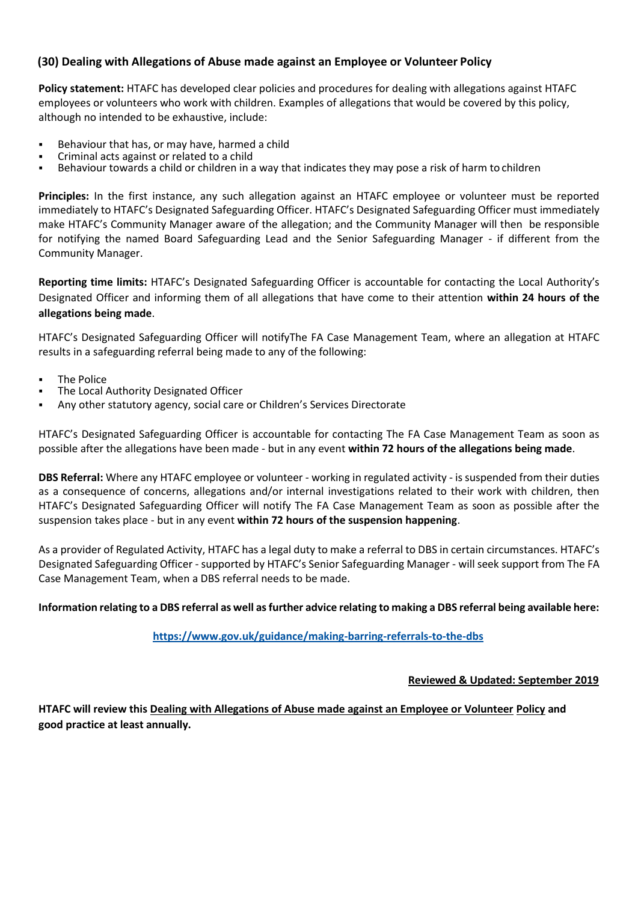## (30) Dealing with Allegations of Abuse made against an Employee or Volunteer Policy

**Policy statement:** HTAFC has developed clear policies and procedures for dealing with allegations against HTAFC employees or volunteers who work with children. Examples of allegations that would be covered by this policy, although no intended to be exhaustive, include:

- Behaviour that has, or may have, harmed a child
- Criminal acts against or related to a child
- Behaviour towards a child or children in a way that indicates they may pose a risk of harm to children

**Principles:** In the first instance, any such allegation against an HTAFC employee or volunteer must be reported immediately to HTAFC's Designated Safeguarding Officer. HTAFC's Designated Safeguarding Officer must immediately make HTAFC's Community Manager aware of the allegation; and the Community Manager will then be responsible for notifying the named Board Safeguarding Lead and the Senior Safeguarding Manager - if different from the Community Manager.

**Reporting time limits:** HTAFC's Designated Safeguarding Officer is accountable for contacting the Local Authority's Designated Officer and informing them of all allegations that have come to their attention **within 24 hours of the allegations being made**.

HTAFC's Designated Safeguarding Officer will notifyThe FA Case Management Team, where an allegation at HTAFC results in a safeguarding referral being made to any of the following:

- The Police
- The Local Authority Designated Officer
- Any other statutory agency, social care or Children's Services Directorate

HTAFC's Designated Safeguarding Officer is accountable for contacting The FA Case Management Team as soon as possible after the allegations have been made - but in any event **within 72 hours of the allegations being made**.

**DBS Referral:** Where any HTAFC employee or volunteer - working in regulated activity - is suspended from their duties as a consequence of concerns, allegations and/or internal investigations related to their work with children, then HTAFC's Designated Safeguarding Officer will notify The FA Case Management Team as soon as possible after the suspension takes place - but in any event **within 72 hours of the suspension happening**.

As a provider of Regulated Activity, HTAFC has a legal duty to make a referral to DBS in certain circumstances. HTAFC's Designated Safeguarding Officer - supported by HTAFC's Senior Safeguarding Manager - will seek support from The FA Case Management Team, when a DBS referral needs to be made.

**Information relating to a DBS referral as well as further advice relating to making a DBS referral being available here:**

**https://www.gov.uk/guidance/making-barring-referrals-to-the-dbs**

**Reviewed & Updated: September 2019**

**HTAFC will review this Dealing with Allegations of Abuse made against an Employee or Volunteer Policy and good practice at least annually.**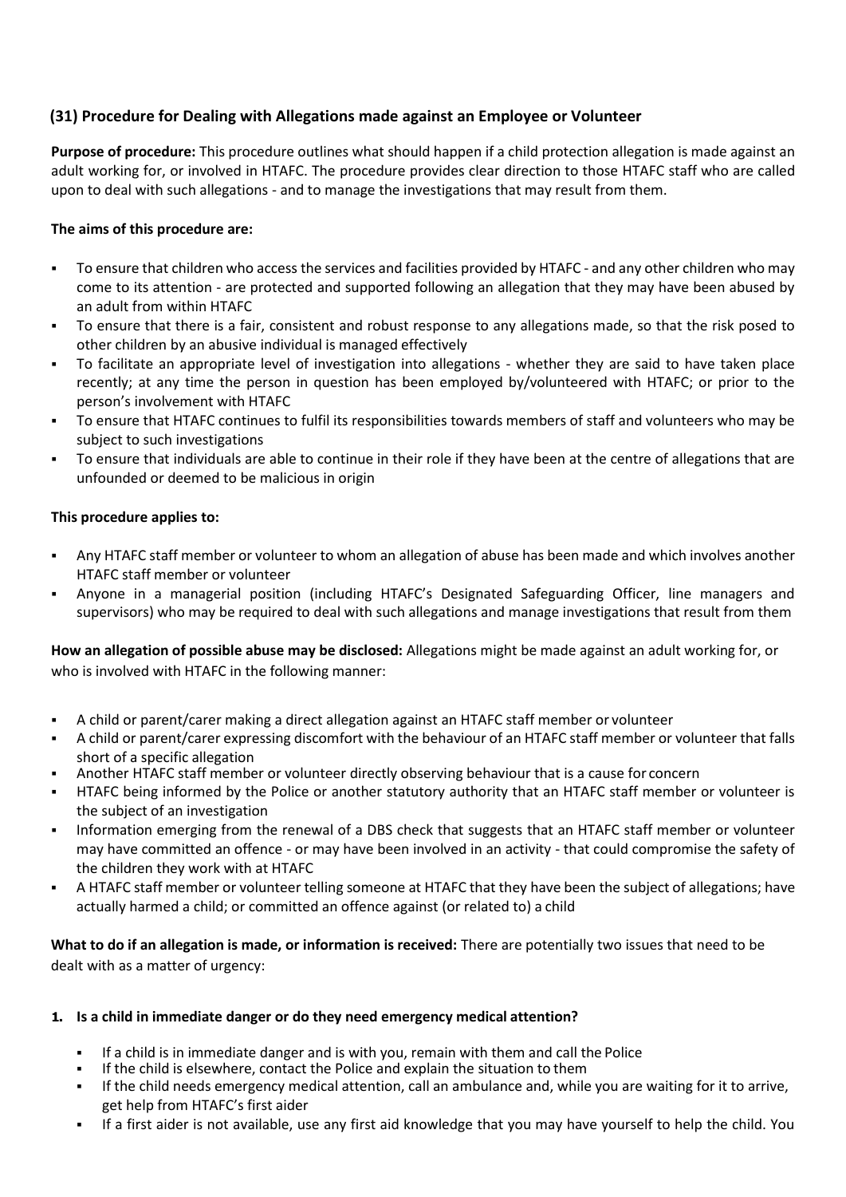## (31) Procedure for Dealing with Allegations made against an Employee or Volunteer

**Purpose of procedure:** This procedure outlines what should happen if a child protection allegation is made against an adult working for, or involved in HTAFC. The procedure provides clear direction to those HTAFC staff who are called upon to deal with such allegations - and to manage the investigations that may result from them.

**The aims of this procedure are:**

- To ensure that children who access the services and facilities provided by HTAFC - and any other children who may come to its attention - are protected and supported following an allegation that they may have been abused by an adult from within HTAFC
- To ensure that there is a fair, consistent and robust response to any allegations made, so that the risk posed to other children by an abusive individual is managed effectively
- To facilitate an appropriate level of investigation into allegations - whether they are said to have taken place recently; at any time the person in question has been employed by/volunteered with HTAFC; or prior to the person's involvement with HTAFC
- To ensure that HTAFC continues to fulfil its responsibilities towards members of staff and volunteers who may be subject to such investigations
- To ensure that individuals are able to continue in their role if they have been at the centre of allegations that are unfounded or deemed to be malicious in origin

**This procedure applies to:**

- Any HTAFC staff member or volunteer to whom an allegation of abuse has been made and which involves another HTAFC staff member or volunteer
- Anyone in a managerial position (including HTAFC's Designated Safeguarding Officer, line managers and supervisors) who may be required to deal with such allegations and manage investigations that result from them

**How an allegation of possible abuse may be disclosed:** Allegations might be made against an adult working for, or who is involved with HTAFC in the following manner:

- A child or parent/carer making a direct allegation against an HTAFC staff member or volunteer
- A child or parent/carer expressing discomfort with the behaviour of an HTAFC staff member or volunteer that falls short of a specific allegation
- Another HTAFC staff member or volunteer directly observing behaviour that is a cause for concern
- HTAFC being informed by the Police or another statutory authority that an HTAFC staff member or volunteer is the subject of an investigation
- Information emerging from the renewal of a DBS check that suggests that an HTAFC staff member or volunteer may have committed an offence - or may have been involved in an activity - that could compromise the safety of the children they work with at HTAFC
- A HTAFC staff member or volunteer telling someone at HTAFC that they have been the subject of allegations; have actually harmed a child; or committed an offence against (or related to) a child

**What to do if an allegation is made, or information is received:** There are potentially two issues that need to be dealt with as a matter of urgency:

1. **Is a child in immediate danger or do they need emergency medical attention?**
   - If a child is in immediate danger and is with you, remain with them and call the Police
   - If the child is elsewhere, contact the Police and explain the situation to them
   - If the child needs emergency medical attention, call an ambulance and, while you are waiting for it to arrive, get help from HTAFC's first aider
   - If a first aider is not available, use any first aid knowledge that you may have yourself to help the child. You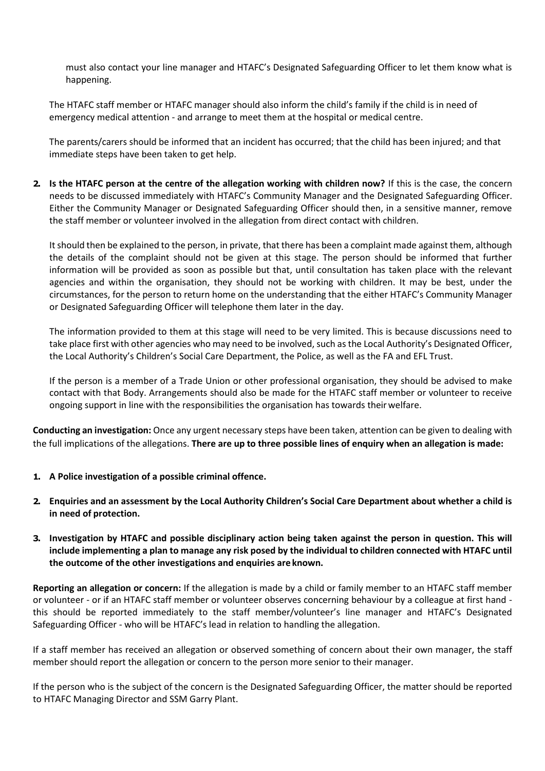must also contact your line manager and HTAFC's Designated Safeguarding Officer to let them know what is happening.

The HTAFC staff member or HTAFC manager should also inform the child's family if the child is in need of emergency medical attention - and arrange to meet them at the hospital or medical centre.

The parents/carers should be informed that an incident has occurred; that the child has been injured; and that immediate steps have been taken to get help.

2. **Is the HTAFC person at the centre of the allegation working with children now?** If this is the case, the concern needs to be discussed immediately with HTAFC's Community Manager and the Designated Safeguarding Officer. Either the Community Manager or Designated Safeguarding Officer should then, in a sensitive manner, remove the staff member or volunteer involved in the allegation from direct contact with children.

   It should then be explained to the person, in private, that there has been a complaint made against them, although the details of the complaint should not be given at this stage. The person should be informed that further information will be provided as soon as possible but that, until consultation has taken place with the relevant agencies and within the organisation, they should not be working with children. It may be best, under the circumstances, for the person to return home on the understanding that the either HTAFC's Community Manager or Designated Safeguarding Officer will telephone them later in the day.

   The information provided to them at this stage will need to be very limited. This is because discussions need to take place first with other agencies who may need to be involved, such as the Local Authority's Designated Officer, the Local Authority's Children's Social Care Department, the Police, as well as the FA and EFL Trust.

   If the person is a member of a Trade Union or other professional organisation, they should be advised to make contact with that Body. Arrangements should also be made for the HTAFC staff member or volunteer to receive ongoing support in line with the responsibilities the organisation has towards their welfare.

**Conducting an investigation:** Once any urgent necessary steps have been taken, attention can be given to dealing with the full implications of the allegations. **There are up to three possible lines of enquiry when an allegation is made:**

1. **A Police investigation of a possible criminal offence.**
2. **Enquiries and an assessment by the Local Authority Children's Social Care Department about whether a child is in need of protection.**
3. **Investigation by HTAFC and possible disciplinary action being taken against the person in question. This will include implementing a plan to manage any risk posed by the individual to children connected with HTAFC until the outcome of the other investigations and enquiries are known.**

**Reporting an allegation or concern:** If the allegation is made by a child or family member to an HTAFC staff member or volunteer - or if an HTAFC staff member or volunteer observes concerning behaviour by a colleague at first hand - this should be reported immediately to the staff member/volunteer's line manager and HTAFC's Designated Safeguarding Officer - who will be HTAFC's lead in relation to handling the allegation.

If a staff member has received an allegation or observed something of concern about their own manager, the staff member should report the allegation or concern to the person more senior to their manager.

If the person who is the subject of the concern is the Designated Safeguarding Officer, the matter should be reported to HTAFC Managing Director and SSM Garry Plant.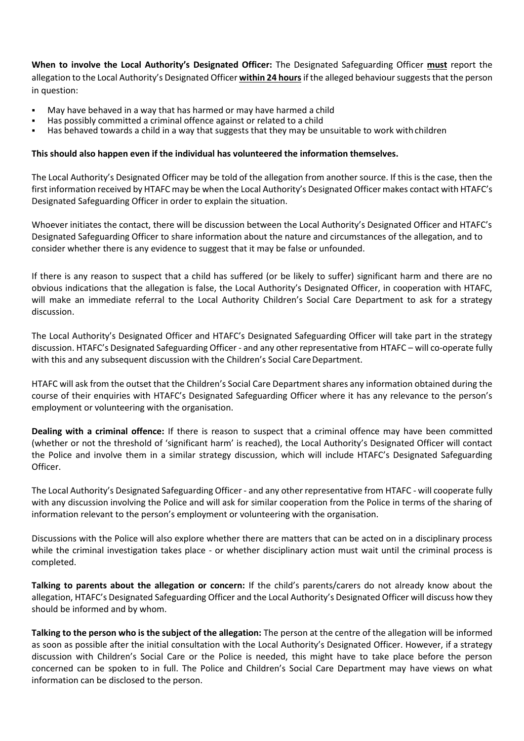**When to involve the Local Authority's Designated Officer:** The Designated Safeguarding Officer **must** report the allegation to the Local Authority's Designated Officer **within 24 hours** if the alleged behaviour suggests that the person in question:

- May have behaved in a way that has harmed or may have harmed a child
- Has possibly committed a criminal offence against or related to a child
- Has behaved towards a child in a way that suggests that they may be unsuitable to work with children

**This should also happen even if the individual has volunteered the information themselves.**

The Local Authority's Designated Officer may be told of the allegation from another source. If this is the case, then the first information received by HTAFC may be when the Local Authority's Designated Officer makes contact with HTAFC's Designated Safeguarding Officer in order to explain the situation.

Whoever initiates the contact, there will be discussion between the Local Authority's Designated Officer and HTAFC's Designated Safeguarding Officer to share information about the nature and circumstances of the allegation, and to consider whether there is any evidence to suggest that it may be false or unfounded.

If there is any reason to suspect that a child has suffered (or be likely to suffer) significant harm and there are no obvious indications that the allegation is false, the Local Authority's Designated Officer, in cooperation with HTAFC, will make an immediate referral to the Local Authority Children's Social Care Department to ask for a strategy discussion.

The Local Authority's Designated Officer and HTAFC's Designated Safeguarding Officer will take part in the strategy discussion. HTAFC's Designated Safeguarding Officer - and any other representative from HTAFC – will co-operate fully with this and any subsequent discussion with the Children's Social Care Department.

HTAFC will ask from the outset that the Children's Social Care Department shares any information obtained during the course of their enquiries with HTAFC's Designated Safeguarding Officer where it has any relevance to the person's employment or volunteering with the organisation.

**Dealing with a criminal offence:** If there is reason to suspect that a criminal offence may have been committed (whether or not the threshold of 'significant harm' is reached), the Local Authority's Designated Officer will contact the Police and involve them in a similar strategy discussion, which will include HTAFC's Designated Safeguarding Officer.

The Local Authority's Designated Safeguarding Officer - and any other representative from HTAFC - will cooperate fully with any discussion involving the Police and will ask for similar cooperation from the Police in terms of the sharing of information relevant to the person's employment or volunteering with the organisation.

Discussions with the Police will also explore whether there are matters that can be acted on in a disciplinary process while the criminal investigation takes place - or whether disciplinary action must wait until the criminal process is completed.

**Talking to parents about the allegation or concern:** If the child's parents/carers do not already know about the allegation, HTAFC's Designated Safeguarding Officer and the Local Authority's Designated Officer will discuss how they should be informed and by whom.

**Talking to the person who is the subject of the allegation:** The person at the centre of the allegation will be informed as soon as possible after the initial consultation with the Local Authority's Designated Officer. However, if a strategy discussion with Children's Social Care or the Police is needed, this might have to take place before the person concerned can be spoken to in full. The Police and Children's Social Care Department may have views on what information can be disclosed to the person.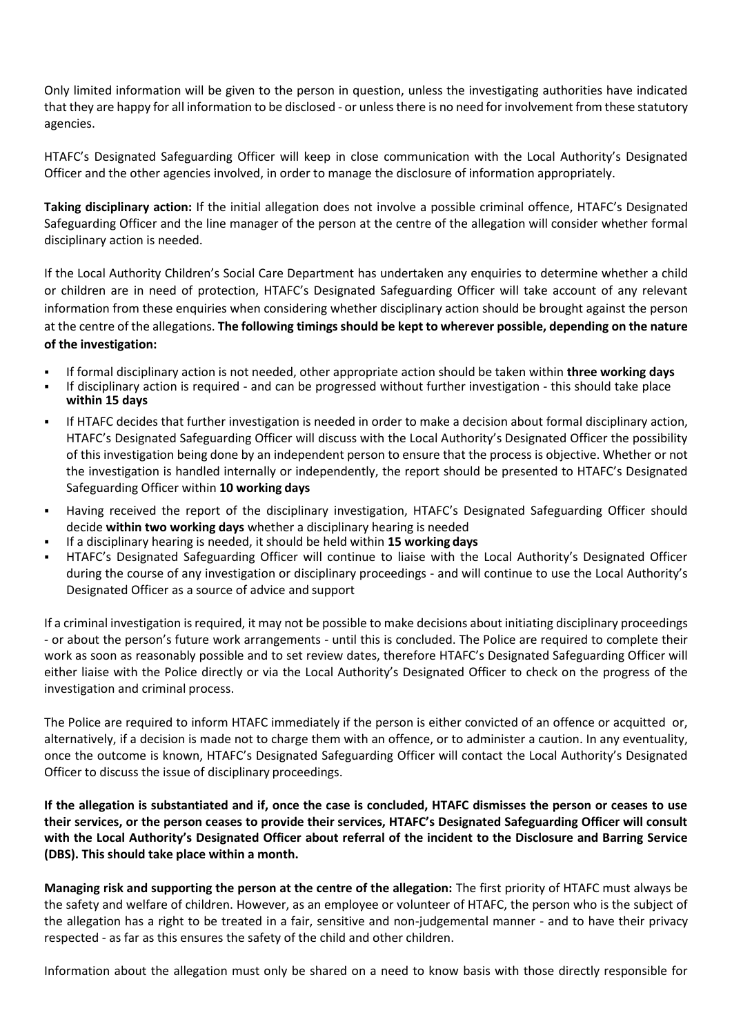Only limited information will be given to the person in question, unless the investigating authorities have indicated that they are happy for all information to be disclosed - or unless there is no need for involvement from these statutory agencies.

HTAFC's Designated Safeguarding Officer will keep in close communication with the Local Authority's Designated Officer and the other agencies involved, in order to manage the disclosure of information appropriately.

**Taking disciplinary action:** If the initial allegation does not involve a possible criminal offence, HTAFC's Designated Safeguarding Officer and the line manager of the person at the centre of the allegation will consider whether formal disciplinary action is needed.

If the Local Authority Children's Social Care Department has undertaken any enquiries to determine whether a child or children are in need of protection, HTAFC's Designated Safeguarding Officer will take account of any relevant information from these enquiries when considering whether disciplinary action should be brought against the person at the centre of the allegations. **The following timings should be kept to wherever possible, depending on the nature of the investigation:**

- If formal disciplinary action is not needed, other appropriate action should be taken within **three working days**
- If disciplinary action is required - and can be progressed without further investigation - this should take place **within 15 days**
- If HTAFC decides that further investigation is needed in order to make a decision about formal disciplinary action, HTAFC's Designated Safeguarding Officer will discuss with the Local Authority's Designated Officer the possibility of this investigation being done by an independent person to ensure that the process is objective. Whether or not the investigation is handled internally or independently, the report should be presented to HTAFC's Designated Safeguarding Officer within **10 working days**
- Having received the report of the disciplinary investigation, HTAFC's Designated Safeguarding Officer should decide **within two working days** whether a disciplinary hearing is needed
- If a disciplinary hearing is needed, it should be held within **15 working days**
- HTAFC's Designated Safeguarding Officer will continue to liaise with the Local Authority's Designated Officer during the course of any investigation or disciplinary proceedings - and will continue to use the Local Authority's Designated Officer as a source of advice and support

If a criminal investigation is required, it may not be possible to make decisions about initiating disciplinary proceedings - or about the person's future work arrangements - until this is concluded. The Police are required to complete their work as soon as reasonably possible and to set review dates, therefore HTAFC's Designated Safeguarding Officer will either liaise with the Police directly or via the Local Authority's Designated Officer to check on the progress of the investigation and criminal process.

The Police are required to inform HTAFC immediately if the person is either convicted of an offence or acquitted or, alternatively, if a decision is made not to charge them with an offence, or to administer a caution. In any eventuality, once the outcome is known, HTAFC's Designated Safeguarding Officer will contact the Local Authority's Designated Officer to discuss the issue of disciplinary proceedings.

**If the allegation is substantiated and if, once the case is concluded, HTAFC dismisses the person or ceases to use their services, or the person ceases to provide their services, HTAFC's Designated Safeguarding Officer will consult with the Local Authority's Designated Officer about referral of the incident to the Disclosure and Barring Service (DBS). This should take place within a month.**

**Managing risk and supporting the person at the centre of the allegation:** The first priority of HTAFC must always be the safety and welfare of children. However, as an employee or volunteer of HTAFC, the person who is the subject of the allegation has a right to be treated in a fair, sensitive and non-judgemental manner - and to have their privacy respected - as far as this ensures the safety of the child and other children.

Information about the allegation must only be shared on a need to know basis with those directly responsible for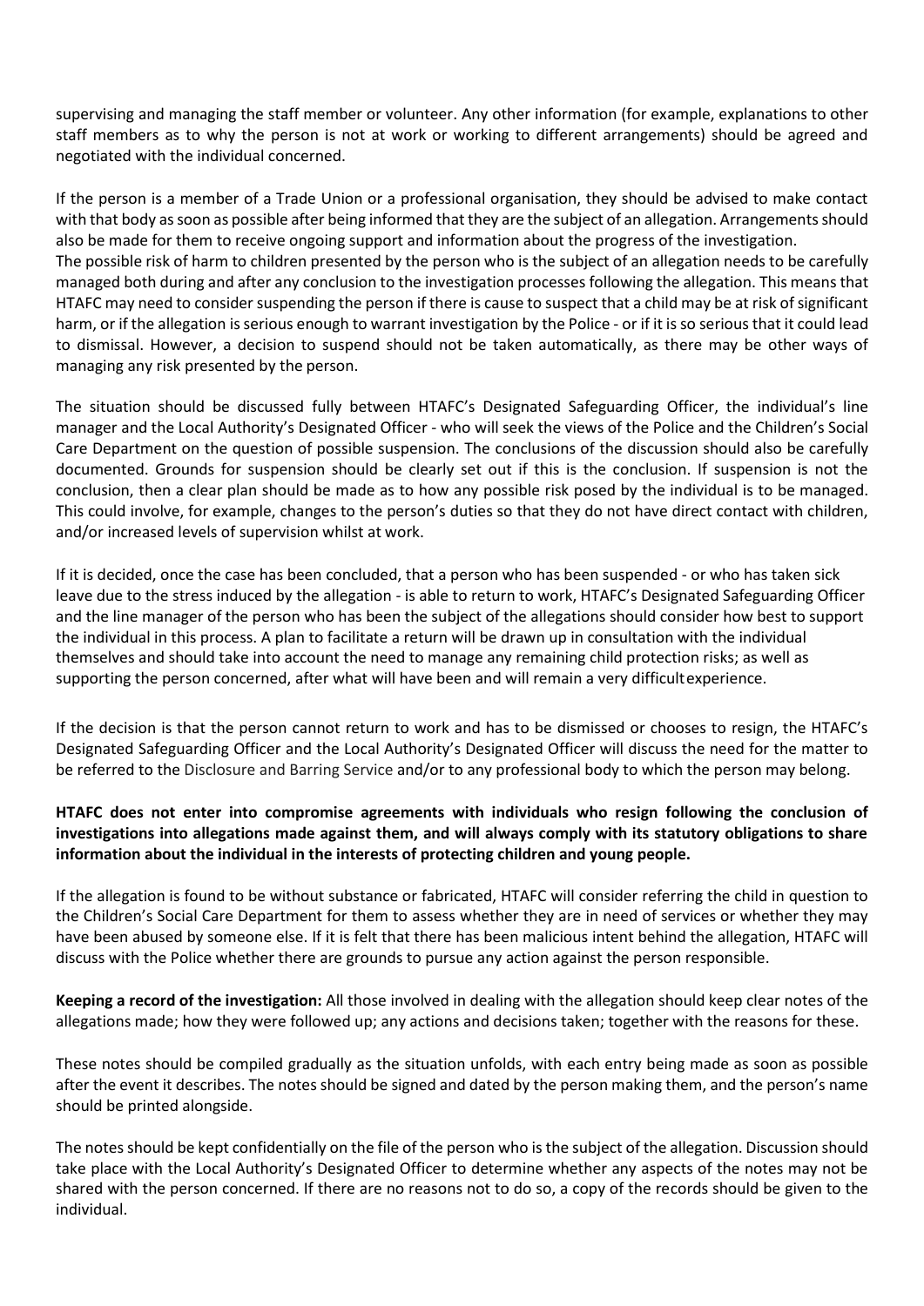supervising and managing the staff member or volunteer. Any other information (for example, explanations to other staff members as to why the person is not at work or working to different arrangements) should be agreed and negotiated with the individual concerned.

If the person is a member of a Trade Union or a professional organisation, they should be advised to make contact with that body as soon as possible after being informed that they are the subject of an allegation. Arrangements should also be made for them to receive ongoing support and information about the progress of the investigation.
The possible risk of harm to children presented by the person who is the subject of an allegation needs to be carefully managed both during and after any conclusion to the investigation processes following the allegation. This means that HTAFC may need to consider suspending the person if there is cause to suspect that a child may be at risk of significant harm, or if the allegation is serious enough to warrant investigation by the Police - or if it is so serious that it could lead to dismissal. However, a decision to suspend should not be taken automatically, as there may be other ways of managing any risk presented by the person.

The situation should be discussed fully between HTAFC's Designated Safeguarding Officer, the individual's line manager and the Local Authority's Designated Officer - who will seek the views of the Police and the Children's Social Care Department on the question of possible suspension. The conclusions of the discussion should also be carefully documented. Grounds for suspension should be clearly set out if this is the conclusion. If suspension is not the conclusion, then a clear plan should be made as to how any possible risk posed by the individual is to be managed. This could involve, for example, changes to the person's duties so that they do not have direct contact with children, and/or increased levels of supervision whilst at work.

If it is decided, once the case has been concluded, that a person who has been suspended - or who has taken sick leave due to the stress induced by the allegation - is able to return to work, HTAFC's Designated Safeguarding Officer and the line manager of the person who has been the subject of the allegations should consider how best to support the individual in this process. A plan to facilitate a return will be drawn up in consultation with the individual themselves and should take into account the need to manage any remaining child protection risks; as well as supporting the person concerned, after what will have been and will remain a very difficult experience.

If the decision is that the person cannot return to work and has to be dismissed or chooses to resign, the HTAFC's Designated Safeguarding Officer and the Local Authority's Designated Officer will discuss the need for the matter to be referred to the Disclosure and Barring Service and/or to any professional body to which the person may belong.

**HTAFC does not enter into compromise agreements with individuals who resign following the conclusion of investigations into allegations made against them, and will always comply with its statutory obligations to share information about the individual in the interests of protecting children and young people.**

If the allegation is found to be without substance or fabricated, HTAFC will consider referring the child in question to the Children's Social Care Department for them to assess whether they are in need of services or whether they may have been abused by someone else. If it is felt that there has been malicious intent behind the allegation, HTAFC will discuss with the Police whether there are grounds to pursue any action against the person responsible.

**Keeping a record of the investigation:** All those involved in dealing with the allegation should keep clear notes of the allegations made; how they were followed up; any actions and decisions taken; together with the reasons for these.

These notes should be compiled gradually as the situation unfolds, with each entry being made as soon as possible after the event it describes. The notes should be signed and dated by the person making them, and the person's name should be printed alongside.

The notes should be kept confidentially on the file of the person who is the subject of the allegation. Discussion should take place with the Local Authority's Designated Officer to determine whether any aspects of the notes may not be shared with the person concerned. If there are no reasons not to do so, a copy of the records should be given to the individual.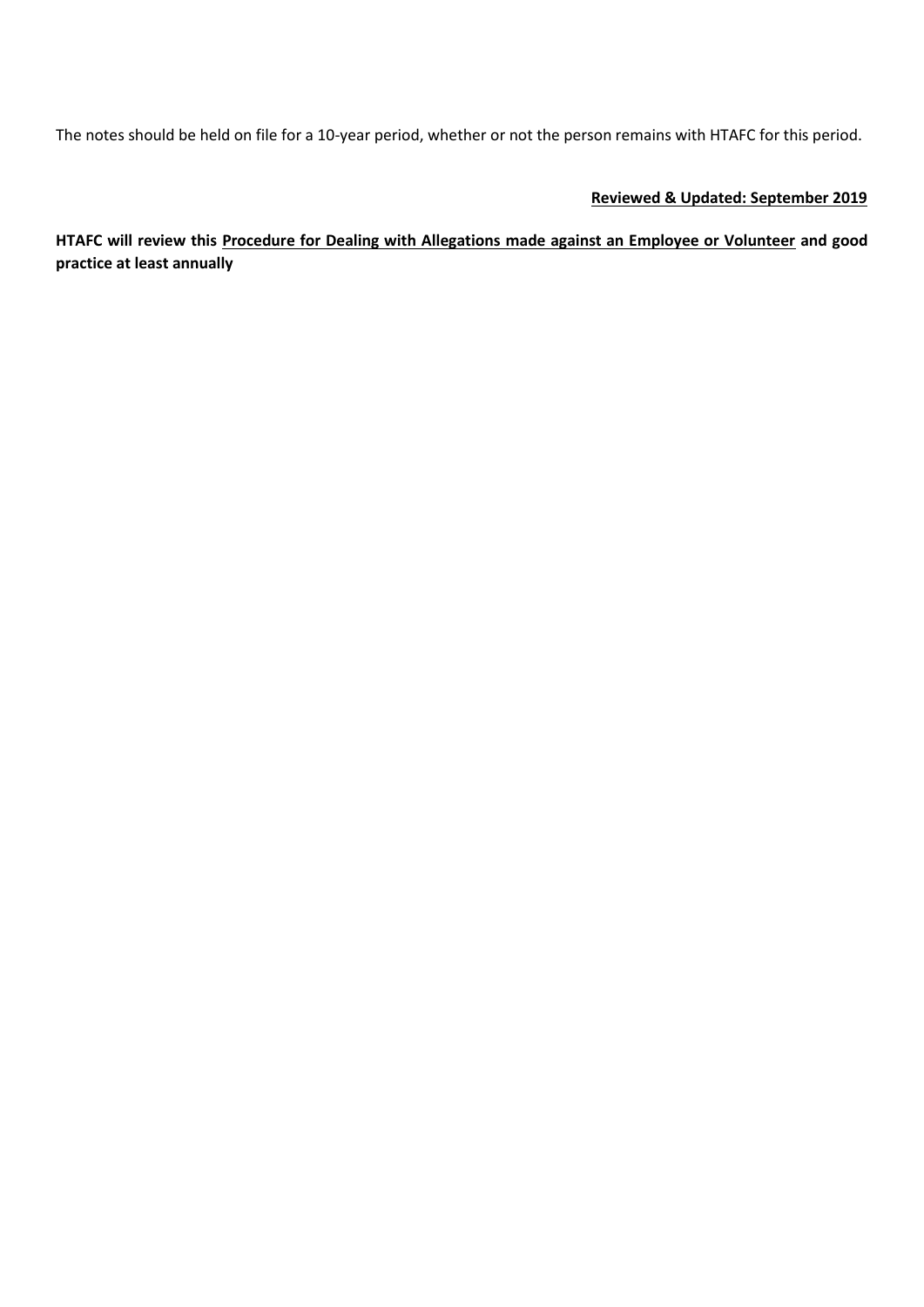The notes should be held on file for a 10-year period, whether or not the person remains with HTAFC for this period.

**Reviewed & Updated: September 2019**

**HTAFC will review this Procedure for Dealing with Allegations made against an Employee or Volunteer and good practice at least annually**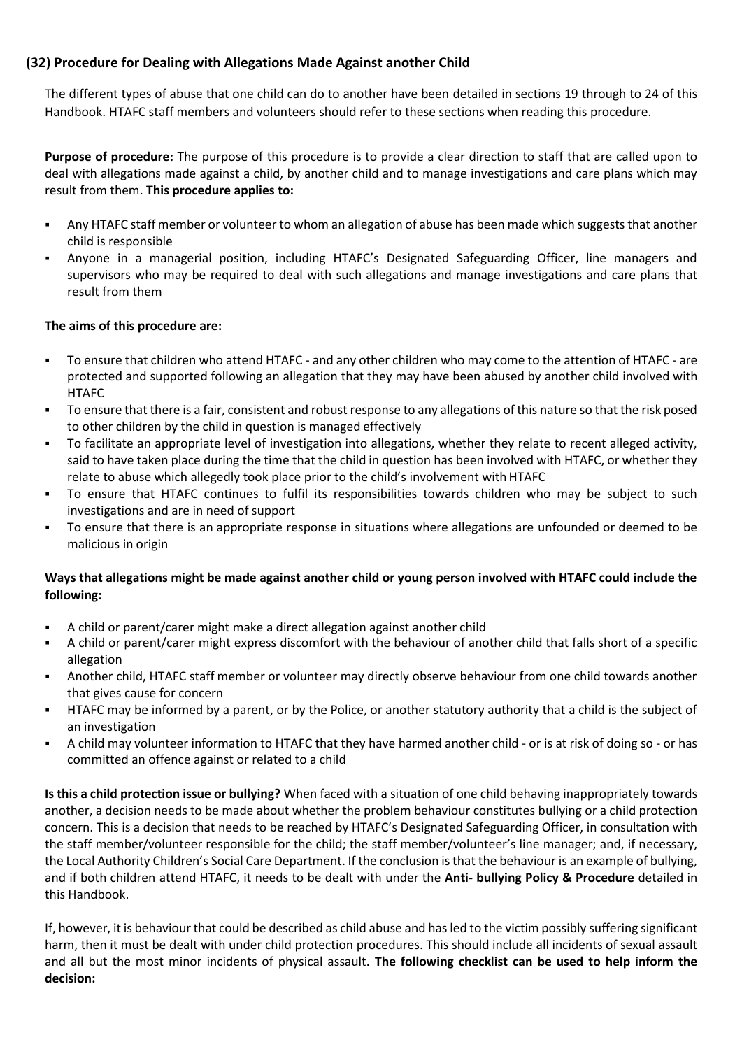## (32) Procedure for Dealing with Allegations Made Against another Child

The different types of abuse that one child can do to another have been detailed in sections 19 through to 24 of this Handbook. HTAFC staff members and volunteers should refer to these sections when reading this procedure.

**Purpose of procedure:** The purpose of this procedure is to provide a clear direction to staff that are called upon to deal with allegations made against a child, by another child and to manage investigations and care plans which may result from them. **This procedure applies to:**

- Any HTAFC staff member or volunteer to whom an allegation of abuse has been made which suggests that another child is responsible
- Anyone in a managerial position, including HTAFC's Designated Safeguarding Officer, line managers and supervisors who may be required to deal with such allegations and manage investigations and care plans that result from them

**The aims of this procedure are:**

- To ensure that children who attend HTAFC - and any other children who may come to the attention of HTAFC - are protected and supported following an allegation that they may have been abused by another child involved with HTAFC
- To ensure that there is a fair, consistent and robust response to any allegations of this nature so that the risk posed to other children by the child in question is managed effectively
- To facilitate an appropriate level of investigation into allegations, whether they relate to recent alleged activity, said to have taken place during the time that the child in question has been involved with HTAFC, or whether they relate to abuse which allegedly took place prior to the child's involvement with HTAFC
- To ensure that HTAFC continues to fulfil its responsibilities towards children who may be subject to such investigations and are in need of support
- To ensure that there is an appropriate response in situations where allegations are unfounded or deemed to be malicious in origin

**Ways that allegations might be made against another child or young person involved with HTAFC could include the following:**

- A child or parent/carer might make a direct allegation against another child
- A child or parent/carer might express discomfort with the behaviour of another child that falls short of a specific allegation
- Another child, HTAFC staff member or volunteer may directly observe behaviour from one child towards another that gives cause for concern
- HTAFC may be informed by a parent, or by the Police, or another statutory authority that a child is the subject of an investigation
- A child may volunteer information to HTAFC that they have harmed another child - or is at risk of doing so - or has committed an offence against or related to a child

**Is this a child protection issue or bullying?** When faced with a situation of one child behaving inappropriately towards another, a decision needs to be made about whether the problem behaviour constitutes bullying or a child protection concern. This is a decision that needs to be reached by HTAFC's Designated Safeguarding Officer, in consultation with the staff member/volunteer responsible for the child; the staff member/volunteer's line manager; and, if necessary, the Local Authority Children's Social Care Department. If the conclusion is that the behaviour is an example of bullying, and if both children attend HTAFC, it needs to be dealt with under the **Anti- bullying Policy & Procedure** detailed in this Handbook.

If, however, it is behaviour that could be described as child abuse and has led to the victim possibly suffering significant harm, then it must be dealt with under child protection procedures. This should include all incidents of sexual assault and all but the most minor incidents of physical assault. **The following checklist can be used to help inform the decision:**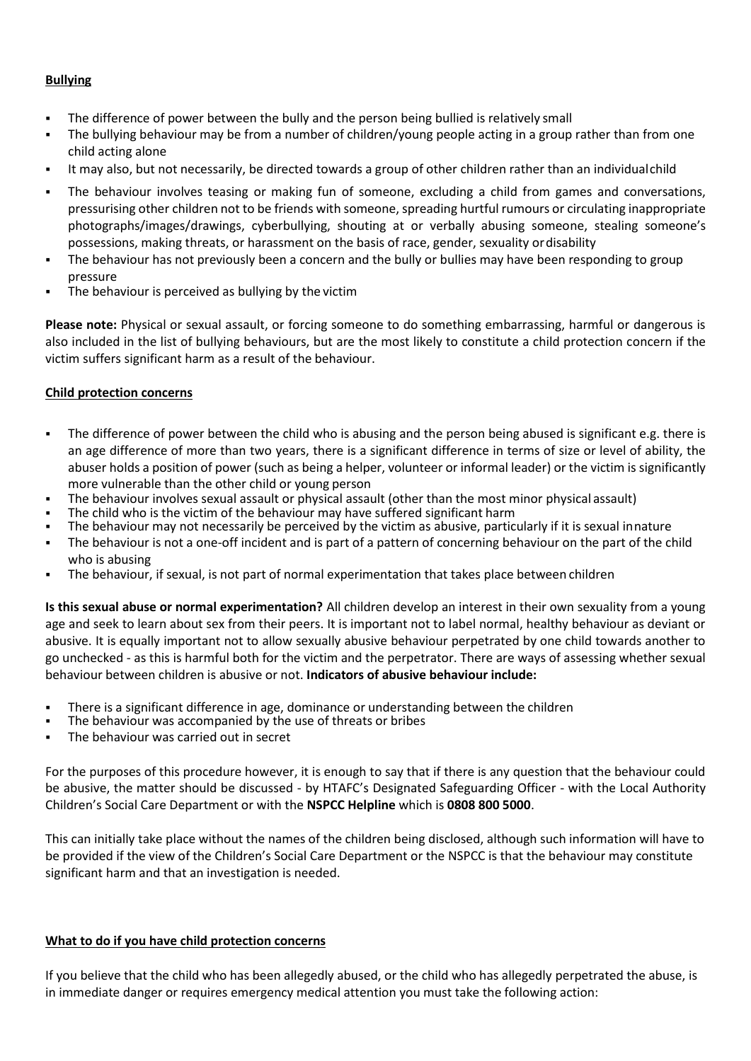**Bullying**

- The difference of power between the bully and the person being bullied is relatively small
- The bullying behaviour may be from a number of children/young people acting in a group rather than from one child acting alone
- It may also, but not necessarily, be directed towards a group of other children rather than an individual child
- The behaviour involves teasing or making fun of someone, excluding a child from games and conversations, pressurising other children not to be friends with someone, spreading hurtful rumours or circulating inappropriate photographs/images/drawings, cyberbullying, shouting at or verbally abusing someone, stealing someone's possessions, making threats, or harassment on the basis of race, gender, sexuality or disability
- The behaviour has not previously been a concern and the bully or bullies may have been responding to group pressure
- The behaviour is perceived as bullying by the victim

**Please note:** Physical or sexual assault, or forcing someone to do something embarrassing, harmful or dangerous is also included in the list of bullying behaviours, but are the most likely to constitute a child protection concern if the victim suffers significant harm as a result of the behaviour.

**Child protection concerns**

- The difference of power between the child who is abusing and the person being abused is significant e.g. there is an age difference of more than two years, there is a significant difference in terms of size or level of ability, the abuser holds a position of power (such as being a helper, volunteer or informal leader) or the victim is significantly more vulnerable than the other child or young person
- The behaviour involves sexual assault or physical assault (other than the most minor physical assault)
- The child who is the victim of the behaviour may have suffered significant harm
- The behaviour may not necessarily be perceived by the victim as abusive, particularly if it is sexual in nature
- The behaviour is not a one-off incident and is part of a pattern of concerning behaviour on the part of the child who is abusing
- The behaviour, if sexual, is not part of normal experimentation that takes place between children

**Is this sexual abuse or normal experimentation?** All children develop an interest in their own sexuality from a young age and seek to learn about sex from their peers. It is important not to label normal, healthy behaviour as deviant or abusive. It is equally important not to allow sexually abusive behaviour perpetrated by one child towards another to go unchecked - as this is harmful both for the victim and the perpetrator. There are ways of assessing whether sexual behaviour between children is abusive or not. **Indicators of abusive behaviour include:**

- There is a significant difference in age, dominance or understanding between the children
- The behaviour was accompanied by the use of threats or bribes
- The behaviour was carried out in secret

For the purposes of this procedure however, it is enough to say that if there is any question that the behaviour could be abusive, the matter should be discussed - by HTAFC's Designated Safeguarding Officer - with the Local Authority Children's Social Care Department or with the **NSPCC Helpline** which is **0808 800 5000**.

This can initially take place without the names of the children being disclosed, although such information will have to be provided if the view of the Children's Social Care Department or the NSPCC is that the behaviour may constitute significant harm and that an investigation is needed.

**What to do if you have child protection concerns**

If you believe that the child who has been allegedly abused, or the child who has allegedly perpetrated the abuse, is in immediate danger or requires emergency medical attention you must take the following action: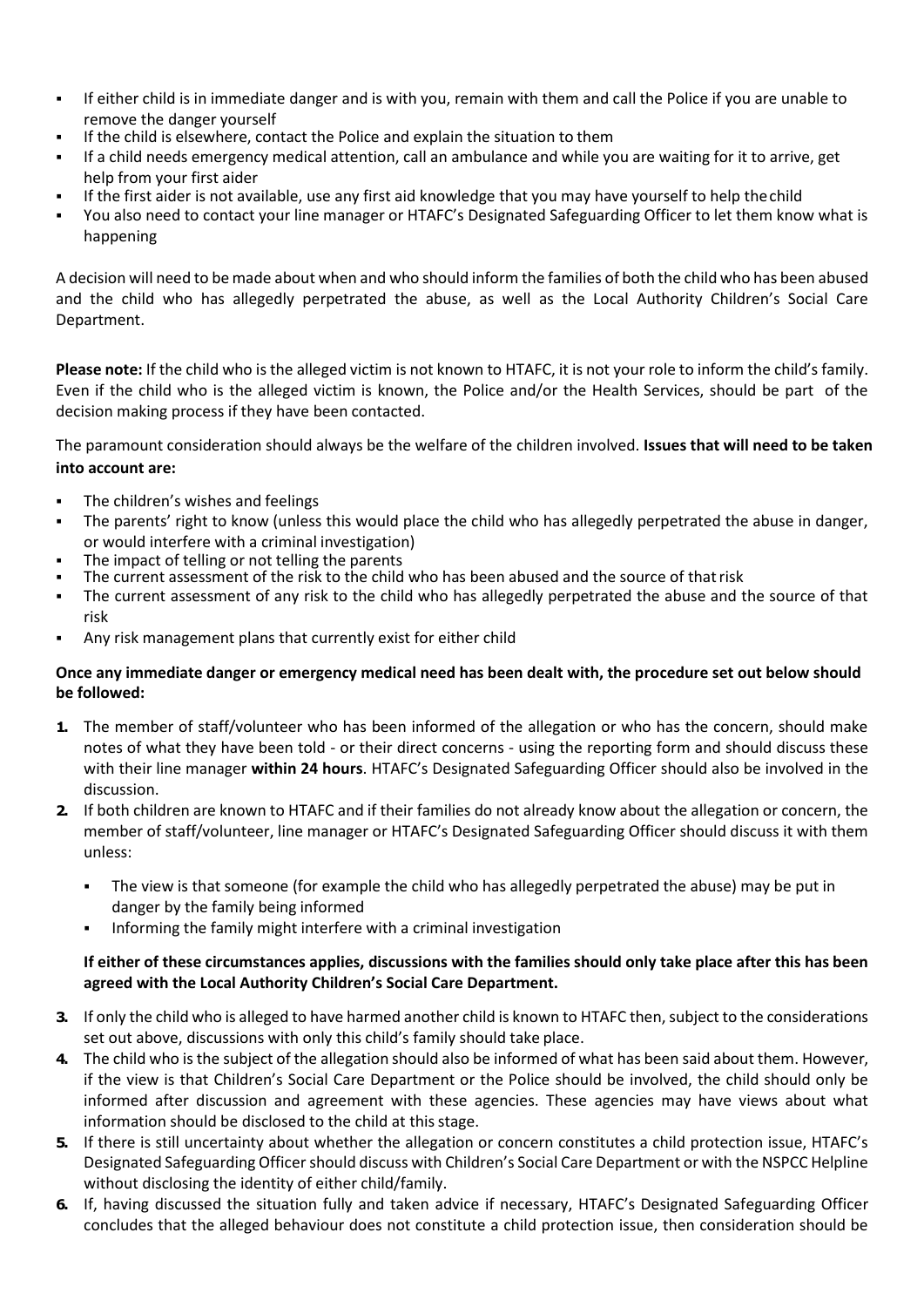- If either child is in immediate danger and is with you, remain with them and call the Police if you are unable to remove the danger yourself
- If the child is elsewhere, contact the Police and explain the situation to them
- If a child needs emergency medical attention, call an ambulance and while you are waiting for it to arrive, get help from your first aider
- If the first aider is not available, use any first aid knowledge that you may have yourself to help the child
- You also need to contact your line manager or HTAFC's Designated Safeguarding Officer to let them know what is happening

A decision will need to be made about when and who should inform the families of both the child who has been abused and the child who has allegedly perpetrated the abuse, as well as the Local Authority Children's Social Care Department.

**Please note:** If the child who is the alleged victim is not known to HTAFC, it is not your role to inform the child's family. Even if the child who is the alleged victim is known, the Police and/or the Health Services, should be part of the decision making process if they have been contacted.

The paramount consideration should always be the welfare of the children involved. **Issues that will need to be taken into account are:**

- The children's wishes and feelings
- The parents' right to know (unless this would place the child who has allegedly perpetrated the abuse in danger, or would interfere with a criminal investigation)
- The impact of telling or not telling the parents
- The current assessment of the risk to the child who has been abused and the source of that risk
- The current assessment of any risk to the child who has allegedly perpetrated the abuse and the source of that risk
- Any risk management plans that currently exist for either child

**Once any immediate danger or emergency medical need has been dealt with, the procedure set out below should be followed:**

1. The member of staff/volunteer who has been informed of the allegation or who has the concern, should make notes of what they have been told - or their direct concerns - using the reporting form and should discuss these with their line manager **within 24 hours**. HTAFC's Designated Safeguarding Officer should also be involved in the discussion.
2. If both children are known to HTAFC and if their families do not already know about the allegation or concern, the member of staff/volunteer, line manager or HTAFC's Designated Safeguarding Officer should discuss it with them unless:
   - The view is that someone (for example the child who has allegedly perpetrated the abuse) may be put in danger by the family being informed
   - Informing the family might interfere with a criminal investigation

   **If either of these circumstances applies, discussions with the families should only take place after this has been agreed with the Local Authority Children's Social Care Department.**
3. If only the child who is alleged to have harmed another child is known to HTAFC then, subject to the considerations set out above, discussions with only this child's family should take place.
4. The child who is the subject of the allegation should also be informed of what has been said about them. However, if the view is that Children's Social Care Department or the Police should be involved, the child should only be informed after discussion and agreement with these agencies. These agencies may have views about what information should be disclosed to the child at this stage.
5. If there is still uncertainty about whether the allegation or concern constitutes a child protection issue, HTAFC's Designated Safeguarding Officer should discuss with Children's Social Care Department or with the NSPCC Helpline without disclosing the identity of either child/family.
6. If, having discussed the situation fully and taken advice if necessary, HTAFC's Designated Safeguarding Officer concludes that the alleged behaviour does not constitute a child protection issue, then consideration should be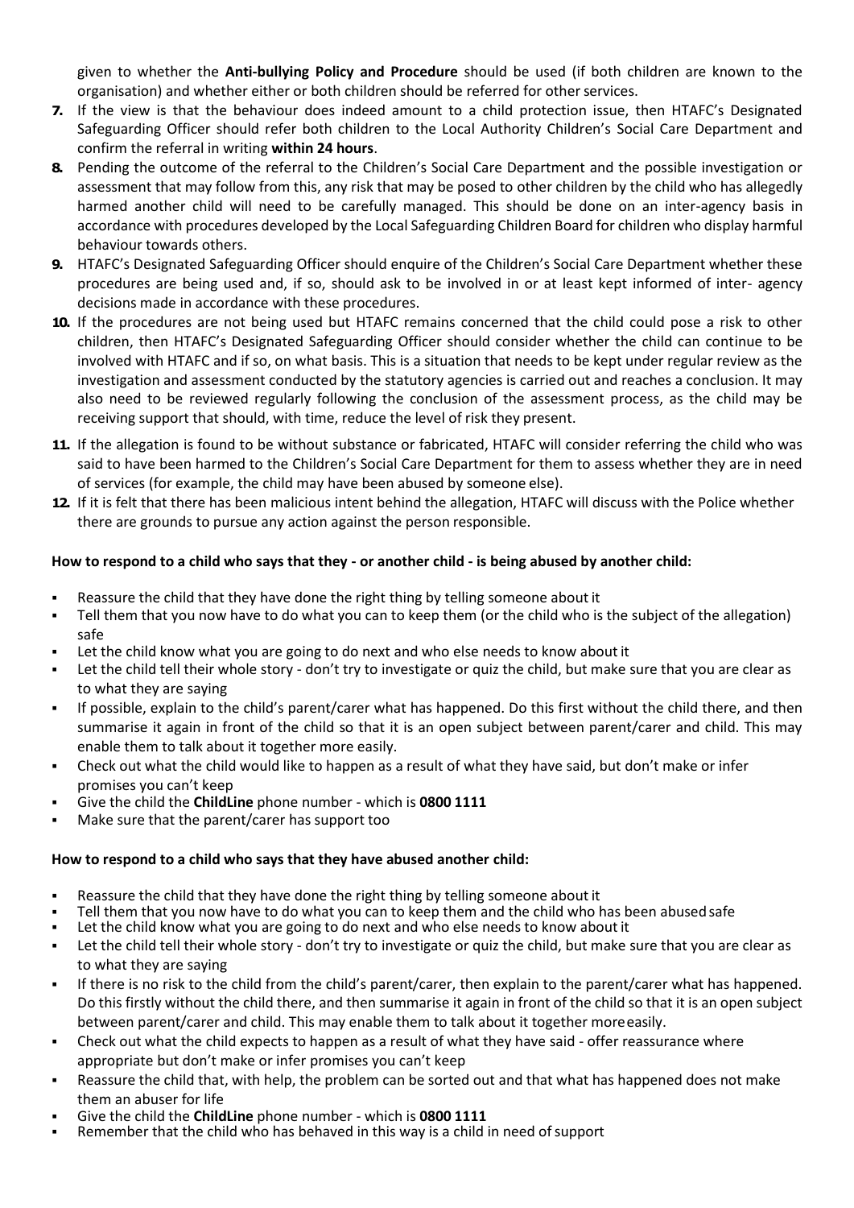given to whether the **Anti-bullying Policy and Procedure** should be used (if both children are known to the organisation) and whether either or both children should be referred for other services.

7. If the view is that the behaviour does indeed amount to a child protection issue, then HTAFC's Designated Safeguarding Officer should refer both children to the Local Authority Children's Social Care Department and confirm the referral in writing **within 24 hours**.
8. Pending the outcome of the referral to the Children's Social Care Department and the possible investigation or assessment that may follow from this, any risk that may be posed to other children by the child who has allegedly harmed another child will need to be carefully managed. This should be done on an inter-agency basis in accordance with procedures developed by the Local Safeguarding Children Board for children who display harmful behaviour towards others.
9. HTAFC's Designated Safeguarding Officer should enquire of the Children's Social Care Department whether these procedures are being used and, if so, should ask to be involved in or at least kept informed of inter- agency decisions made in accordance with these procedures.
10. If the procedures are not being used but HTAFC remains concerned that the child could pose a risk to other children, then HTAFC's Designated Safeguarding Officer should consider whether the child can continue to be involved with HTAFC and if so, on what basis. This is a situation that needs to be kept under regular review as the investigation and assessment conducted by the statutory agencies is carried out and reaches a conclusion. It may also need to be reviewed regularly following the conclusion of the assessment process, as the child may be receiving support that should, with time, reduce the level of risk they present.
11. If the allegation is found to be without substance or fabricated, HTAFC will consider referring the child who was said to have been harmed to the Children's Social Care Department for them to assess whether they are in need of services (for example, the child may have been abused by someone else).
12. If it is felt that there has been malicious intent behind the allegation, HTAFC will discuss with the Police whether there are grounds to pursue any action against the person responsible.

**How to respond to a child who says that they - or another child - is being abused by another child:**

- Reassure the child that they have done the right thing by telling someone about it
- Tell them that you now have to do what you can to keep them (or the child who is the subject of the allegation) safe
- Let the child know what you are going to do next and who else needs to know about it
- Let the child tell their whole story - don't try to investigate or quiz the child, but make sure that you are clear as to what they are saying
- If possible, explain to the child's parent/carer what has happened. Do this first without the child there, and then summarise it again in front of the child so that it is an open subject between parent/carer and child. This may enable them to talk about it together more easily.
- Check out what the child would like to happen as a result of what they have said, but don't make or infer promises you can't keep
- Give the child the **ChildLine** phone number - which is **0800 1111**
- Make sure that the parent/carer has support too

**How to respond to a child who says that they have abused another child:**

- Reassure the child that they have done the right thing by telling someone about it
- Tell them that you now have to do what you can to keep them and the child who has been abused safe
- Let the child know what you are going to do next and who else needs to know about it
- Let the child tell their whole story - don't try to investigate or quiz the child, but make sure that you are clear as to what they are saying
- If there is no risk to the child from the child's parent/carer, then explain to the parent/carer what has happened. Do this firstly without the child there, and then summarise it again in front of the child so that it is an open subject between parent/carer and child. This may enable them to talk about it together more easily.
- Check out what the child expects to happen as a result of what they have said - offer reassurance where appropriate but don't make or infer promises you can't keep
- Reassure the child that, with help, the problem can be sorted out and that what has happened does not make them an abuser for life
- Give the child the **ChildLine** phone number - which is **0800 1111**
- Remember that the child who has behaved in this way is a child in need of support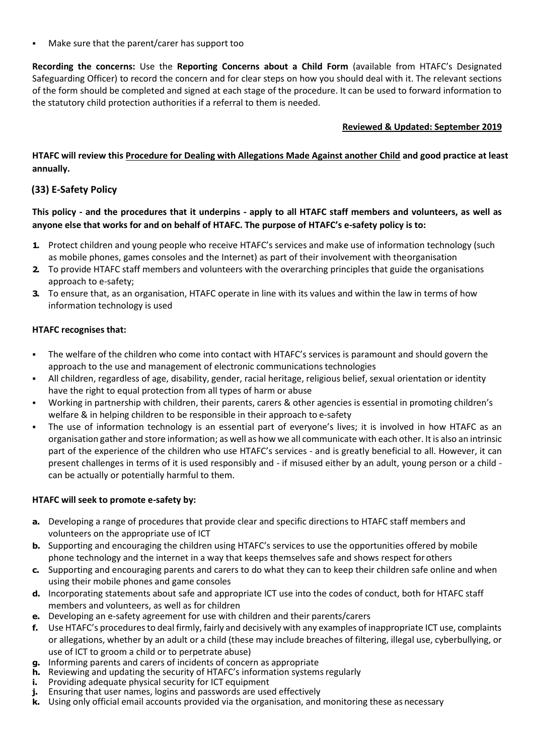- Make sure that the parent/carer has support too

**Recording the concerns:** Use the **Reporting Concerns about a Child Form** (available from HTAFC's Designated Safeguarding Officer) to record the concern and for clear steps on how you should deal with it. The relevant sections of the form should be completed and signed at each stage of the procedure. It can be used to forward information to the statutory child protection authorities if a referral to them is needed.

**Reviewed & Updated: September 2019**

**HTAFC will review this Procedure for Dealing with Allegations Made Against another Child and good practice at least annually.**

## (33) E-Safety Policy

**This policy - and the procedures that it underpins - apply to all HTAFC staff members and volunteers, as well as anyone else that works for and on behalf of HTAFC. The purpose of HTAFC's e-safety policy is to:**

1. Protect children and young people who receive HTAFC's services and make use of information technology (such as mobile phones, games consoles and the Internet) as part of their involvement with theorganisation
2. To provide HTAFC staff members and volunteers with the overarching principles that guide the organisations approach to e-safety;
3. To ensure that, as an organisation, HTAFC operate in line with its values and within the law in terms of how information technology is used

**HTAFC recognises that:**

- The welfare of the children who come into contact with HTAFC's services is paramount and should govern the approach to the use and management of electronic communications technologies
- All children, regardless of age, disability, gender, racial heritage, religious belief, sexual orientation or identity have the right to equal protection from all types of harm or abuse
- Working in partnership with children, their parents, carers & other agencies is essential in promoting children's welfare & in helping children to be responsible in their approach to e-safety
- The use of information technology is an essential part of everyone's lives; it is involved in how HTAFC as an organisation gather and store information; as well as how we all communicate with each other. It is also an intrinsic part of the experience of the children who use HTAFC's services - and is greatly beneficial to all. However, it can present challenges in terms of it is used responsibly and - if misused either by an adult, young person or a child - can be actually or potentially harmful to them.

**HTAFC will seek to promote e-safety by:**

a. Developing a range of procedures that provide clear and specific directions to HTAFC staff members and volunteers on the appropriate use of ICT
b. Supporting and encouraging the children using HTAFC's services to use the opportunities offered by mobile phone technology and the internet in a way that keeps themselves safe and shows respect for others
c. Supporting and encouraging parents and carers to do what they can to keep their children safe online and when using their mobile phones and game consoles
d. Incorporating statements about safe and appropriate ICT use into the codes of conduct, both for HTAFC staff members and volunteers, as well as for children
e. Developing an e-safety agreement for use with children and their parents/carers
f. Use HTAFC's procedures to deal firmly, fairly and decisively with any examples of inappropriate ICT use, complaints or allegations, whether by an adult or a child (these may include breaches of filtering, illegal use, cyberbullying, or use of ICT to groom a child or to perpetrate abuse)
g. Informing parents and carers of incidents of concern as appropriate
h. Reviewing and updating the security of HTAFC's information systems regularly
i. Providing adequate physical security for ICT equipment
j. Ensuring that user names, logins and passwords are used effectively
k. Using only official email accounts provided via the organisation, and monitoring these as necessary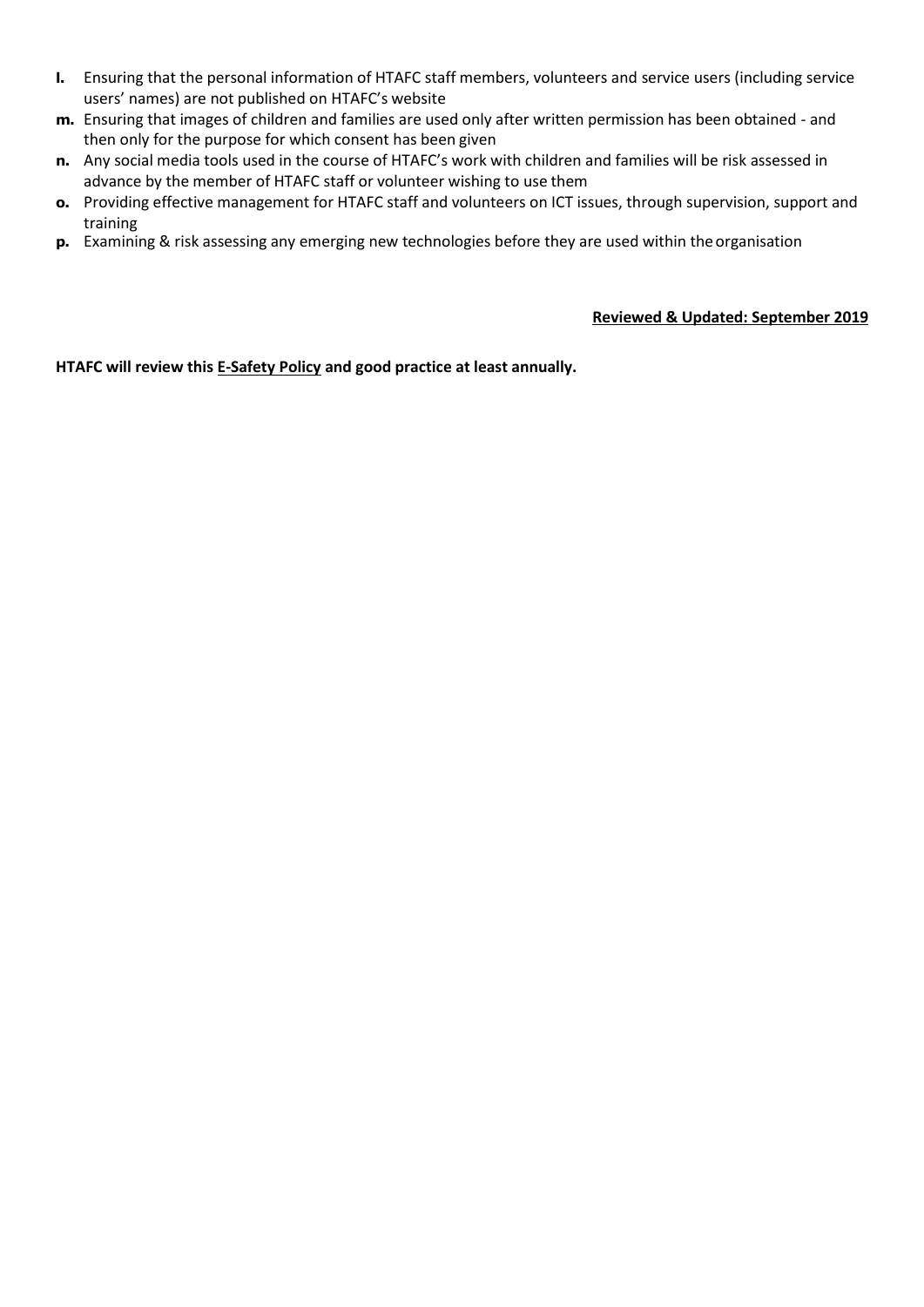**l.** Ensuring that the personal information of HTAFC staff members, volunteers and service users (including service users' names) are not published on HTAFC's website

**m.** Ensuring that images of children and families are used only after written permission has been obtained - and then only for the purpose for which consent has been given

**n.** Any social media tools used in the course of HTAFC's work with children and families will be risk assessed in advance by the member of HTAFC staff or volunteer wishing to use them

**o.** Providing effective management for HTAFC staff and volunteers on ICT issues, through supervision, support and training

**p.** Examining & risk assessing any emerging new technologies before they are used within the organisation

**Reviewed & Updated: September 2019**

**HTAFC will review this E-Safety Policy and good practice at least annually.**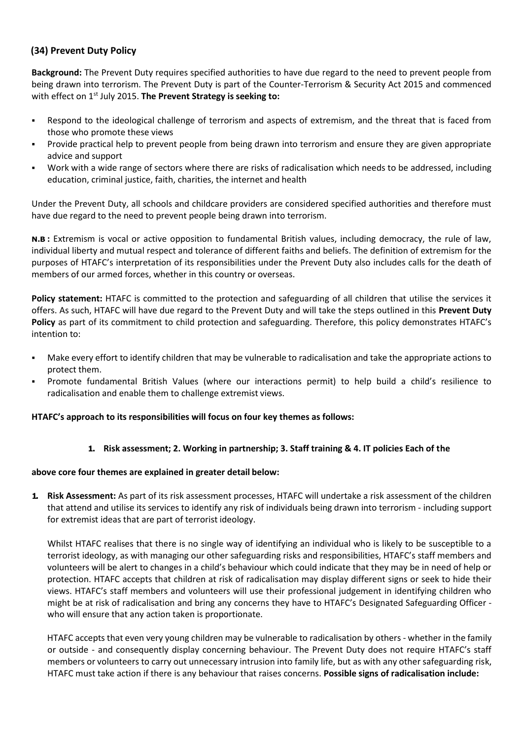## (34) Prevent Duty Policy

**Background:** The Prevent Duty requires specified authorities to have due regard to the need to prevent people from being drawn into terrorism. The Prevent Duty is part of the Counter-Terrorism & Security Act 2015 and commenced with effect on 1st July 2015. **The Prevent Strategy is seeking to:**

- Respond to the ideological challenge of terrorism and aspects of extremism, and the threat that is faced from those who promote these views
- Provide practical help to prevent people from being drawn into terrorism and ensure they are given appropriate advice and support
- Work with a wide range of sectors where there are risks of radicalisation which needs to be addressed, including education, criminal justice, faith, charities, the internet and health

Under the Prevent Duty, all schools and childcare providers are considered specified authorities and therefore must have due regard to the need to prevent people being drawn into terrorism.

**N.B :** Extremism is vocal or active opposition to fundamental British values, including democracy, the rule of law, individual liberty and mutual respect and tolerance of different faiths and beliefs. The definition of extremism for the purposes of HTAFC's interpretation of its responsibilities under the Prevent Duty also includes calls for the death of members of our armed forces, whether in this country or overseas.

**Policy statement:** HTAFC is committed to the protection and safeguarding of all children that utilise the services it offers. As such, HTAFC will have due regard to the Prevent Duty and will take the steps outlined in this **Prevent Duty Policy** as part of its commitment to child protection and safeguarding. Therefore, this policy demonstrates HTAFC's intention to:

- Make every effort to identify children that may be vulnerable to radicalisation and take the appropriate actions to protect them.
- Promote fundamental British Values (where our interactions permit) to help build a child's resilience to radicalisation and enable them to challenge extremist views.

**HTAFC's approach to its responsibilities will focus on four key themes as follows:**

**1. Risk assessment; 2. Working in partnership; 3. Staff training & 4. IT policies Each of the above core four themes are explained in greater detail below:**

1. **Risk Assessment:** As part of its risk assessment processes, HTAFC will undertake a risk assessment of the children that attend and utilise its services to identify any risk of individuals being drawn into terrorism - including support for extremist ideas that are part of terrorist ideology.

   Whilst HTAFC realises that there is no single way of identifying an individual who is likely to be susceptible to a terrorist ideology, as with managing our other safeguarding risks and responsibilities, HTAFC's staff members and volunteers will be alert to changes in a child's behaviour which could indicate that they may be in need of help or protection. HTAFC accepts that children at risk of radicalisation may display different signs or seek to hide their views. HTAFC's staff members and volunteers will use their professional judgement in identifying children who might be at risk of radicalisation and bring any concerns they have to HTAFC's Designated Safeguarding Officer - who will ensure that any action taken is proportionate.

   HTAFC accepts that even very young children may be vulnerable to radicalisation by others - whether in the family or outside - and consequently display concerning behaviour. The Prevent Duty does not require HTAFC's staff members or volunteers to carry out unnecessary intrusion into family life, but as with any other safeguarding risk, HTAFC must take action if there is any behaviour that raises concerns. **Possible signs of radicalisation include:**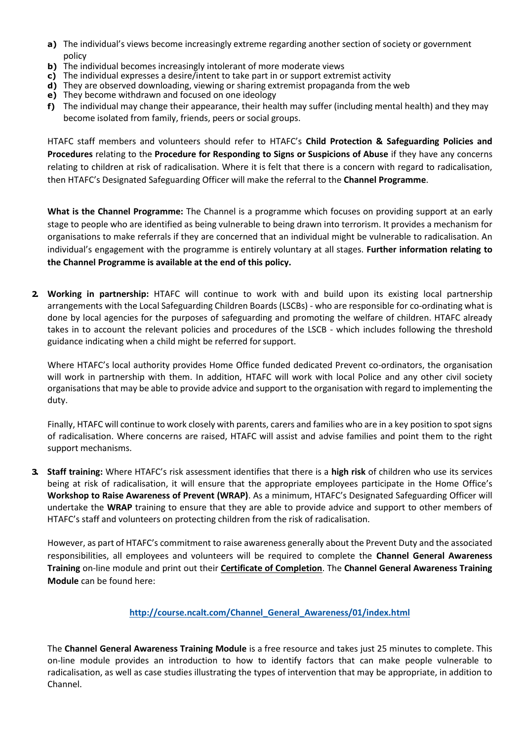- **a)** The individual's views become increasingly extreme regarding another section of society or government policy
- **b)** The individual becomes increasingly intolerant of more moderate views
- **c)** The individual expresses a desire/intent to take part in or support extremist activity
- **d)** They are observed downloading, viewing or sharing extremist propaganda from the web
- **e)** They become withdrawn and focused on one ideology
- **f)** The individual may change their appearance, their health may suffer (including mental health) and they may become isolated from family, friends, peers or social groups.

HTAFC staff members and volunteers should refer to HTAFC's **Child Protection & Safeguarding Policies and Procedures** relating to the **Procedure for Responding to Signs or Suspicions of Abuse** if they have any concerns relating to children at risk of radicalisation. Where it is felt that there is a concern with regard to radicalisation, then HTAFC's Designated Safeguarding Officer will make the referral to the **Channel Programme**.

**What is the Channel Programme:** The Channel is a programme which focuses on providing support at an early stage to people who are identified as being vulnerable to being drawn into terrorism. It provides a mechanism for organisations to make referrals if they are concerned that an individual might be vulnerable to radicalisation. An individual's engagement with the programme is entirely voluntary at all stages. **Further information relating to the Channel Programme is available at the end of this policy.**

2. **Working in partnership:** HTAFC will continue to work with and build upon its existing local partnership arrangements with the Local Safeguarding Children Boards (LSCBs) - who are responsible for co-ordinating what is done by local agencies for the purposes of safeguarding and promoting the welfare of children. HTAFC already takes in to account the relevant policies and procedures of the LSCB - which includes following the threshold guidance indicating when a child might be referred for support.

   Where HTAFC's local authority provides Home Office funded dedicated Prevent co-ordinators, the organisation will work in partnership with them. In addition, HTAFC will work with local Police and any other civil society organisations that may be able to provide advice and support to the organisation with regard to implementing the duty.

   Finally, HTAFC will continue to work closely with parents, carers and families who are in a key position to spot signs of radicalisation. Where concerns are raised, HTAFC will assist and advise families and point them to the right support mechanisms.

3. **Staff training:** Where HTAFC's risk assessment identifies that there is a **high risk** of children who use its services being at risk of radicalisation, it will ensure that the appropriate employees participate in the Home Office's **Workshop to Raise Awareness of Prevent (WRAP)**. As a minimum, HTAFC's Designated Safeguarding Officer will undertake the **WRAP** training to ensure that they are able to provide advice and support to other members of HTAFC's staff and volunteers on protecting children from the risk of radicalisation.

   However, as part of HTAFC's commitment to raise awareness generally about the Prevent Duty and the associated responsibilities, all employees and volunteers will be required to complete the **Channel General Awareness Training** on-line module and print out their **Certificate of Completion**. The **Channel General Awareness Training Module** can be found here:

   **http://course.ncalt.com/Channel_General_Awareness/01/index.html**

   The **Channel General Awareness Training Module** is a free resource and takes just 25 minutes to complete. This on-line module provides an introduction to how to identify factors that can make people vulnerable to radicalisation, as well as case studies illustrating the types of intervention that may be appropriate, in addition to Channel.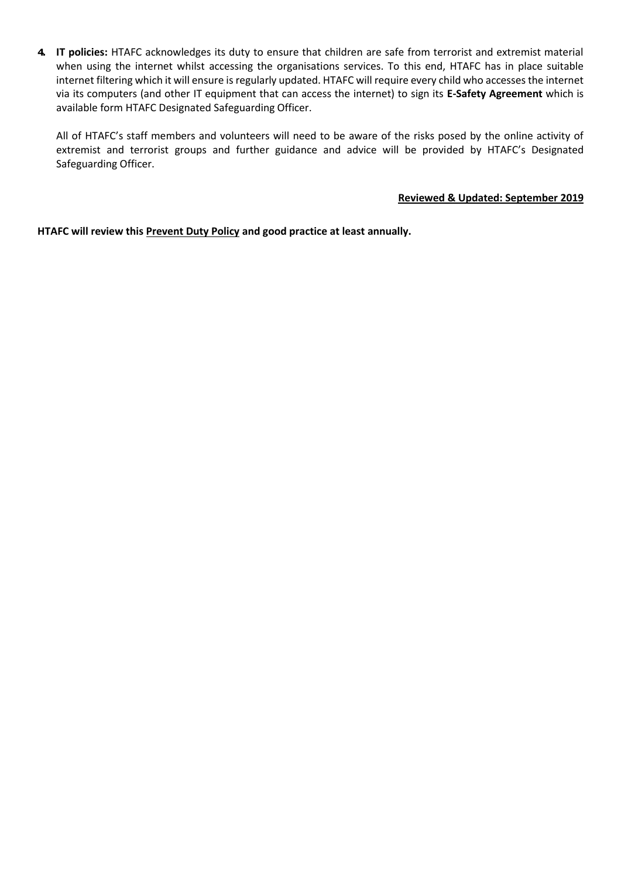4. **IT policies:** HTAFC acknowledges its duty to ensure that children are safe from terrorist and extremist material when using the internet whilst accessing the organisations services. To this end, HTAFC has in place suitable internet filtering which it will ensure is regularly updated. HTAFC will require every child who accesses the internet via its computers (and other IT equipment that can access the internet) to sign its **E-Safety Agreement** which is available form HTAFC Designated Safeguarding Officer.

   All of HTAFC's staff members and volunteers will need to be aware of the risks posed by the online activity of extremist and terrorist groups and further guidance and advice will be provided by HTAFC's Designated Safeguarding Officer.

**Reviewed & Updated: September 2019**

**HTAFC will review this Prevent Duty Policy and good practice at least annually.**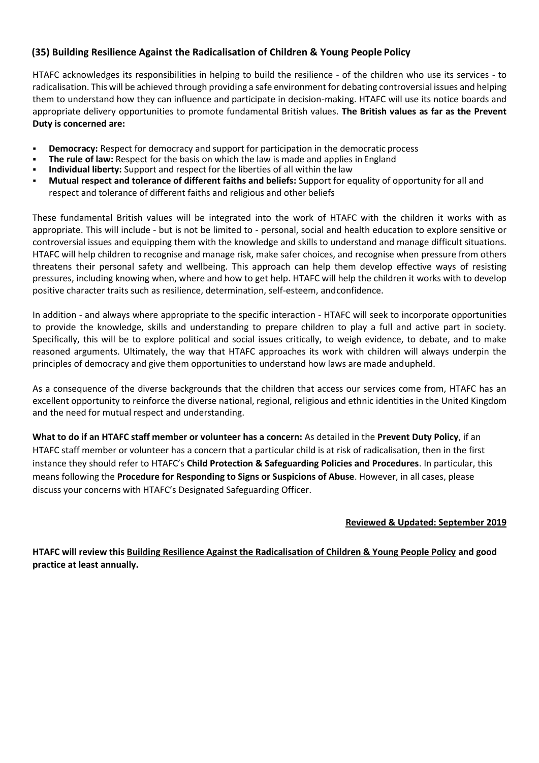## (35) Building Resilience Against the Radicalisation of Children & Young People Policy

HTAFC acknowledges its responsibilities in helping to build the resilience - of the children who use its services - to radicalisation. This will be achieved through providing a safe environment for debating controversial issues and helping them to understand how they can influence and participate in decision-making. HTAFC will use its notice boards and appropriate delivery opportunities to promote fundamental British values. **The British values as far as the Prevent Duty is concerned are:**

- **Democracy:** Respect for democracy and support for participation in the democratic process
- **The rule of law:** Respect for the basis on which the law is made and applies in England
- **Individual liberty:** Support and respect for the liberties of all within the law
- **Mutual respect and tolerance of different faiths and beliefs:** Support for equality of opportunity for all and respect and tolerance of different faiths and religious and other beliefs

These fundamental British values will be integrated into the work of HTAFC with the children it works with as appropriate. This will include - but is not be limited to - personal, social and health education to explore sensitive or controversial issues and equipping them with the knowledge and skills to understand and manage difficult situations. HTAFC will help children to recognise and manage risk, make safer choices, and recognise when pressure from others threatens their personal safety and wellbeing. This approach can help them develop effective ways of resisting pressures, including knowing when, where and how to get help. HTAFC will help the children it works with to develop positive character traits such as resilience, determination, self-esteem, andconfidence.

In addition - and always where appropriate to the specific interaction - HTAFC will seek to incorporate opportunities to provide the knowledge, skills and understanding to prepare children to play a full and active part in society. Specifically, this will be to explore political and social issues critically, to weigh evidence, to debate, and to make reasoned arguments. Ultimately, the way that HTAFC approaches its work with children will always underpin the principles of democracy and give them opportunities to understand how laws are made andupheld.

As a consequence of the diverse backgrounds that the children that access our services come from, HTAFC has an excellent opportunity to reinforce the diverse national, regional, religious and ethnic identities in the United Kingdom and the need for mutual respect and understanding.

**What to do if an HTAFC staff member or volunteer has a concern:** As detailed in the **Prevent Duty Policy**, if an HTAFC staff member or volunteer has a concern that a particular child is at risk of radicalisation, then in the first instance they should refer to HTAFC's **Child Protection & Safeguarding Policies and Procedures**. In particular, this means following the **Procedure for Responding to Signs or Suspicions of Abuse**. However, in all cases, please discuss your concerns with HTAFC's Designated Safeguarding Officer.

**Reviewed & Updated: September 2019**

**HTAFC will review this Building Resilience Against the Radicalisation of Children & Young People Policy and good practice at least annually.**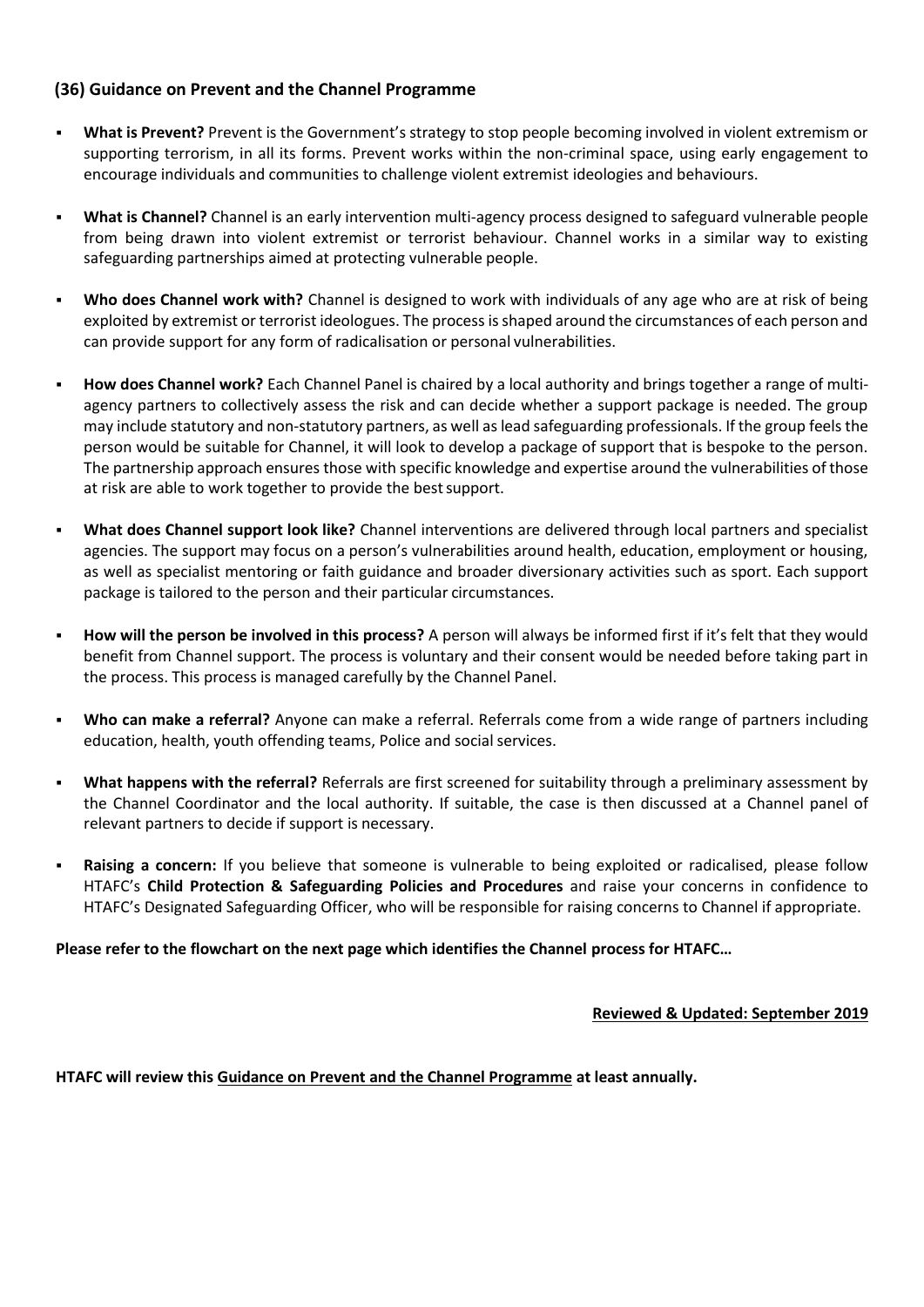## (36) Guidance on Prevent and the Channel Programme

- **What is Prevent?** Prevent is the Government's strategy to stop people becoming involved in violent extremism or supporting terrorism, in all its forms. Prevent works within the non-criminal space, using early engagement to encourage individuals and communities to challenge violent extremist ideologies and behaviours.

- **What is Channel?** Channel is an early intervention multi-agency process designed to safeguard vulnerable people from being drawn into violent extremist or terrorist behaviour. Channel works in a similar way to existing safeguarding partnerships aimed at protecting vulnerable people.

- **Who does Channel work with?** Channel is designed to work with individuals of any age who are at risk of being exploited by extremist or terrorist ideologues. The process is shaped around the circumstances of each person and can provide support for any form of radicalisation or personal vulnerabilities.

- **How does Channel work?** Each Channel Panel is chaired by a local authority and brings together a range of multi-agency partners to collectively assess the risk and can decide whether a support package is needed. The group may include statutory and non-statutory partners, as well as lead safeguarding professionals. If the group feels the person would be suitable for Channel, it will look to develop a package of support that is bespoke to the person. The partnership approach ensures those with specific knowledge and expertise around the vulnerabilities of those at risk are able to work together to provide the best support.

- **What does Channel support look like?** Channel interventions are delivered through local partners and specialist agencies. The support may focus on a person's vulnerabilities around health, education, employment or housing, as well as specialist mentoring or faith guidance and broader diversionary activities such as sport. Each support package is tailored to the person and their particular circumstances.

- **How will the person be involved in this process?** A person will always be informed first if it's felt that they would benefit from Channel support. The process is voluntary and their consent would be needed before taking part in the process. This process is managed carefully by the Channel Panel.

- **Who can make a referral?** Anyone can make a referral. Referrals come from a wide range of partners including education, health, youth offending teams, Police and social services.

- **What happens with the referral?** Referrals are first screened for suitability through a preliminary assessment by the Channel Coordinator and the local authority. If suitable, the case is then discussed at a Channel panel of relevant partners to decide if support is necessary.

- **Raising a concern:** If you believe that someone is vulnerable to being exploited or radicalised, please follow HTAFC's **Child Protection & Safeguarding Policies and Procedures** and raise your concerns in confidence to HTAFC's Designated Safeguarding Officer, who will be responsible for raising concerns to Channel if appropriate.

**Please refer to the flowchart on the next page which identifies the Channel process for HTAFC…**

**Reviewed & Updated: September 2019**

**HTAFC will review this Guidance on Prevent and the Channel Programme at least annually.**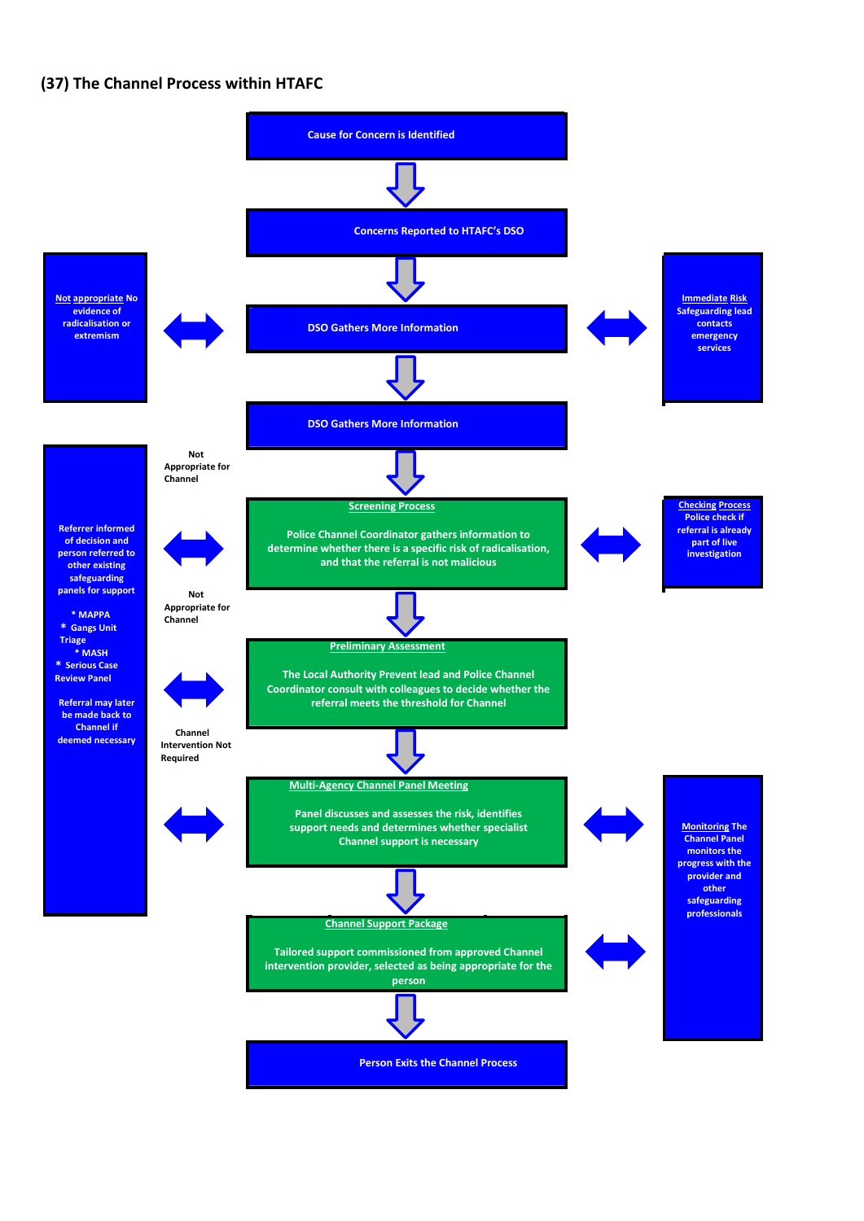## (37) The Channel Process within HTAFC

Cause for Concern is Identified

Concerns Reported to HTAFC's DSO

Not appropriate No evidence of radicalisation or extremism

DSO Gathers More Information

Immediate Risk Safeguarding lead contacts emergency services

DSO Gathers More Information

Not Appropriate for Channel

**Screening Process**

Police Channel Coordinator gathers information to determine whether there is a specific risk of radicalisation, and that the referral is not malicious

Checking Process Police check if referral is already part of live investigation

Referrer informed of decision and person referred to other existing safeguarding panels for support

* MAPPA
* Gangs Unit Triage
* MASH
* Serious Case Review Panel

Referral may later be made back to Channel if deemed necessary

Not Appropriate for Channel

**Preliminary Assessment**

The Local Authority Prevent lead and Police Channel Coordinator consult with colleagues to decide whether the referral meets the threshold for Channel

Channel Intervention Not Required

**Multi-Agency Channel Panel Meeting**

Panel discusses and assesses the risk, identifies support needs and determines whether specialist Channel support is necessary

Monitoring The Channel Panel monitors the progress with the provider and other safeguarding professionals

**Channel Support Package**

Tailored support commissioned from approved Channel intervention provider, selected as being appropriate for the person

Person Exits the Channel Process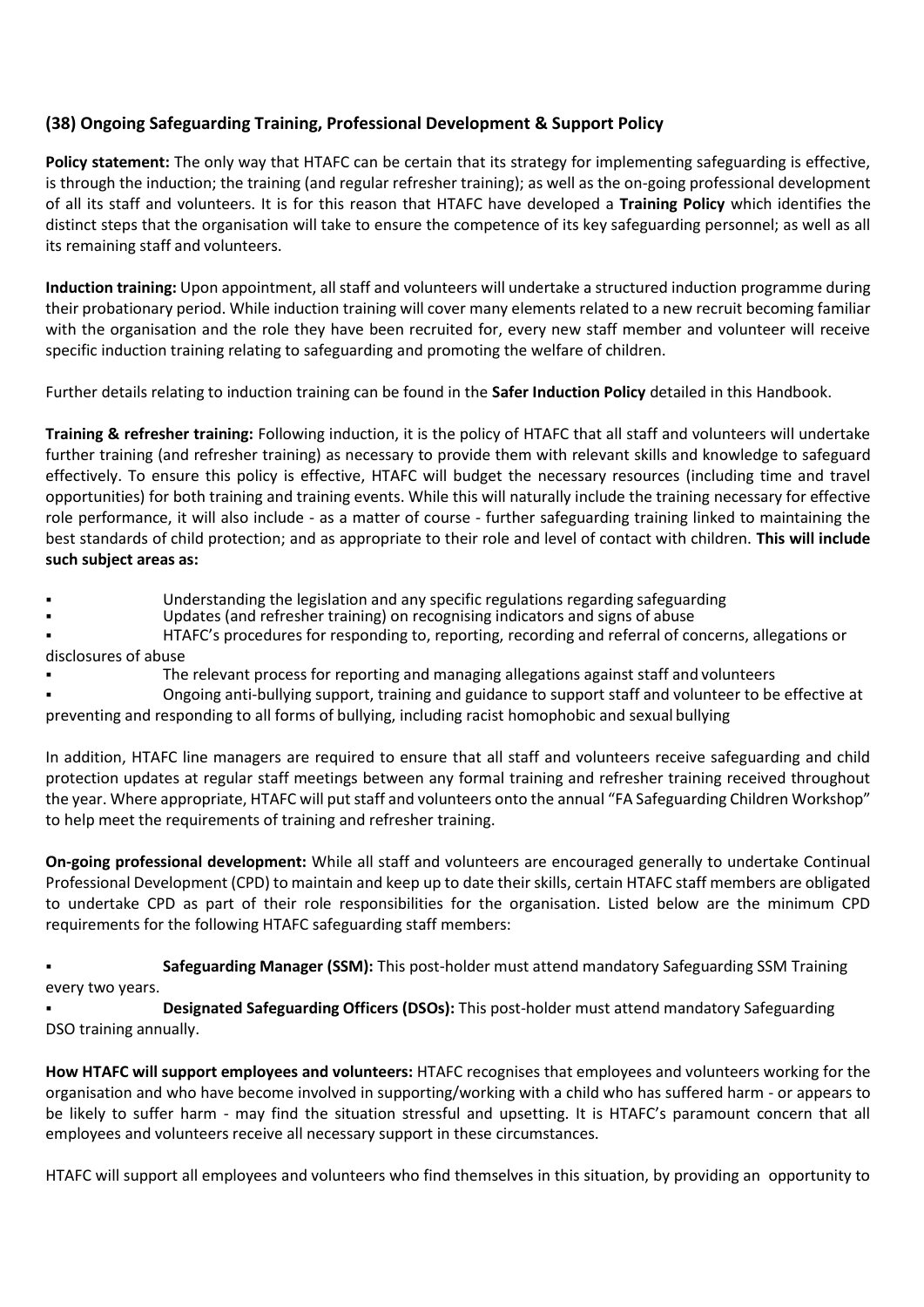### (38) Ongoing Safeguarding Training, Professional Development & Support Policy

**Policy statement:** The only way that HTAFC can be certain that its strategy for implementing safeguarding is effective, is through the induction; the training (and regular refresher training); as well as the on-going professional development of all its staff and volunteers. It is for this reason that HTAFC have developed a **Training Policy** which identifies the distinct steps that the organisation will take to ensure the competence of its key safeguarding personnel; as well as all its remaining staff and volunteers.

**Induction training:** Upon appointment, all staff and volunteers will undertake a structured induction programme during their probationary period. While induction training will cover many elements related to a new recruit becoming familiar with the organisation and the role they have been recruited for, every new staff member and volunteer will receive specific induction training relating to safeguarding and promoting the welfare of children.

Further details relating to induction training can be found in the **Safer Induction Policy** detailed in this Handbook.

**Training & refresher training:** Following induction, it is the policy of HTAFC that all staff and volunteers will undertake further training (and refresher training) as necessary to provide them with relevant skills and knowledge to safeguard effectively. To ensure this policy is effective, HTAFC will budget the necessary resources (including time and travel opportunities) for both training and training events. While this will naturally include the training necessary for effective role performance, it will also include - as a matter of course - further safeguarding training linked to maintaining the best standards of child protection; and as appropriate to their role and level of contact with children. **This will include such subject areas as:**

- Understanding the legislation and any specific regulations regarding safeguarding
- Updates (and refresher training) on recognising indicators and signs of abuse
- HTAFC's procedures for responding to, reporting, recording and referral of concerns, allegations or disclosures of abuse
- The relevant process for reporting and managing allegations against staff and volunteers
- Ongoing anti-bullying support, training and guidance to support staff and volunteer to be effective at preventing and responding to all forms of bullying, including racist homophobic and sexual bullying

In addition, HTAFC line managers are required to ensure that all staff and volunteers receive safeguarding and child protection updates at regular staff meetings between any formal training and refresher training received throughout the year. Where appropriate, HTAFC will put staff and volunteers onto the annual "FA Safeguarding Children Workshop" to help meet the requirements of training and refresher training.

**On-going professional development:** While all staff and volunteers are encouraged generally to undertake Continual Professional Development (CPD) to maintain and keep up to date their skills, certain HTAFC staff members are obligated to undertake CPD as part of their role responsibilities for the organisation. Listed below are the minimum CPD requirements for the following HTAFC safeguarding staff members:

- **Safeguarding Manager (SSM):** This post-holder must attend mandatory Safeguarding SSM Training every two years.
- **Designated Safeguarding Officers (DSOs):** This post-holder must attend mandatory Safeguarding DSO training annually.

**How HTAFC will support employees and volunteers:** HTAFC recognises that employees and volunteers working for the organisation and who have become involved in supporting/working with a child who has suffered harm - or appears to be likely to suffer harm - may find the situation stressful and upsetting. It is HTAFC's paramount concern that all employees and volunteers receive all necessary support in these circumstances.

HTAFC will support all employees and volunteers who find themselves in this situation, by providing an opportunity to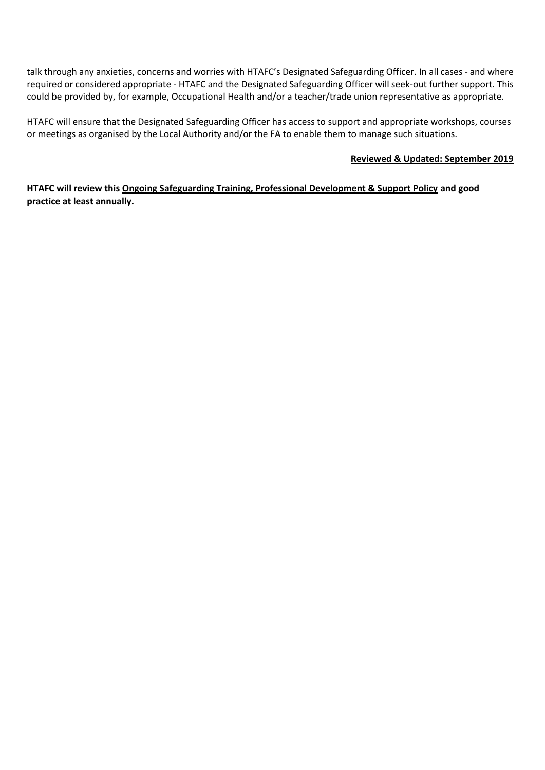talk through any anxieties, concerns and worries with HTAFC's Designated Safeguarding Officer. In all cases - and where required or considered appropriate - HTAFC and the Designated Safeguarding Officer will seek-out further support. This could be provided by, for example, Occupational Health and/or a teacher/trade union representative as appropriate.

HTAFC will ensure that the Designated Safeguarding Officer has access to support and appropriate workshops, courses or meetings as organised by the Local Authority and/or the FA to enable them to manage such situations.

**Reviewed & Updated: September 2019**

**HTAFC will review this Ongoing Safeguarding Training, Professional Development & Support Policy and good practice at least annually.**